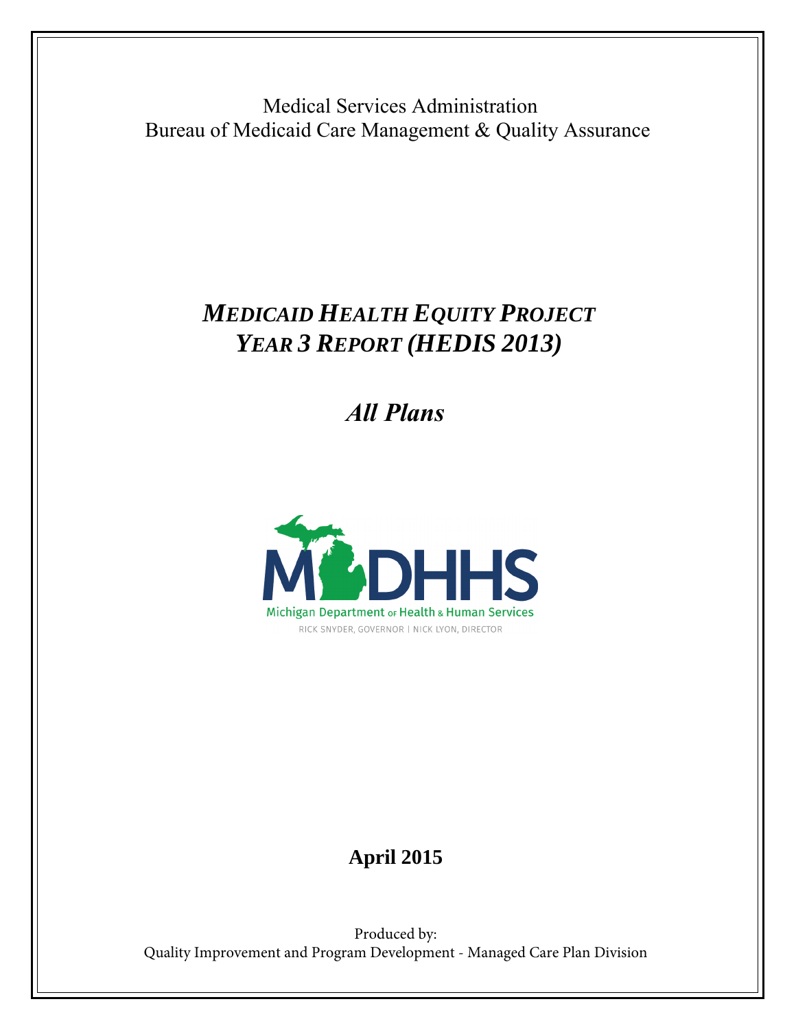Medical Services Administration
Bureau of Medicaid Care Management & Quality Assurance

# *MEDICAID HEALTH EQUITY PROJECT*
# *YEAR 3 REPORT (HEDIS 2013)*

## *All Plans*

MDHHS
Michigan Department of Health & Human Services
RICK SNYDER, GOVERNOR | NICK LYON, DIRECTOR

**April 2015**

Produced by:
Quality Improvement and Program Development - Managed Care Plan Division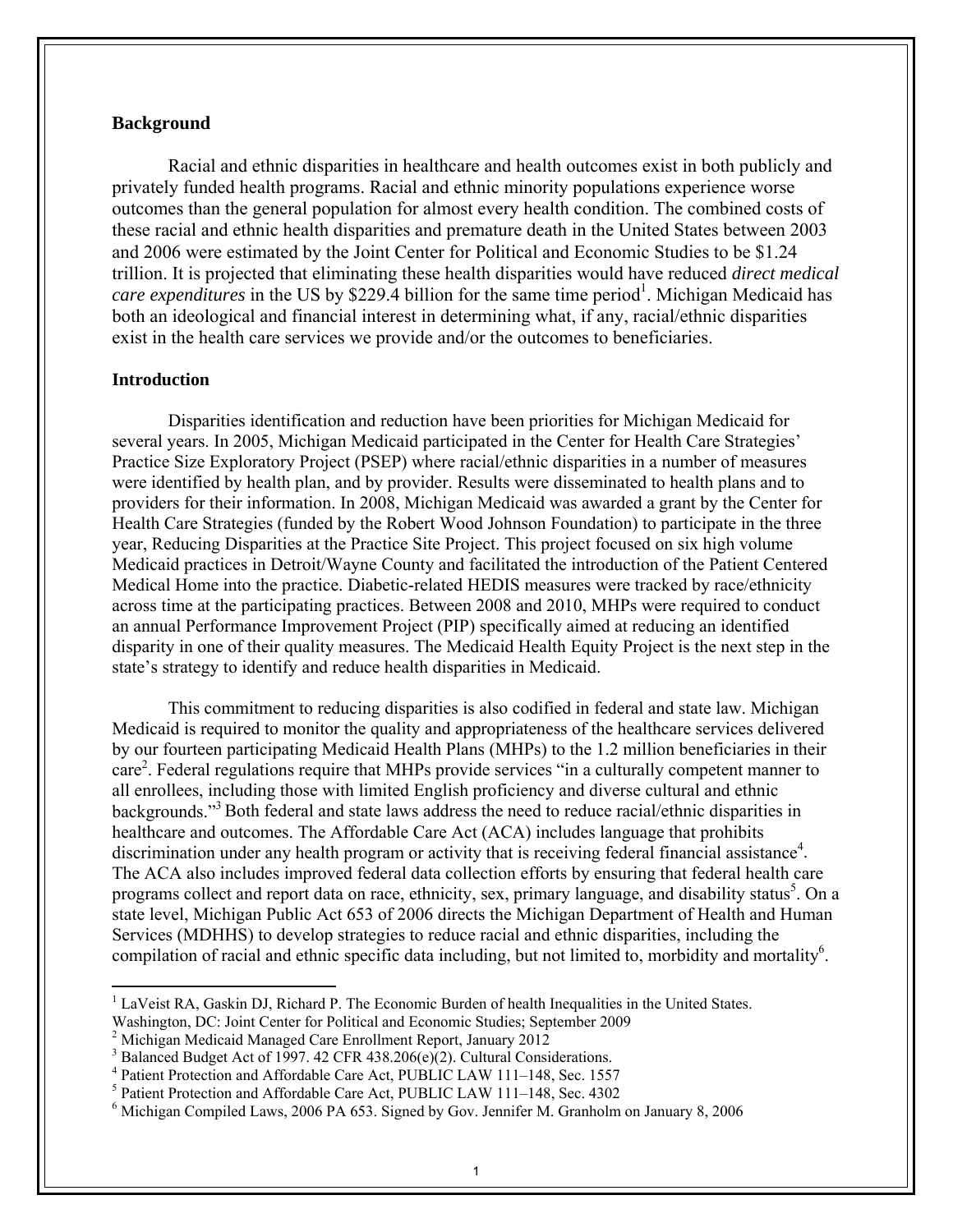## Background

Racial and ethnic disparities in healthcare and health outcomes exist in both publicly and privately funded health programs. Racial and ethnic minority populations experience worse outcomes than the general population for almost every health condition. The combined costs of these racial and ethnic health disparities and premature death in the United States between 2003 and 2006 were estimated by the Joint Center for Political and Economic Studies to be $1.24 trillion. It is projected that eliminating these health disparities would have reduced *direct medical care expenditures* in the US by $229.4 billion for the same time period[1]. Michigan Medicaid has both an ideological and financial interest in determining what, if any, racial/ethnic disparities exist in the health care services we provide and/or the outcomes to beneficiaries.

## Introduction

Disparities identification and reduction have been priorities for Michigan Medicaid for several years. In 2005, Michigan Medicaid participated in the Center for Health Care Strategies' Practice Size Exploratory Project (PSEP) where racial/ethnic disparities in a number of measures were identified by health plan, and by provider. Results were disseminated to health plans and to providers for their information. In 2008, Michigan Medicaid was awarded a grant by the Center for Health Care Strategies (funded by the Robert Wood Johnson Foundation) to participate in the three year, Reducing Disparities at the Practice Site Project. This project focused on six high volume Medicaid practices in Detroit/Wayne County and facilitated the introduction of the Patient Centered Medical Home into the practice. Diabetic-related HEDIS measures were tracked by race/ethnicity across time at the participating practices. Between 2008 and 2010, MHPs were required to conduct an annual Performance Improvement Project (PIP) specifically aimed at reducing an identified disparity in one of their quality measures. The Medicaid Health Equity Project is the next step in the state's strategy to identify and reduce health disparities in Medicaid.

This commitment to reducing disparities is also codified in federal and state law. Michigan Medicaid is required to monitor the quality and appropriateness of the healthcare services delivered by our fourteen participating Medicaid Health Plans (MHPs) to the 1.2 million beneficiaries in their care[2]. Federal regulations require that MHPs provide services "in a culturally competent manner to all enrollees, including those with limited English proficiency and diverse cultural and ethnic backgrounds."[3] Both federal and state laws address the need to reduce racial/ethnic disparities in healthcare and outcomes. The Affordable Care Act (ACA) includes language that prohibits discrimination under any health program or activity that is receiving federal financial assistance[4]. The ACA also includes improved federal data collection efforts by ensuring that federal health care programs collect and report data on race, ethnicity, sex, primary language, and disability status[5]. On a state level, Michigan Public Act 653 of 2006 directs the Michigan Department of Health and Human Services (MDHHS) to develop strategies to reduce racial and ethnic disparities, including the compilation of racial and ethnic specific data including, but not limited to, morbidity and mortality[6].

---

[1] LaVeist RA, Gaskin DJ, Richard P. The Economic Burden of health Inequalities in the United States. Washington, DC: Joint Center for Political and Economic Studies; September 2009

[2] Michigan Medicaid Managed Care Enrollment Report, January 2012

[3] Balanced Budget Act of 1997. 42 CFR 438.206(e)(2). Cultural Considerations.

[4] Patient Protection and Affordable Care Act, PUBLIC LAW 111–148, Sec. 1557

[5] Patient Protection and Affordable Care Act, PUBLIC LAW 111–148, Sec. 4302

[6] Michigan Compiled Laws, 2006 PA 653. Signed by Gov. Jennifer M. Granholm on January 8, 2006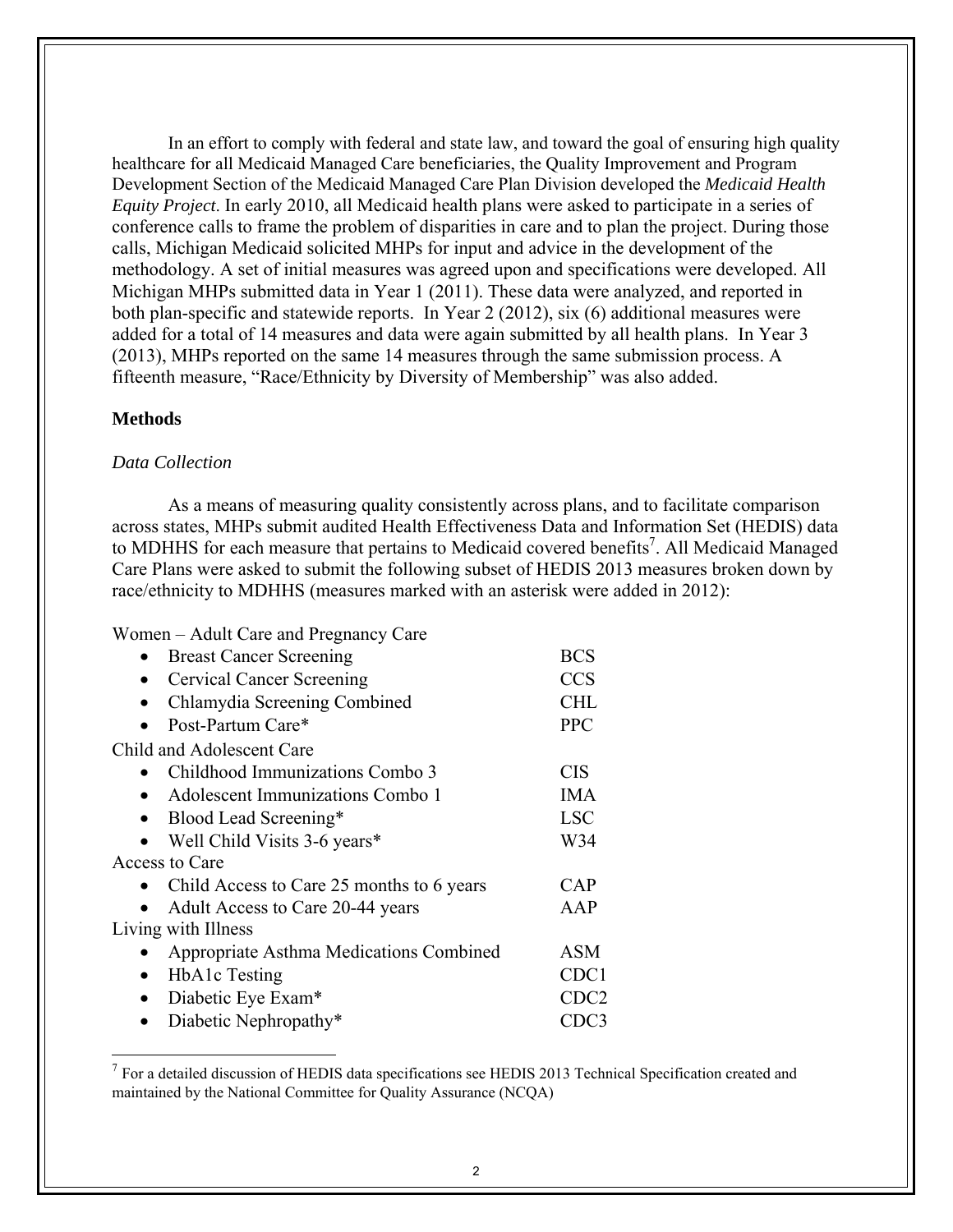In an effort to comply with federal and state law, and toward the goal of ensuring high quality healthcare for all Medicaid Managed Care beneficiaries, the Quality Improvement and Program Development Section of the Medicaid Managed Care Plan Division developed the *Medicaid Health Equity Project*. In early 2010, all Medicaid health plans were asked to participate in a series of conference calls to frame the problem of disparities in care and to plan the project. During those calls, Michigan Medicaid solicited MHPs for input and advice in the development of the methodology. A set of initial measures was agreed upon and specifications were developed. All Michigan MHPs submitted data in Year 1 (2011). These data were analyzed, and reported in both plan-specific and statewide reports. In Year 2 (2012), six (6) additional measures were added for a total of 14 measures and data were again submitted by all health plans. In Year 3 (2013), MHPs reported on the same 14 measures through the same submission process. A fifteenth measure, "Race/Ethnicity by Diversity of Membership" was also added.

## Methods

### *Data Collection*

As a means of measuring quality consistently across plans, and to facilitate comparison across states, MHPs submit audited Health Effectiveness Data and Information Set (HEDIS) data to MDHHS for each measure that pertains to Medicaid covered benefits[7]. All Medicaid Managed Care Plans were asked to submit the following subset of HEDIS 2013 measures broken down by race/ethnicity to MDHHS (measures marked with an asterisk were added in 2012):

Women – Adult Care and Pregnancy Care

- Breast Cancer Screening — BCS
- Cervical Cancer Screening — CCS
- Chlamydia Screening Combined — CHL
- Post-Partum Care* — PPC

Child and Adolescent Care

- Childhood Immunizations Combo 3 — CIS
- Adolescent Immunizations Combo 1 — IMA
- Blood Lead Screening* — LSC
- Well Child Visits 3-6 years* — W34

Access to Care

- Child Access to Care 25 months to 6 years — CAP
- Adult Access to Care 20-44 years — AAP

Living with Illness

- Appropriate Asthma Medications Combined — ASM
- HbA1c Testing — CDC1
- Diabetic Eye Exam* — CDC2
- Diabetic Nephropathy* — CDC3

[7] For a detailed discussion of HEDIS data specifications see HEDIS 2013 Technical Specification created and maintained by the National Committee for Quality Assurance (NCQA)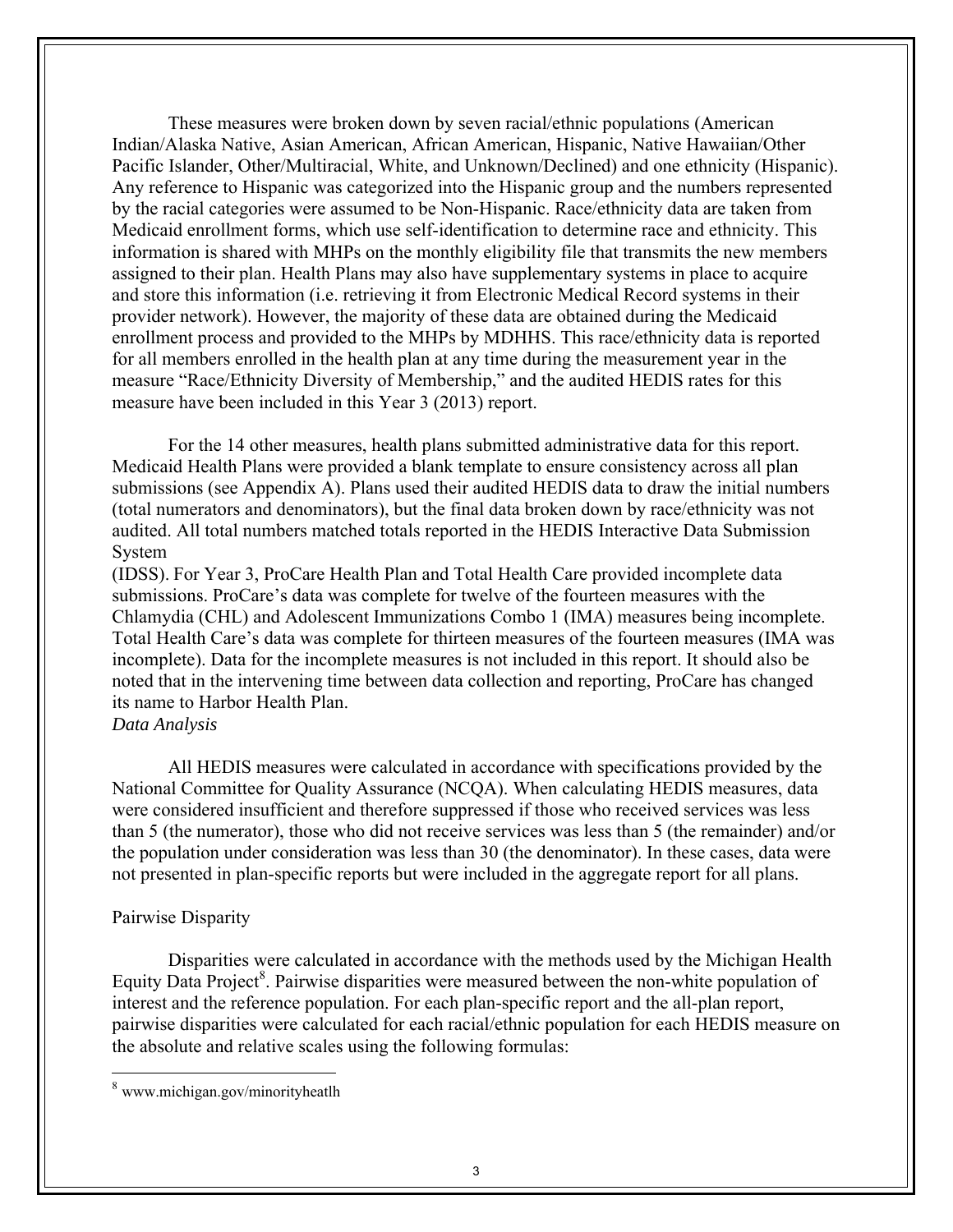These measures were broken down by seven racial/ethnic populations (American Indian/Alaska Native, Asian American, African American, Hispanic, Native Hawaiian/Other Pacific Islander, Other/Multiracial, White, and Unknown/Declined) and one ethnicity (Hispanic). Any reference to Hispanic was categorized into the Hispanic group and the numbers represented by the racial categories were assumed to be Non-Hispanic. Race/ethnicity data are taken from Medicaid enrollment forms, which use self-identification to determine race and ethnicity. This information is shared with MHPs on the monthly eligibility file that transmits the new members assigned to their plan. Health Plans may also have supplementary systems in place to acquire and store this information (i.e. retrieving it from Electronic Medical Record systems in their provider network). However, the majority of these data are obtained during the Medicaid enrollment process and provided to the MHPs by MDHHS. This race/ethnicity data is reported for all members enrolled in the health plan at any time during the measurement year in the measure "Race/Ethnicity Diversity of Membership," and the audited HEDIS rates for this measure have been included in this Year 3 (2013) report.

For the 14 other measures, health plans submitted administrative data for this report. Medicaid Health Plans were provided a blank template to ensure consistency across all plan submissions (see Appendix A). Plans used their audited HEDIS data to draw the initial numbers (total numerators and denominators), but the final data broken down by race/ethnicity was not audited. All total numbers matched totals reported in the HEDIS Interactive Data Submission System
(IDSS). For Year 3, ProCare Health Plan and Total Health Care provided incomplete data submissions. ProCare's data was complete for twelve of the fourteen measures with the Chlamydia (CHL) and Adolescent Immunizations Combo 1 (IMA) measures being incomplete. Total Health Care's data was complete for thirteen measures of the fourteen measures (IMA was incomplete). Data for the incomplete measures is not included in this report. It should also be noted that in the intervening time between data collection and reporting, ProCare has changed its name to Harbor Health Plan.

*Data Analysis*

All HEDIS measures were calculated in accordance with specifications provided by the National Committee for Quality Assurance (NCQA). When calculating HEDIS measures, data were considered insufficient and therefore suppressed if those who received services was less than 5 (the numerator), those who did not receive services was less than 5 (the remainder) and/or the population under consideration was less than 30 (the denominator). In these cases, data were not presented in plan-specific reports but were included in the aggregate report for all plans.

Pairwise Disparity

Disparities were calculated in accordance with the methods used by the Michigan Health Equity Data Project[8]. Pairwise disparities were measured between the non-white population of interest and the reference population. For each plan-specific report and the all-plan report, pairwise disparities were calculated for each racial/ethnic population for each HEDIS measure on the absolute and relative scales using the following formulas:

[8] www.michigan.gov/minorityheatlh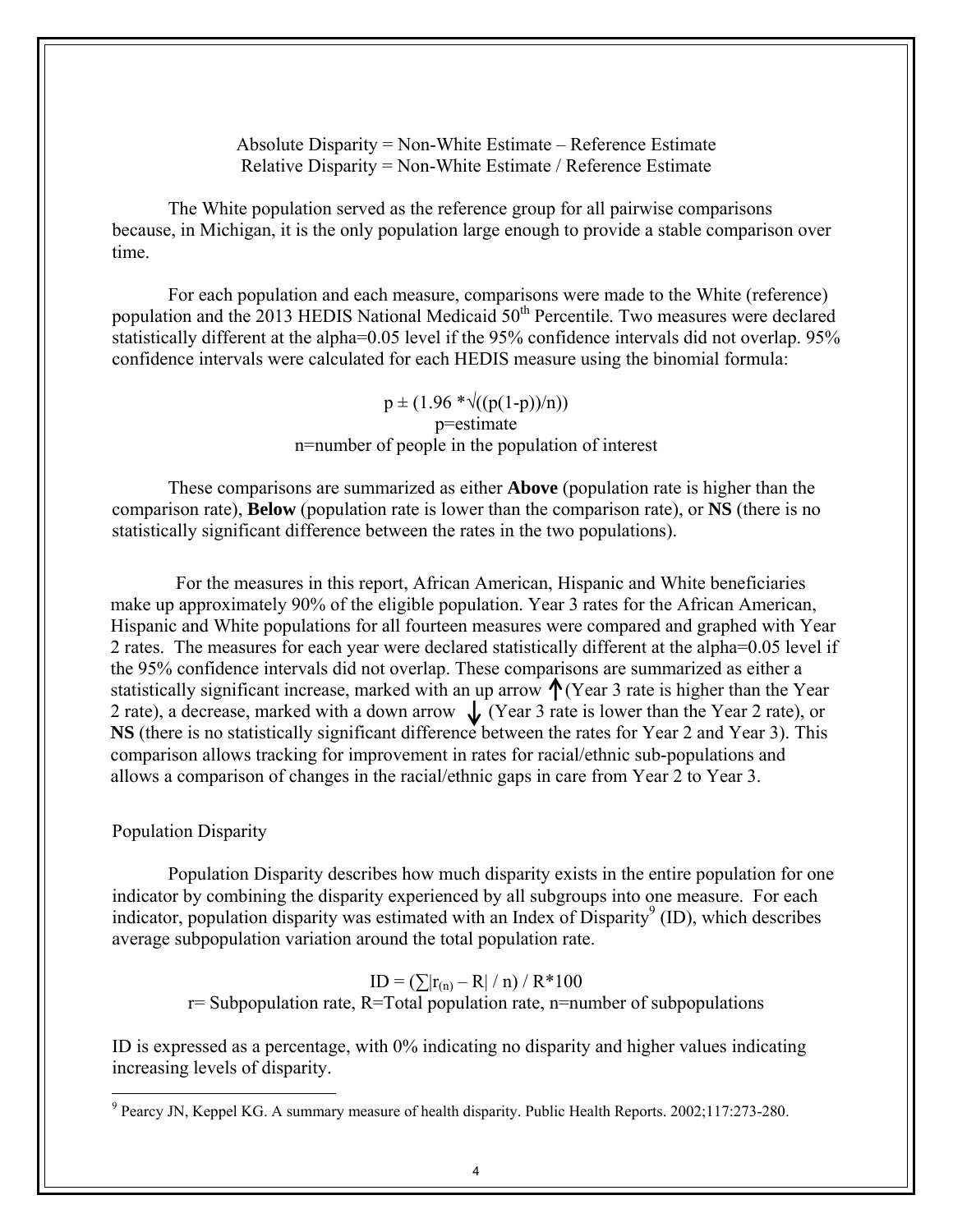Absolute Disparity = Non-White Estimate – Reference Estimate
Relative Disparity = Non-White Estimate / Reference Estimate

The White population served as the reference group for all pairwise comparisons because, in Michigan, it is the only population large enough to provide a stable comparison over time.

For each population and each measure, comparisons were made to the White (reference) population and the 2013 HEDIS National Medicaid 50th Percentile. Two measures were declared statistically different at the alpha=0.05 level if the 95% confidence intervals did not overlap. 95% confidence intervals were calculated for each HEDIS measure using the binomial formula:

$$p \pm (1.96 * \sqrt{((p(1-p))/n)})$$

p=estimate
n=number of people in the population of interest

These comparisons are summarized as either **Above** (population rate is higher than the comparison rate), **Below** (population rate is lower than the comparison rate), or **NS** (there is no statistically significant difference between the rates in the two populations).

For the measures in this report, African American, Hispanic and White beneficiaries make up approximately 90% of the eligible population. Year 3 rates for the African American, Hispanic and White populations for all fourteen measures were compared and graphed with Year 2 rates. The measures for each year were declared statistically different at the alpha=0.05 level if the 95% confidence intervals did not overlap. These comparisons are summarized as either a statistically significant increase, marked with an up arrow ↑ (Year 3 rate is higher than the Year 2 rate), a decrease, marked with a down arrow ↓ (Year 3 rate is lower than the Year 2 rate), or **NS** (there is no statistically significant difference between the rates for Year 2 and Year 3). This comparison allows tracking for improvement in rates for racial/ethnic sub-populations and allows a comparison of changes in the racial/ethnic gaps in care from Year 2 to Year 3.

## Population Disparity

Population Disparity describes how much disparity exists in the entire population for one indicator by combining the disparity experienced by all subgroups into one measure. For each indicator, population disparity was estimated with an Index of Disparity[9] (ID), which describes average subpopulation variation around the total population rate.

$$ID = (\sum|r_{(n)} - R| / n) / R*100$$

r= Subpopulation rate, R=Total population rate, n=number of subpopulations

ID is expressed as a percentage, with 0% indicating no disparity and higher values indicating increasing levels of disparity.

[9] Pearcy JN, Keppel KG. A summary measure of health disparity. Public Health Reports. 2002;117:273-280.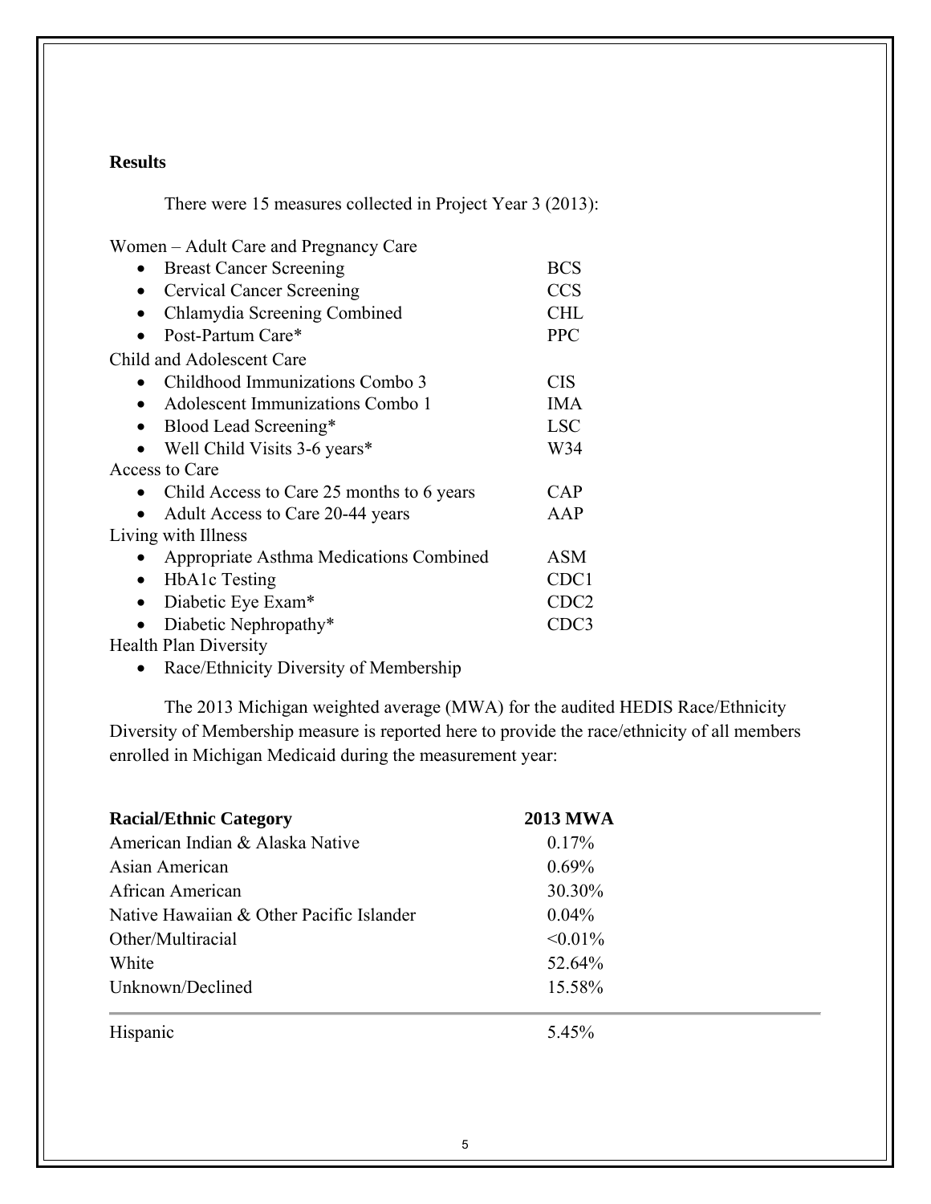## Results

There were 15 measures collected in Project Year 3 (2013):

Women – Adult Care and Pregnancy Care

- Breast Cancer Screening BCS
- Cervical Cancer Screening CCS
- Chlamydia Screening Combined CHL
- Post-Partum Care* PPC

Child and Adolescent Care

- Childhood Immunizations Combo 3 CIS
- Adolescent Immunizations Combo 1 IMA
- Blood Lead Screening* LSC
- Well Child Visits 3-6 years* W34

Access to Care

- Child Access to Care 25 months to 6 years CAP
- Adult Access to Care 20-44 years AAP

Living with Illness

- Appropriate Asthma Medications Combined ASM
- HbA1c Testing CDC1
- Diabetic Eye Exam* CDC2
- Diabetic Nephropathy* CDC3

Health Plan Diversity

- Race/Ethnicity Diversity of Membership

The 2013 Michigan weighted average (MWA) for the audited HEDIS Race/Ethnicity Diversity of Membership measure is reported here to provide the race/ethnicity of all members enrolled in Michigan Medicaid during the measurement year:

| Racial/Ethnic Category | 2013 MWA |
|---|---|
| American Indian & Alaska Native | 0.17% |
| Asian American | 0.69% |
| African American | 30.30% |
| Native Hawaiian & Other Pacific Islander | 0.04% |
| Other/Multiracial | <0.01% |
| White | 52.64% |
| Unknown/Declined | 15.58% |
| Hispanic | 5.45% |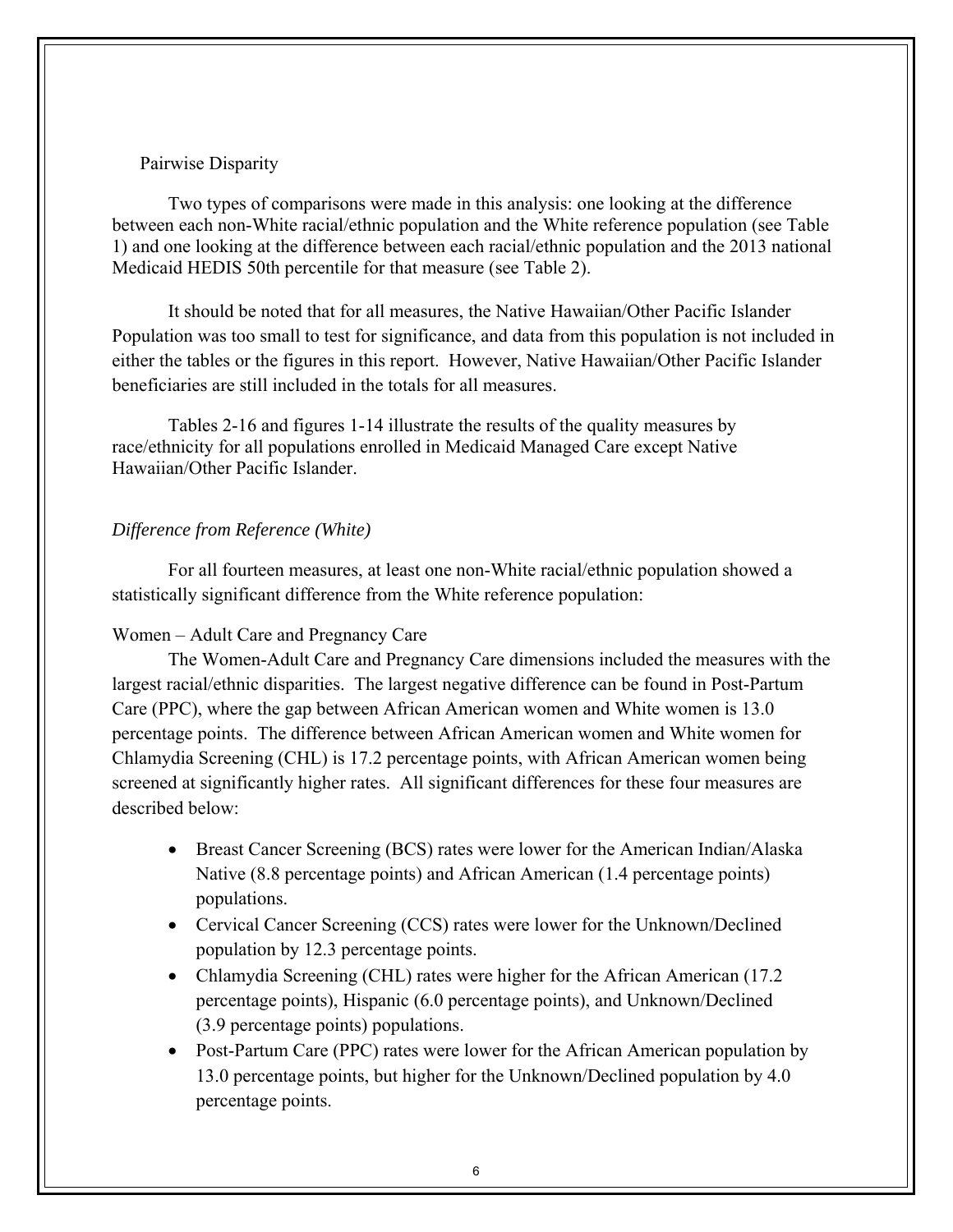Pairwise Disparity

Two types of comparisons were made in this analysis: one looking at the difference between each non-White racial/ethnic population and the White reference population (see Table 1) and one looking at the difference between each racial/ethnic population and the 2013 national Medicaid HEDIS 50th percentile for that measure (see Table 2).

It should be noted that for all measures, the Native Hawaiian/Other Pacific Islander Population was too small to test for significance, and data from this population is not included in either the tables or the figures in this report. However, Native Hawaiian/Other Pacific Islander beneficiaries are still included in the totals for all measures.

Tables 2-16 and figures 1-14 illustrate the results of the quality measures by race/ethnicity for all populations enrolled in Medicaid Managed Care except Native Hawaiian/Other Pacific Islander.

*Difference from Reference (White)*

For all fourteen measures, at least one non-White racial/ethnic population showed a statistically significant difference from the White reference population:

Women – Adult Care and Pregnancy Care

The Women-Adult Care and Pregnancy Care dimensions included the measures with the largest racial/ethnic disparities. The largest negative difference can be found in Post-Partum Care (PPC), where the gap between African American women and White women is 13.0 percentage points. The difference between African American women and White women for Chlamydia Screening (CHL) is 17.2 percentage points, with African American women being screened at significantly higher rates. All significant differences for these four measures are described below:

- Breast Cancer Screening (BCS) rates were lower for the American Indian/Alaska Native (8.8 percentage points) and African American (1.4 percentage points) populations.
- Cervical Cancer Screening (CCS) rates were lower for the Unknown/Declined population by 12.3 percentage points.
- Chlamydia Screening (CHL) rates were higher for the African American (17.2 percentage points), Hispanic (6.0 percentage points), and Unknown/Declined (3.9 percentage points) populations.
- Post-Partum Care (PPC) rates were lower for the African American population by 13.0 percentage points, but higher for the Unknown/Declined population by 4.0 percentage points.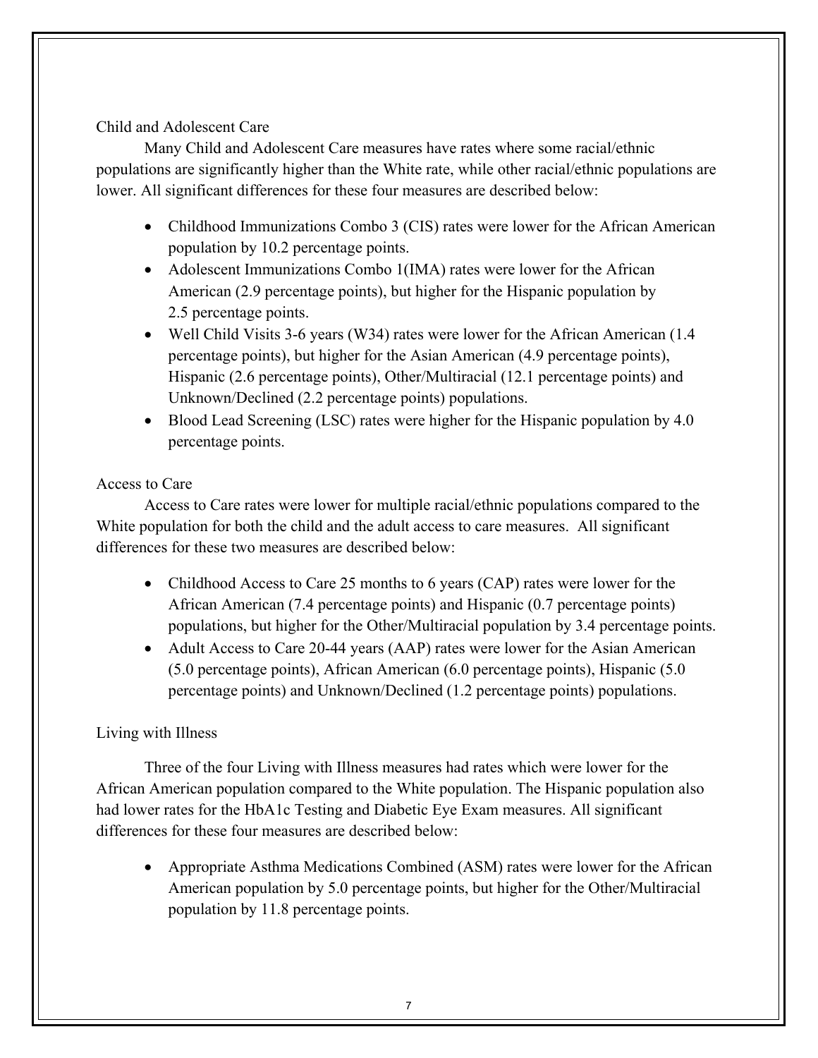### Child and Adolescent Care

Many Child and Adolescent Care measures have rates where some racial/ethnic populations are significantly higher than the White rate, while other racial/ethnic populations are lower. All significant differences for these four measures are described below:

- Childhood Immunizations Combo 3 (CIS) rates were lower for the African American population by 10.2 percentage points.
- Adolescent Immunizations Combo 1(IMA) rates were lower for the African American (2.9 percentage points), but higher for the Hispanic population by 2.5 percentage points.
- Well Child Visits 3-6 years (W34) rates were lower for the African American (1.4 percentage points), but higher for the Asian American (4.9 percentage points), Hispanic (2.6 percentage points), Other/Multiracial (12.1 percentage points) and Unknown/Declined (2.2 percentage points) populations.
- Blood Lead Screening (LSC) rates were higher for the Hispanic population by 4.0 percentage points.

### Access to Care

Access to Care rates were lower for multiple racial/ethnic populations compared to the White population for both the child and the adult access to care measures. All significant differences for these two measures are described below:

- Childhood Access to Care 25 months to 6 years (CAP) rates were lower for the African American (7.4 percentage points) and Hispanic (0.7 percentage points) populations, but higher for the Other/Multiracial population by 3.4 percentage points.
- Adult Access to Care 20-44 years (AAP) rates were lower for the Asian American (5.0 percentage points), African American (6.0 percentage points), Hispanic (5.0 percentage points) and Unknown/Declined (1.2 percentage points) populations.

### Living with Illness

Three of the four Living with Illness measures had rates which were lower for the African American population compared to the White population. The Hispanic population also had lower rates for the HbA1c Testing and Diabetic Eye Exam measures. All significant differences for these four measures are described below:

- Appropriate Asthma Medications Combined (ASM) rates were lower for the African American population by 5.0 percentage points, but higher for the Other/Multiracial population by 11.8 percentage points.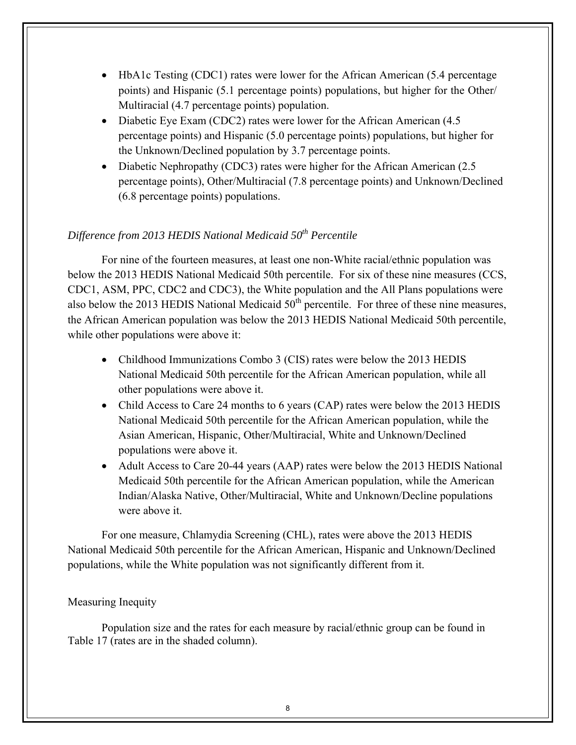- HbA1c Testing (CDC1) rates were lower for the African American (5.4 percentage points) and Hispanic (5.1 percentage points) populations, but higher for the Other/ Multiracial (4.7 percentage points) population.
- Diabetic Eye Exam (CDC2) rates were lower for the African American (4.5 percentage points) and Hispanic (5.0 percentage points) populations, but higher for the Unknown/Declined population by 3.7 percentage points.
- Diabetic Nephropathy (CDC3) rates were higher for the African American (2.5 percentage points), Other/Multiracial (7.8 percentage points) and Unknown/Declined (6.8 percentage points) populations.

*Difference from 2013 HEDIS National Medicaid 50th Percentile*

For nine of the fourteen measures, at least one non-White racial/ethnic population was below the 2013 HEDIS National Medicaid 50th percentile. For six of these nine measures (CCS, CDC1, ASM, PPC, CDC2 and CDC3), the White population and the All Plans populations were also below the 2013 HEDIS National Medicaid 50th percentile. For three of these nine measures, the African American population was below the 2013 HEDIS National Medicaid 50th percentile, while other populations were above it:

- Childhood Immunizations Combo 3 (CIS) rates were below the 2013 HEDIS National Medicaid 50th percentile for the African American population, while all other populations were above it.
- Child Access to Care 24 months to 6 years (CAP) rates were below the 2013 HEDIS National Medicaid 50th percentile for the African American population, while the Asian American, Hispanic, Other/Multiracial, White and Unknown/Declined populations were above it.
- Adult Access to Care 20-44 years (AAP) rates were below the 2013 HEDIS National Medicaid 50th percentile for the African American population, while the American Indian/Alaska Native, Other/Multiracial, White and Unknown/Decline populations were above it.

For one measure, Chlamydia Screening (CHL), rates were above the 2013 HEDIS National Medicaid 50th percentile for the African American, Hispanic and Unknown/Declined populations, while the White population was not significantly different from it.

Measuring Inequity

Population size and the rates for each measure by racial/ethnic group can be found in Table 17 (rates are in the shaded column).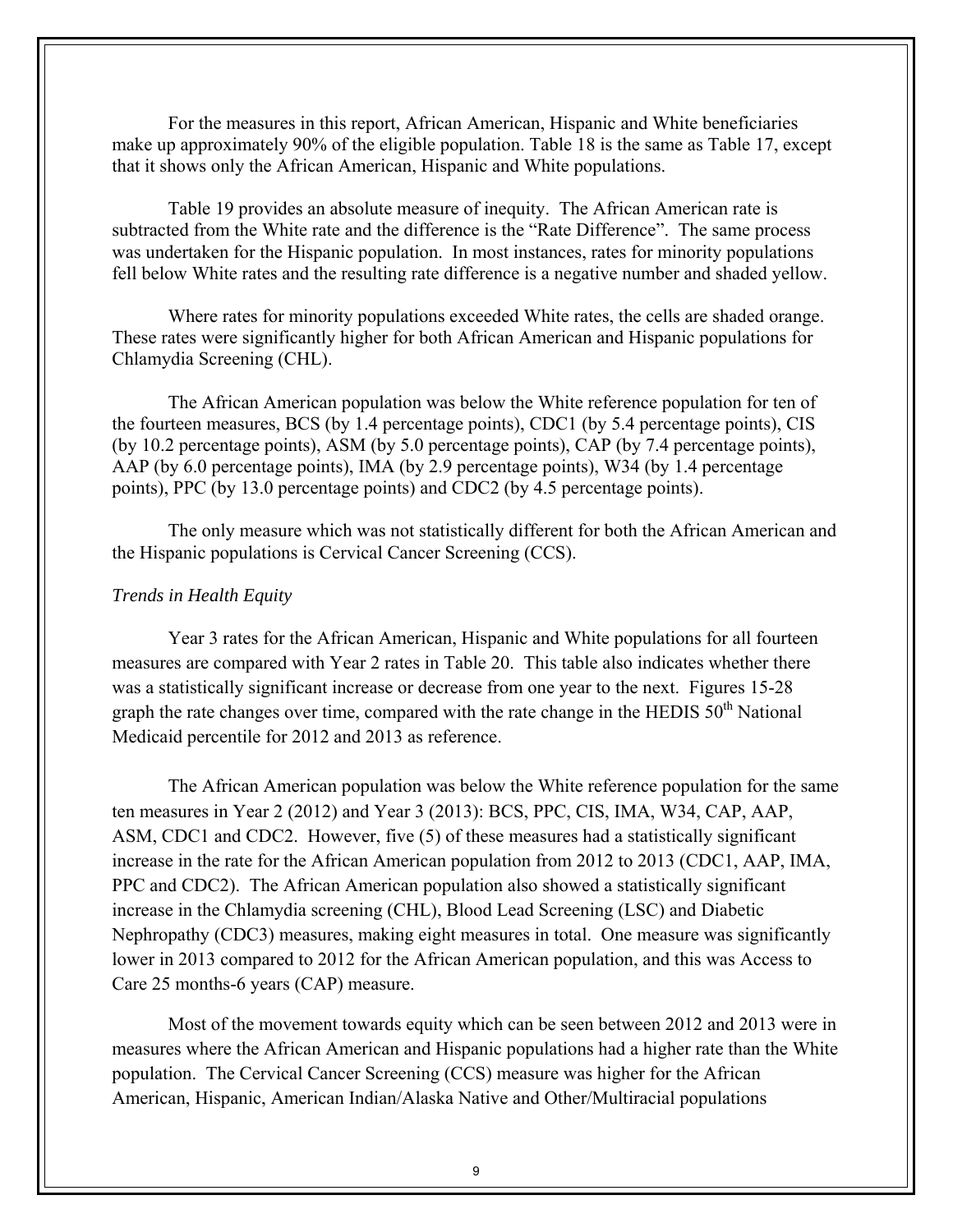For the measures in this report, African American, Hispanic and White beneficiaries make up approximately 90% of the eligible population. Table 18 is the same as Table 17, except that it shows only the African American, Hispanic and White populations.

Table 19 provides an absolute measure of inequity. The African American rate is subtracted from the White rate and the difference is the "Rate Difference". The same process was undertaken for the Hispanic population. In most instances, rates for minority populations fell below White rates and the resulting rate difference is a negative number and shaded yellow.

Where rates for minority populations exceeded White rates, the cells are shaded orange. These rates were significantly higher for both African American and Hispanic populations for Chlamydia Screening (CHL).

The African American population was below the White reference population for ten of the fourteen measures, BCS (by 1.4 percentage points), CDC1 (by 5.4 percentage points), CIS (by 10.2 percentage points), ASM (by 5.0 percentage points), CAP (by 7.4 percentage points), AAP (by 6.0 percentage points), IMA (by 2.9 percentage points), W34 (by 1.4 percentage points), PPC (by 13.0 percentage points) and CDC2 (by 4.5 percentage points).

The only measure which was not statistically different for both the African American and the Hispanic populations is Cervical Cancer Screening (CCS).

*Trends in Health Equity*

Year 3 rates for the African American, Hispanic and White populations for all fourteen measures are compared with Year 2 rates in Table 20. This table also indicates whether there was a statistically significant increase or decrease from one year to the next. Figures 15-28 graph the rate changes over time, compared with the rate change in the HEDIS 50th National Medicaid percentile for 2012 and 2013 as reference.

The African American population was below the White reference population for the same ten measures in Year 2 (2012) and Year 3 (2013): BCS, PPC, CIS, IMA, W34, CAP, AAP, ASM, CDC1 and CDC2. However, five (5) of these measures had a statistically significant increase in the rate for the African American population from 2012 to 2013 (CDC1, AAP, IMA, PPC and CDC2). The African American population also showed a statistically significant increase in the Chlamydia screening (CHL), Blood Lead Screening (LSC) and Diabetic Nephropathy (CDC3) measures, making eight measures in total. One measure was significantly lower in 2013 compared to 2012 for the African American population, and this was Access to Care 25 months-6 years (CAP) measure.

Most of the movement towards equity which can be seen between 2012 and 2013 were in measures where the African American and Hispanic populations had a higher rate than the White population. The Cervical Cancer Screening (CCS) measure was higher for the African American, Hispanic, American Indian/Alaska Native and Other/Multiracial populations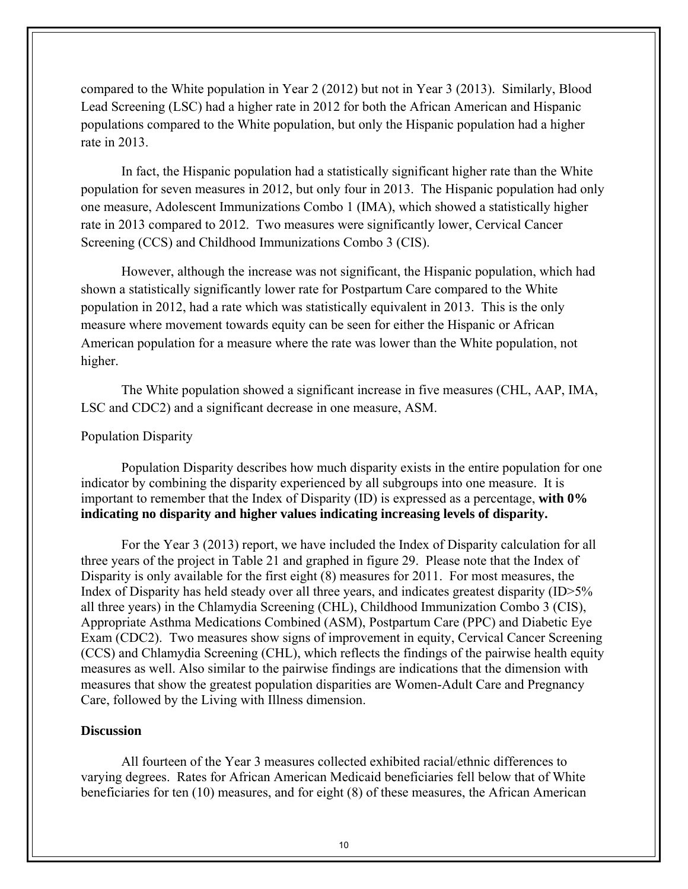compared to the White population in Year 2 (2012) but not in Year 3 (2013). Similarly, Blood Lead Screening (LSC) had a higher rate in 2012 for both the African American and Hispanic populations compared to the White population, but only the Hispanic population had a higher rate in 2013.

In fact, the Hispanic population had a statistically significant higher rate than the White population for seven measures in 2012, but only four in 2013. The Hispanic population had only one measure, Adolescent Immunizations Combo 1 (IMA), which showed a statistically higher rate in 2013 compared to 2012. Two measures were significantly lower, Cervical Cancer Screening (CCS) and Childhood Immunizations Combo 3 (CIS).

However, although the increase was not significant, the Hispanic population, which had shown a statistically significantly lower rate for Postpartum Care compared to the White population in 2012, had a rate which was statistically equivalent in 2013. This is the only measure where movement towards equity can be seen for either the Hispanic or African American population for a measure where the rate was lower than the White population, not higher.

The White population showed a significant increase in five measures (CHL, AAP, IMA, LSC and CDC2) and a significant decrease in one measure, ASM.

Population Disparity

Population Disparity describes how much disparity exists in the entire population for one indicator by combining the disparity experienced by all subgroups into one measure. It is important to remember that the Index of Disparity (ID) is expressed as a percentage, **with 0% indicating no disparity and higher values indicating increasing levels of disparity.**

For the Year 3 (2013) report, we have included the Index of Disparity calculation for all three years of the project in Table 21 and graphed in figure 29. Please note that the Index of Disparity is only available for the first eight (8) measures for 2011. For most measures, the Index of Disparity has held steady over all three years, and indicates greatest disparity (ID>5% all three years) in the Chlamydia Screening (CHL), Childhood Immunization Combo 3 (CIS), Appropriate Asthma Medications Combined (ASM), Postpartum Care (PPC) and Diabetic Eye Exam (CDC2). Two measures show signs of improvement in equity, Cervical Cancer Screening (CCS) and Chlamydia Screening (CHL), which reflects the findings of the pairwise health equity measures as well. Also similar to the pairwise findings are indications that the dimension with measures that show the greatest population disparities are Women-Adult Care and Pregnancy Care, followed by the Living with Illness dimension.

**Discussion**

All fourteen of the Year 3 measures collected exhibited racial/ethnic differences to varying degrees. Rates for African American Medicaid beneficiaries fell below that of White beneficiaries for ten (10) measures, and for eight (8) of these measures, the African American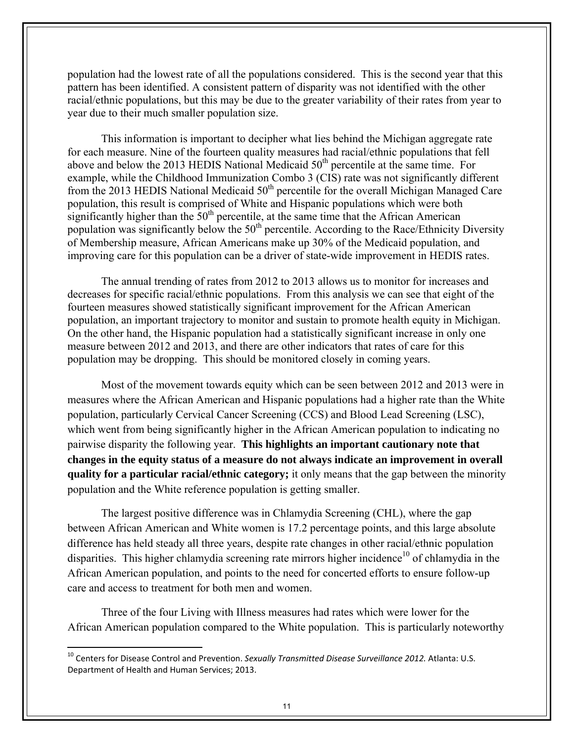population had the lowest rate of all the populations considered. This is the second year that this pattern has been identified. A consistent pattern of disparity was not identified with the other racial/ethnic populations, but this may be due to the greater variability of their rates from year to year due to their much smaller population size.

This information is important to decipher what lies behind the Michigan aggregate rate for each measure. Nine of the fourteen quality measures had racial/ethnic populations that fell above and below the 2013 HEDIS National Medicaid 50th percentile at the same time. For example, while the Childhood Immunization Combo 3 (CIS) rate was not significantly different from the 2013 HEDIS National Medicaid 50th percentile for the overall Michigan Managed Care population, this result is comprised of White and Hispanic populations which were both significantly higher than the 50th percentile, at the same time that the African American population was significantly below the 50th percentile. According to the Race/Ethnicity Diversity of Membership measure, African Americans make up 30% of the Medicaid population, and improving care for this population can be a driver of state-wide improvement in HEDIS rates.

The annual trending of rates from 2012 to 2013 allows us to monitor for increases and decreases for specific racial/ethnic populations. From this analysis we can see that eight of the fourteen measures showed statistically significant improvement for the African American population, an important trajectory to monitor and sustain to promote health equity in Michigan. On the other hand, the Hispanic population had a statistically significant increase in only one measure between 2012 and 2013, and there are other indicators that rates of care for this population may be dropping. This should be monitored closely in coming years.

Most of the movement towards equity which can be seen between 2012 and 2013 were in measures where the African American and Hispanic populations had a higher rate than the White population, particularly Cervical Cancer Screening (CCS) and Blood Lead Screening (LSC), which went from being significantly higher in the African American population to indicating no pairwise disparity the following year. **This highlights an important cautionary note that changes in the equity status of a measure do not always indicate an improvement in overall quality for a particular racial/ethnic category;** it only means that the gap between the minority population and the White reference population is getting smaller.

The largest positive difference was in Chlamydia Screening (CHL), where the gap between African American and White women is 17.2 percentage points, and this large absolute difference has held steady all three years, despite rate changes in other racial/ethnic population disparities. This higher chlamydia screening rate mirrors higher incidence[10] of chlamydia in the African American population, and points to the need for concerted efforts to ensure follow-up care and access to treatment for both men and women.

Three of the four Living with Illness measures had rates which were lower for the African American population compared to the White population. This is particularly noteworthy

---

[10] Centers for Disease Control and Prevention. *Sexually Transmitted Disease Surveillance 2012.* Atlanta: U.S. Department of Health and Human Services; 2013.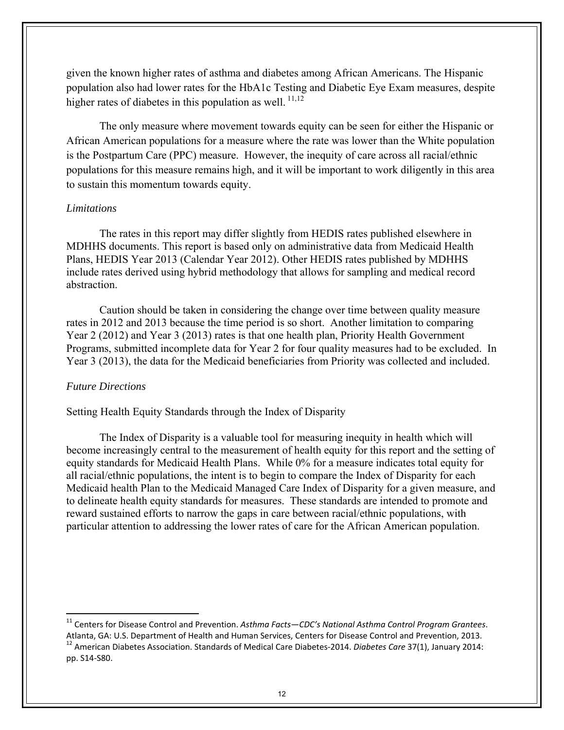given the known higher rates of asthma and diabetes among African Americans. The Hispanic population also had lower rates for the HbA1c Testing and Diabetic Eye Exam measures, despite higher rates of diabetes in this population as well. [11,12]

The only measure where movement towards equity can be seen for either the Hispanic or African American populations for a measure where the rate was lower than the White population is the Postpartum Care (PPC) measure. However, the inequity of care across all racial/ethnic populations for this measure remains high, and it will be important to work diligently in this area to sustain this momentum towards equity.

*Limitations*

The rates in this report may differ slightly from HEDIS rates published elsewhere in MDHHS documents. This report is based only on administrative data from Medicaid Health Plans, HEDIS Year 2013 (Calendar Year 2012). Other HEDIS rates published by MDHHS include rates derived using hybrid methodology that allows for sampling and medical record abstraction.

Caution should be taken in considering the change over time between quality measure rates in 2012 and 2013 because the time period is so short. Another limitation to comparing Year 2 (2012) and Year 3 (2013) rates is that one health plan, Priority Health Government Programs, submitted incomplete data for Year 2 for four quality measures had to be excluded. In Year 3 (2013), the data for the Medicaid beneficiaries from Priority was collected and included.

*Future Directions*

Setting Health Equity Standards through the Index of Disparity

The Index of Disparity is a valuable tool for measuring inequity in health which will become increasingly central to the measurement of health equity for this report and the setting of equity standards for Medicaid Health Plans. While 0% for a measure indicates total equity for all racial/ethnic populations, the intent is to begin to compare the Index of Disparity for each Medicaid health Plan to the Medicaid Managed Care Index of Disparity for a given measure, and to delineate health equity standards for measures. These standards are intended to promote and reward sustained efforts to narrow the gaps in care between racial/ethnic populations, with particular attention to addressing the lower rates of care for the African American population.

---

[11] Centers for Disease Control and Prevention. *Asthma Facts—CDC's National Asthma Control Program Grantees*. Atlanta, GA: U.S. Department of Health and Human Services, Centers for Disease Control and Prevention, 2013.

[12] American Diabetes Association. Standards of Medical Care Diabetes-2014. *Diabetes Care* 37(1), January 2014: pp. S14-S80.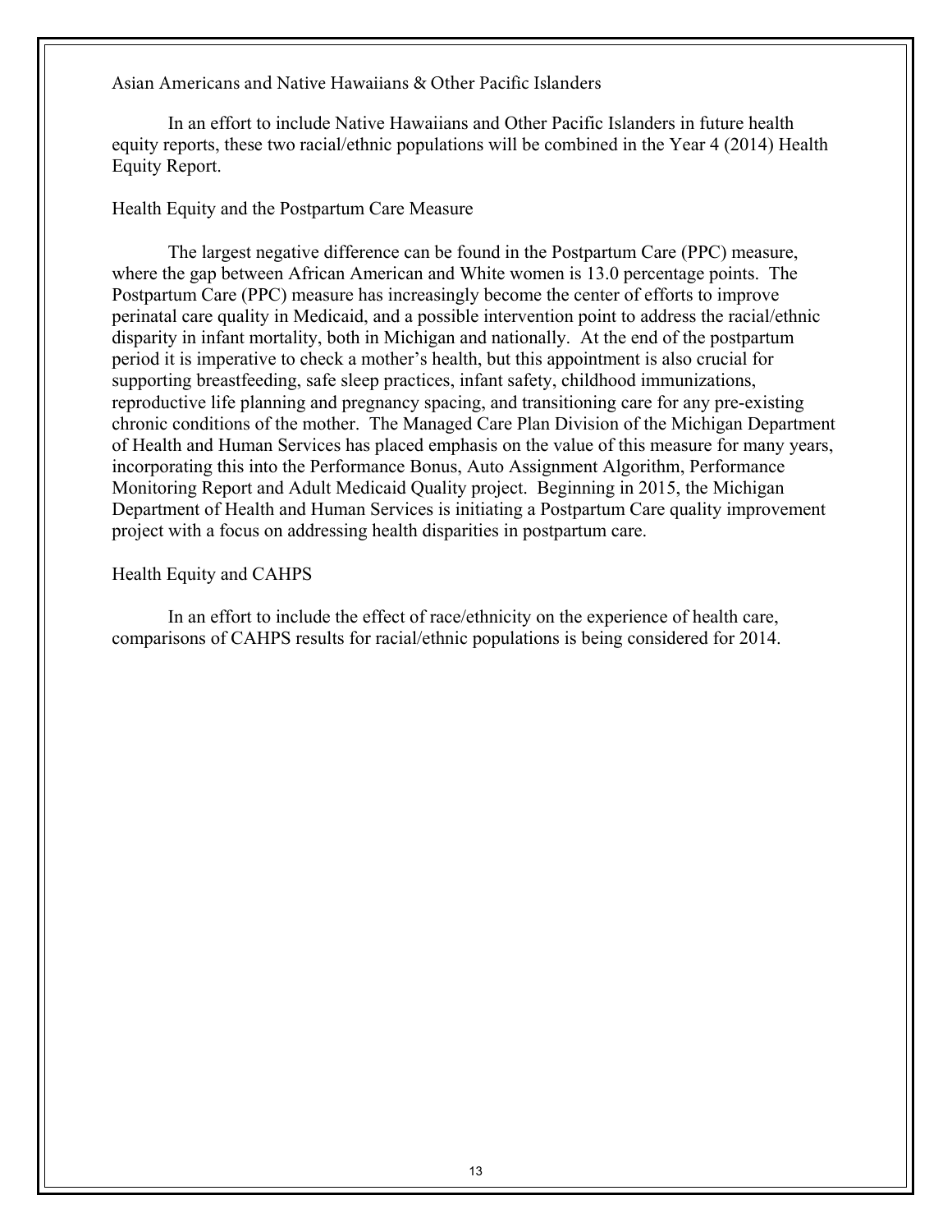### Asian Americans and Native Hawaiians & Other Pacific Islanders

In an effort to include Native Hawaiians and Other Pacific Islanders in future health equity reports, these two racial/ethnic populations will be combined in the Year 4 (2014) Health Equity Report.

### Health Equity and the Postpartum Care Measure

The largest negative difference can be found in the Postpartum Care (PPC) measure, where the gap between African American and White women is 13.0 percentage points. The Postpartum Care (PPC) measure has increasingly become the center of efforts to improve perinatal care quality in Medicaid, and a possible intervention point to address the racial/ethnic disparity in infant mortality, both in Michigan and nationally. At the end of the postpartum period it is imperative to check a mother's health, but this appointment is also crucial for supporting breastfeeding, safe sleep practices, infant safety, childhood immunizations, reproductive life planning and pregnancy spacing, and transitioning care for any pre-existing chronic conditions of the mother. The Managed Care Plan Division of the Michigan Department of Health and Human Services has placed emphasis on the value of this measure for many years, incorporating this into the Performance Bonus, Auto Assignment Algorithm, Performance Monitoring Report and Adult Medicaid Quality project. Beginning in 2015, the Michigan Department of Health and Human Services is initiating a Postpartum Care quality improvement project with a focus on addressing health disparities in postpartum care.

### Health Equity and CAHPS

In an effort to include the effect of race/ethnicity on the experience of health care, comparisons of CAHPS results for racial/ethnic populations is being considered for 2014.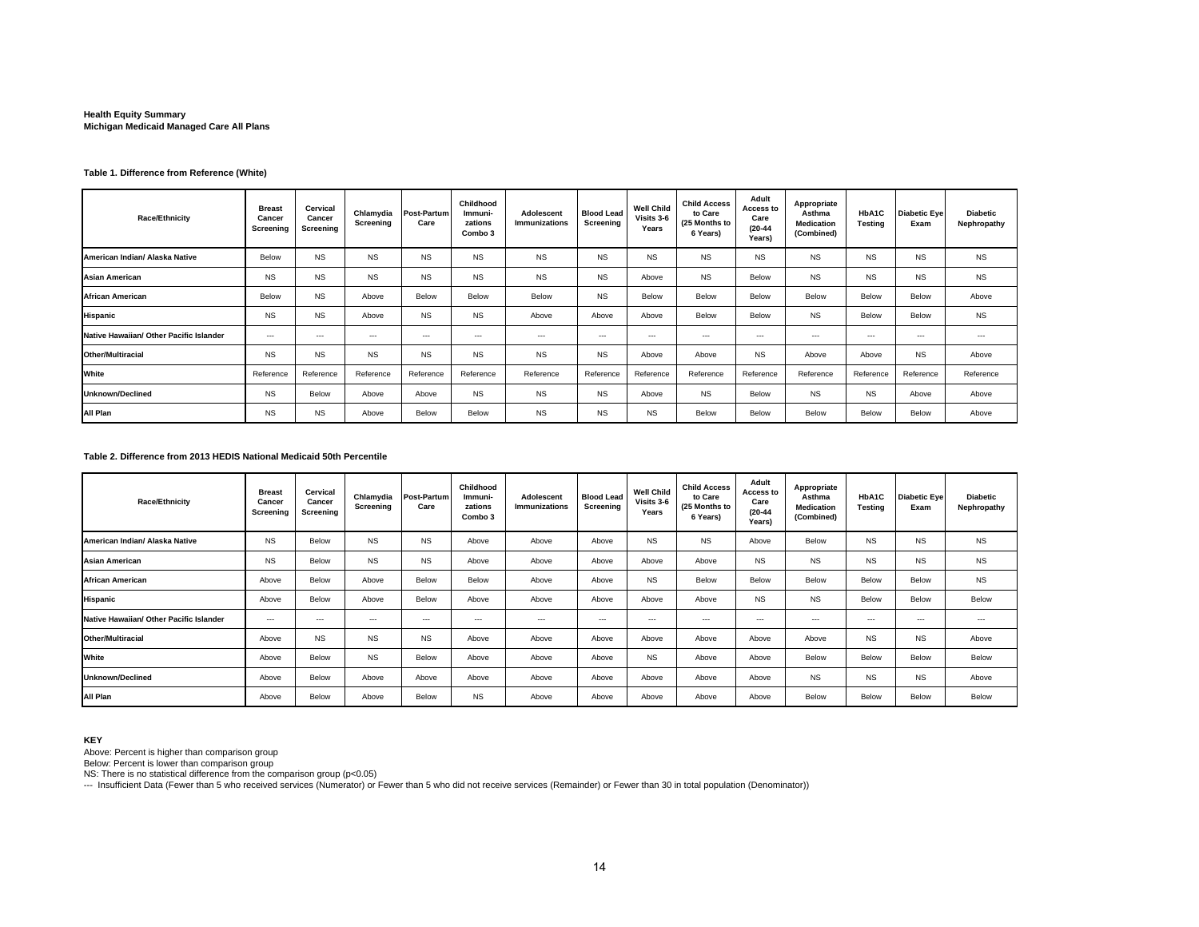**Health Equity Summary**
**Michigan Medicaid Managed Care All Plans**

**Table 1. Difference from Reference (White)**

| Race/Ethnicity | Breast Cancer Screening | Cervical Cancer Screening | Chlamydia Screening | Post-Partum Care | Childhood Immuni-zations Combo 3 | Adolescent Immunizations | Blood Lead Screening | Well Child Visits 3-6 Years | Child Access to Care (25 Months to 6 Years) | Adult Access to Care (20-44 Years) | Appropriate Asthma Medication (Combined) | HbA1C Testing | Diabetic Eye Exam | Diabetic Nephropathy |
|---|---|---|---|---|---|---|---|---|---|---|---|---|---|---|
| **American Indian/ Alaska Native** | Below | NS | NS | NS | NS | NS | NS | NS | NS | NS | NS | NS | NS | NS |
| **Asian American** | NS | NS | NS | NS | NS | NS | NS | Above | NS | Below | NS | NS | NS | NS |
| **African American** | Below | NS | Above | Below | Below | Below | NS | Below | Below | Below | Below | Below | Below | Above |
| **Hispanic** | NS | NS | Above | NS | NS | Above | Above | Above | Below | Below | NS | Below | Below | NS |
| **Native Hawaiian/ Other Pacific Islander** | --- | --- | --- | --- | --- | --- | --- | --- | --- | --- | --- | --- | --- | --- |
| **Other/Multiracial** | NS | NS | NS | NS | NS | NS | NS | Above | Above | NS | Above | Above | NS | Above |
| **White** | Reference | Reference | Reference | Reference | Reference | Reference | Reference | Reference | Reference | Reference | Reference | Reference | Reference | Reference |
| **Unknown/Declined** | NS | Below | Above | Above | NS | NS | NS | Above | NS | Below | NS | NS | Above | Above |
| **All Plan** | NS | NS | Above | Below | Below | NS | NS | NS | Below | Below | Below | Below | Below | Above |

**Table 2. Difference from 2013 HEDIS National Medicaid 50th Percentile**

| Race/Ethnicity | Breast Cancer Screening | Cervical Cancer Screening | Chlamydia Screening | Post-Partum Care | Childhood Immuni-zations Combo 3 | Adolescent Immunizations | Blood Lead Screening | Well Child Visits 3-6 Years | Child Access to Care (25 Months to 6 Years) | Adult Access to Care (20-44 Years) | Appropriate Asthma Medication (Combined) | HbA1C Testing | Diabetic Eye Exam | Diabetic Nephropathy |
|---|---|---|---|---|---|---|---|---|---|---|---|---|---|---|
| **American Indian/ Alaska Native** | NS | Below | NS | NS | Above | Above | Above | NS | NS | Above | Below | NS | NS | NS |
| **Asian American** | NS | Below | NS | NS | Above | Above | Above | Above | Above | NS | NS | NS | NS | NS |
| **African American** | Above | Below | Above | Below | Below | Above | Above | NS | Below | Below | Below | Below | Below | NS |
| **Hispanic** | Above | Below | Above | Below | Above | Above | Above | Above | Above | NS | NS | Below | Below | Below |
| **Native Hawaiian/ Other Pacific Islander** | --- | --- | --- | --- | --- | --- | --- | --- | --- | --- | --- | --- | --- | --- |
| **Other/Multiracial** | Above | NS | NS | NS | Above | Above | Above | Above | Above | Above | Above | NS | NS | Above |
| **White** | Above | Below | NS | Below | Above | Above | Above | NS | Above | Above | Below | Below | Below | Below |
| **Unknown/Declined** | Above | Below | Above | Above | Above | Above | Above | Above | Above | Above | NS | NS | NS | Above |
| **All Plan** | Above | Below | Above | Below | NS | Above | Above | Above | Above | Above | Below | Below | Below | Below |

**KEY**

Above: Percent is higher than comparison group
Below: Percent is lower than comparison group
NS: There is no statistical difference from the comparison group (p<0.05)
--- Insufficient Data (Fewer than 5 who received services (Numerator) or Fewer than 5 who did not receive services (Remainder) or Fewer than 30 in total population (Denominator))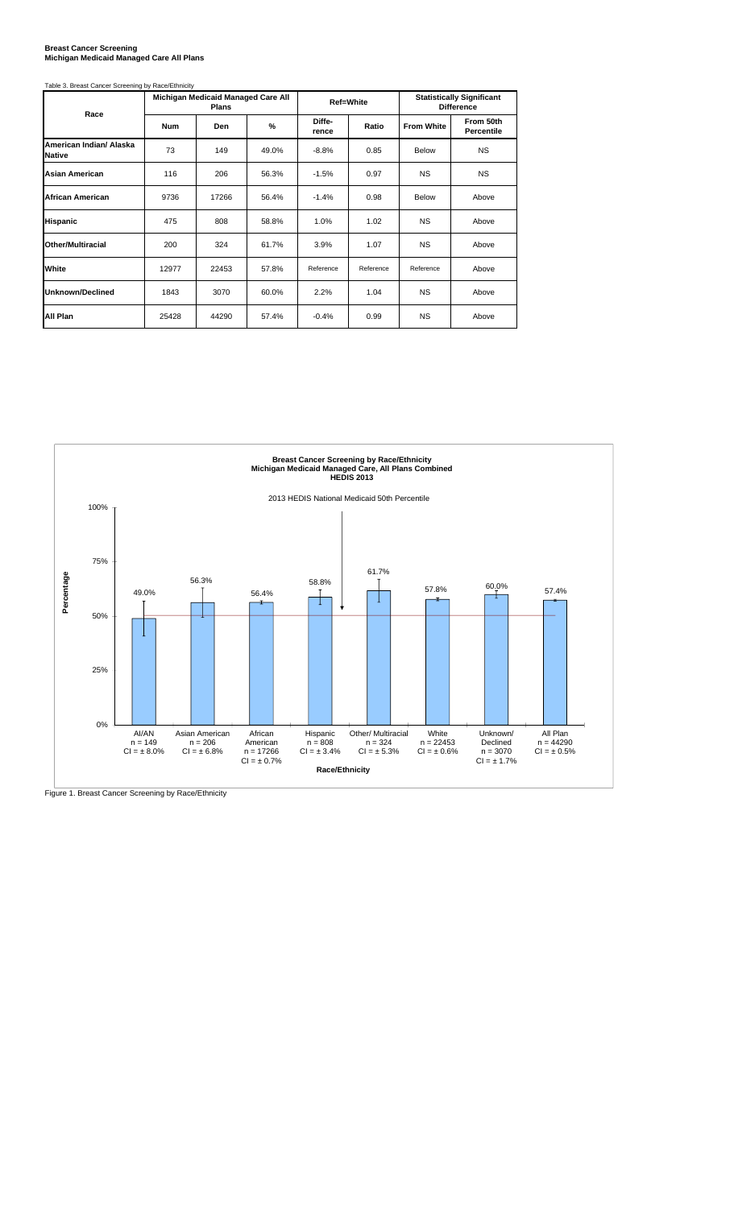**Breast Cancer Screening**
**Michigan Medicaid Managed Care All Plans**

Table 3. Breast Cancer Screening by Race/Ethnicity

| Race | Michigan Medicaid Managed Care All Plans | | | Ref=White | | Statistically Significant Difference | |
|---|---|---|---|---|---|---|---|
| | Num | Den | % | Diffe-rence | Ratio | From White | From 50th Percentile |
| **American Indian/ Alaska Native** | 73 | 149 | 49.0% | -8.8% | 0.85 | Below | NS |
| **Asian American** | 116 | 206 | 56.3% | -1.5% | 0.97 | NS | NS |
| **African American** | 9736 | 17266 | 56.4% | -1.4% | 0.98 | Below | Above |
| **Hispanic** | 475 | 808 | 58.8% | 1.0% | 1.02 | NS | Above |
| **Other/Multiracial** | 200 | 324 | 61.7% | 3.9% | 1.07 | NS | Above |
| **White** | 12977 | 22453 | 57.8% | Reference | Reference | Reference | Above |
| **Unknown/Declined** | 1843 | 3070 | 60.0% | 2.2% | 1.04 | NS | Above |
| **All Plan** | 25428 | 44290 | 57.4% | -0.4% | 0.99 | NS | Above |

**Breast Cancer Screening by Race/Ethnicity**
**Michigan Medicaid Managed Care, All Plans Combined**
**HEDIS 2013**

2013 HEDIS National Medicaid 50th Percentile

| Race/Ethnicity | Percentage | n | CI |
|---|---|---|---|
| AI/AN | 49.0% | 149 | ± 8.0% |
| Asian American | 56.3% | 206 | ± 6.8% |
| African American | 56.4% | 17266 | ± 0.7% |
| Hispanic | 58.8% | 808 | ± 3.4% |
| Other/ Multiracial | 61.7% | 324 | ± 5.3% |
| White | 57.8% | 22453 | ± 0.6% |
| Unknown/ Declined | 60.0% | 3070 | ± 1.7% |
| All Plan | 57.4% | 44290 | ± 0.5% |

Figure 1. Breast Cancer Screening by Race/Ethnicity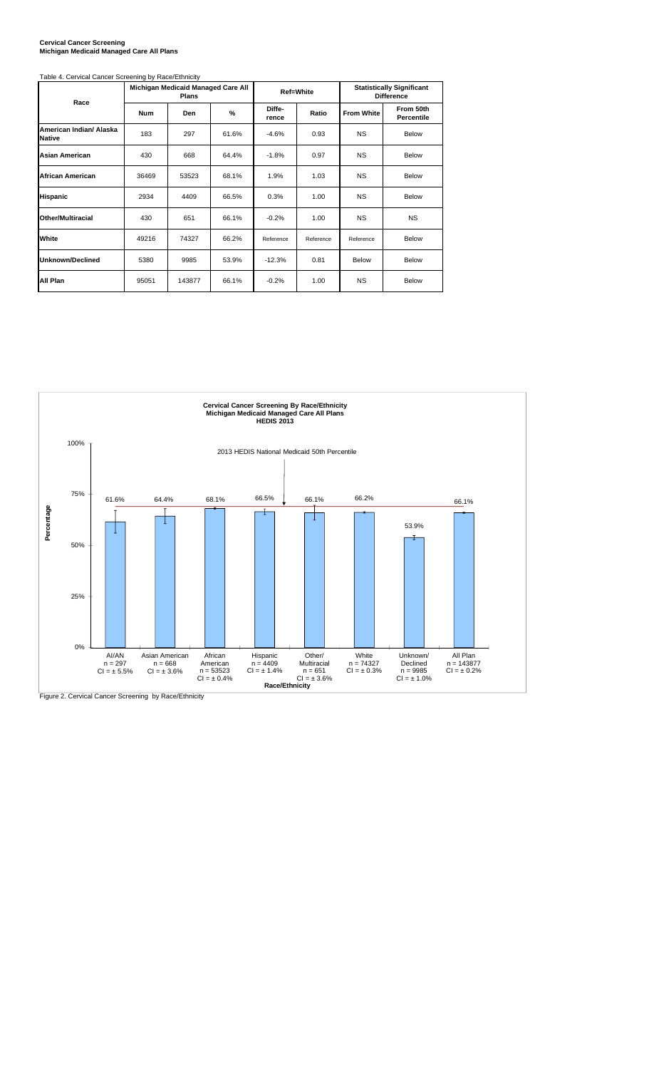**Cervical Cancer Screening**
**Michigan Medicaid Managed Care All Plans**

Table 4. Cervical Cancer Screening by Race/Ethnicity

| Race | Michigan Medicaid Managed Care All Plans | | | Ref=White | | Statistically Significant Difference | |
|---|---|---|---|---|---|---|---|
| | Num | Den | % | Diffe-rence | Ratio | From White | From 50th Percentile |
| American Indian/ Alaska Native | 183 | 297 | 61.6% | -4.6% | 0.93 | NS | Below |
| Asian American | 430 | 668 | 64.4% | -1.8% | 0.97 | NS | Below |
| African American | 36469 | 53523 | 68.1% | 1.9% | 1.03 | NS | Below |
| Hispanic | 2934 | 4409 | 66.5% | 0.3% | 1.00 | NS | Below |
| Other/Multiracial | 430 | 651 | 66.1% | -0.2% | 1.00 | NS | NS |
| White | 49216 | 74327 | 66.2% | Reference | Reference | Reference | Below |
| Unknown/Declined | 5380 | 9985 | 53.9% | -12.3% | 0.81 | Below | Below |
| All Plan | 95051 | 143877 | 66.1% | -0.2% | 1.00 | NS | Below |

**Cervical Cancer Screening By Race/Ethnicity**
**Michigan Medicaid Managed Care All Plans**
**HEDIS 2013**

2013 HEDIS National Medicaid 50th Percentile

| Race/Ethnicity | Percentage |
|---|---|
| AI/AN, n = 297, CI = ± 5.5% | 61.6% |
| Asian American, n = 668, CI = ± 3.6% | 64.4% |
| African American, n = 53523, CI = ± 0.4% | 68.1% |
| Hispanic, n = 4409, CI = ± 1.4% | 66.5% |
| Other/ Multiracial, n = 651, CI = ± 3.6% | 66.1% |
| White, n = 74327, CI = ± 0.3% | 66.2% |
| Unknown/ Declined, n = 9985, CI = ± 1.0% | 53.9% |
| All Plan, n = 143877, CI = ± 0.2% | 66.1% |

Figure 2. Cervical Cancer Screening by Race/Ethnicity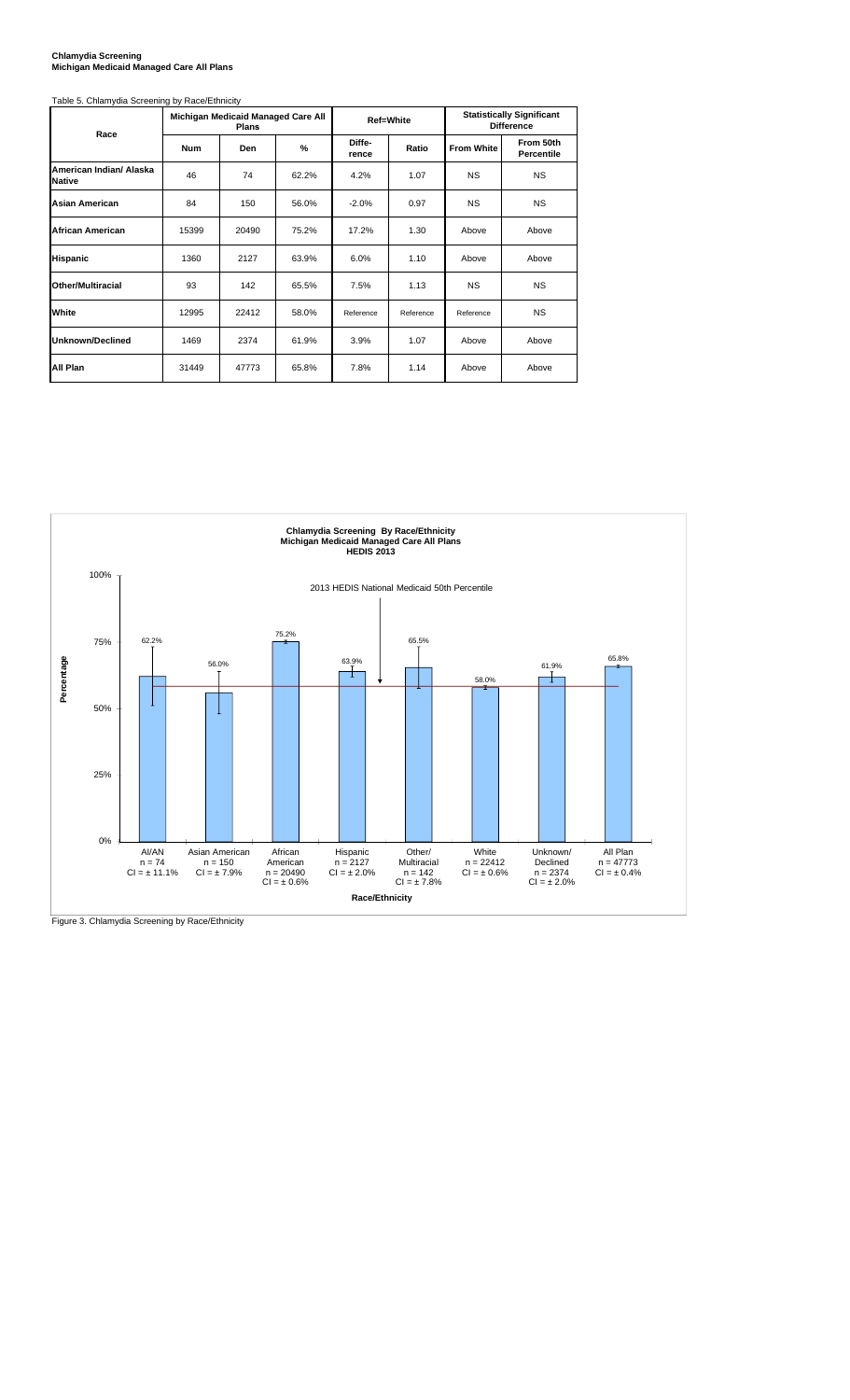**Chlamydia Screening**
**Michigan Medicaid Managed Care All Plans**

Table 5. Chlamydia Screening by Race/Ethnicity

| Race | Michigan Medicaid Managed Care All Plans | | | Ref=White | | Statistically Significant Difference | |
|---|---|---|---|---|---|---|---|
| | Num | Den | % | Diffe-rence | Ratio | From White | From 50th Percentile |
| American Indian/ Alaska Native | 46 | 74 | 62.2% | 4.2% | 1.07 | NS | NS |
| Asian American | 84 | 150 | 56.0% | -2.0% | 0.97 | NS | NS |
| African American | 15399 | 20490 | 75.2% | 17.2% | 1.30 | Above | Above |
| Hispanic | 1360 | 2127 | 63.9% | 6.0% | 1.10 | Above | Above |
| Other/Multiracial | 93 | 142 | 65.5% | 7.5% | 1.13 | NS | NS |
| White | 12995 | 22412 | 58.0% | Reference | Reference | Reference | NS |
| Unknown/Declined | 1469 | 2374 | 61.9% | 3.9% | 1.07 | Above | Above |
| All Plan | 31449 | 47773 | 65.8% | 7.8% | 1.14 | Above | Above |

Figure 3. Chlamydia Screening by Race/Ethnicity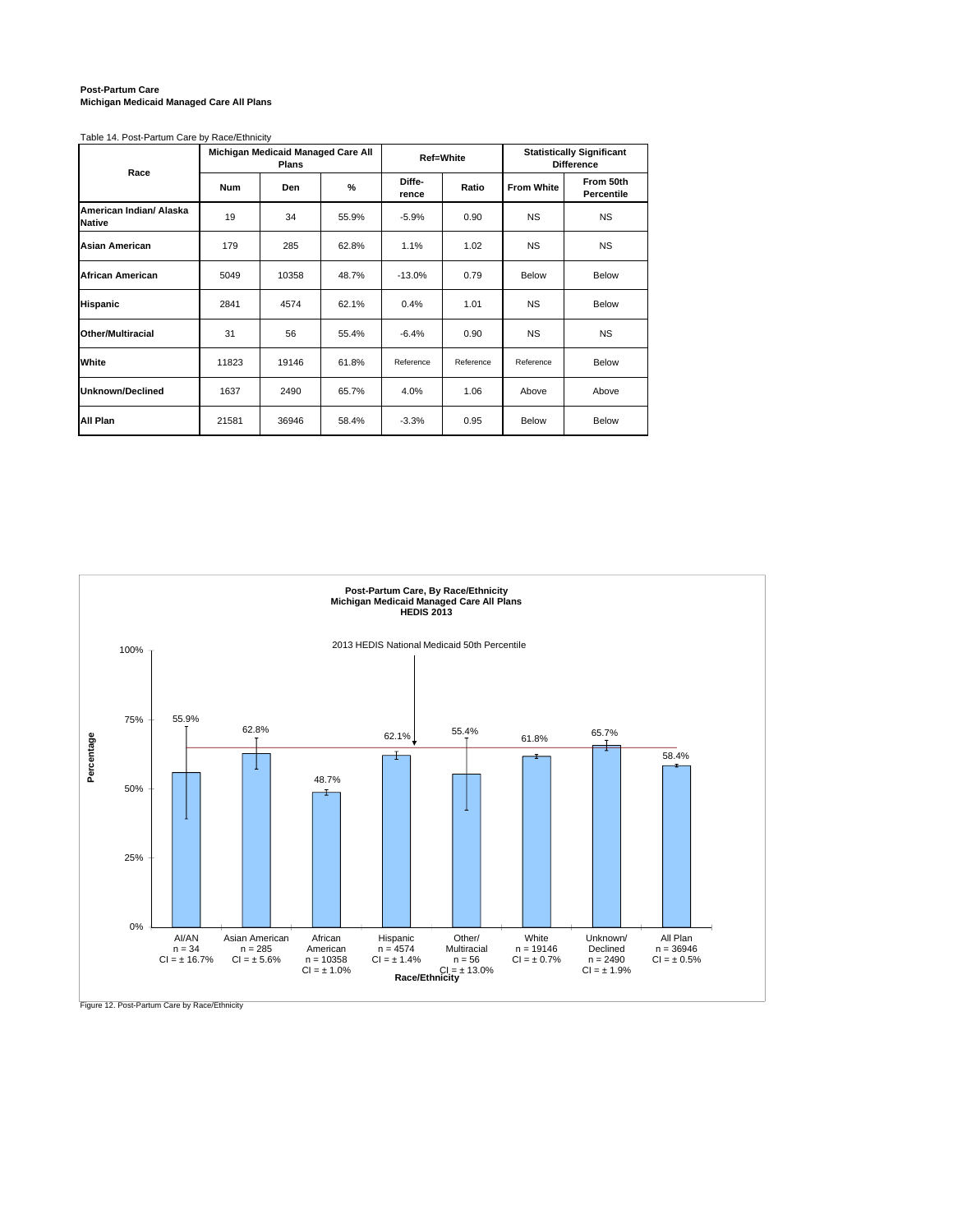**Post-Partum Care**
**Michigan Medicaid Managed Care All Plans**

Table 14. Post-Partum Care by Race/Ethnicity

| Race | Michigan Medicaid Managed Care All Plans | | | Ref=White | | Statistically Significant Difference | |
|---|---|---|---|---|---|---|---|
| | Num | Den | % | Diffe-rence | Ratio | From White | From 50th Percentile |
| **American Indian/ Alaska Native** | 19 | 34 | 55.9% | -5.9% | 0.90 | NS | NS |
| **Asian American** | 179 | 285 | 62.8% | 1.1% | 1.02 | NS | NS |
| **African American** | 5049 | 10358 | 48.7% | -13.0% | 0.79 | Below | Below |
| **Hispanic** | 2841 | 4574 | 62.1% | 0.4% | 1.01 | NS | Below |
| **Other/Multiracial** | 31 | 56 | 55.4% | -6.4% | 0.90 | NS | NS |
| **White** | 11823 | 19146 | 61.8% | Reference | Reference | Reference | Below |
| **Unknown/Declined** | 1637 | 2490 | 65.7% | 4.0% | 1.06 | Above | Above |
| **All Plan** | 21581 | 36946 | 58.4% | -3.3% | 0.95 | Below | Below |

**Post-Partum Care, By Race/Ethnicity**
**Michigan Medicaid Managed Care All Plans**
**HEDIS 2013**

2013 HEDIS National Medicaid 50th Percentile

| Race/Ethnicity | n | CI | Percentage |
|---|---|---|---|
| AI/AN | 34 | ± 16.7% | 55.9% |
| Asian American | 285 | ± 5.6% | 62.8% |
| African American | 10358 | ± 1.0% | 48.7% |
| Hispanic | 4574 | ± 1.4% | 62.1% |
| Other/ Multiracial | 56 | ± 13.0% | 55.4% |
| White | 19146 | ± 0.7% | 61.8% |
| Unknown/ Declined | 2490 | ± 1.9% | 65.7% |
| All Plan | 36946 | ± 0.5% | 58.4% |

Figure 12. Post-Partum Care by Race/Ethnicity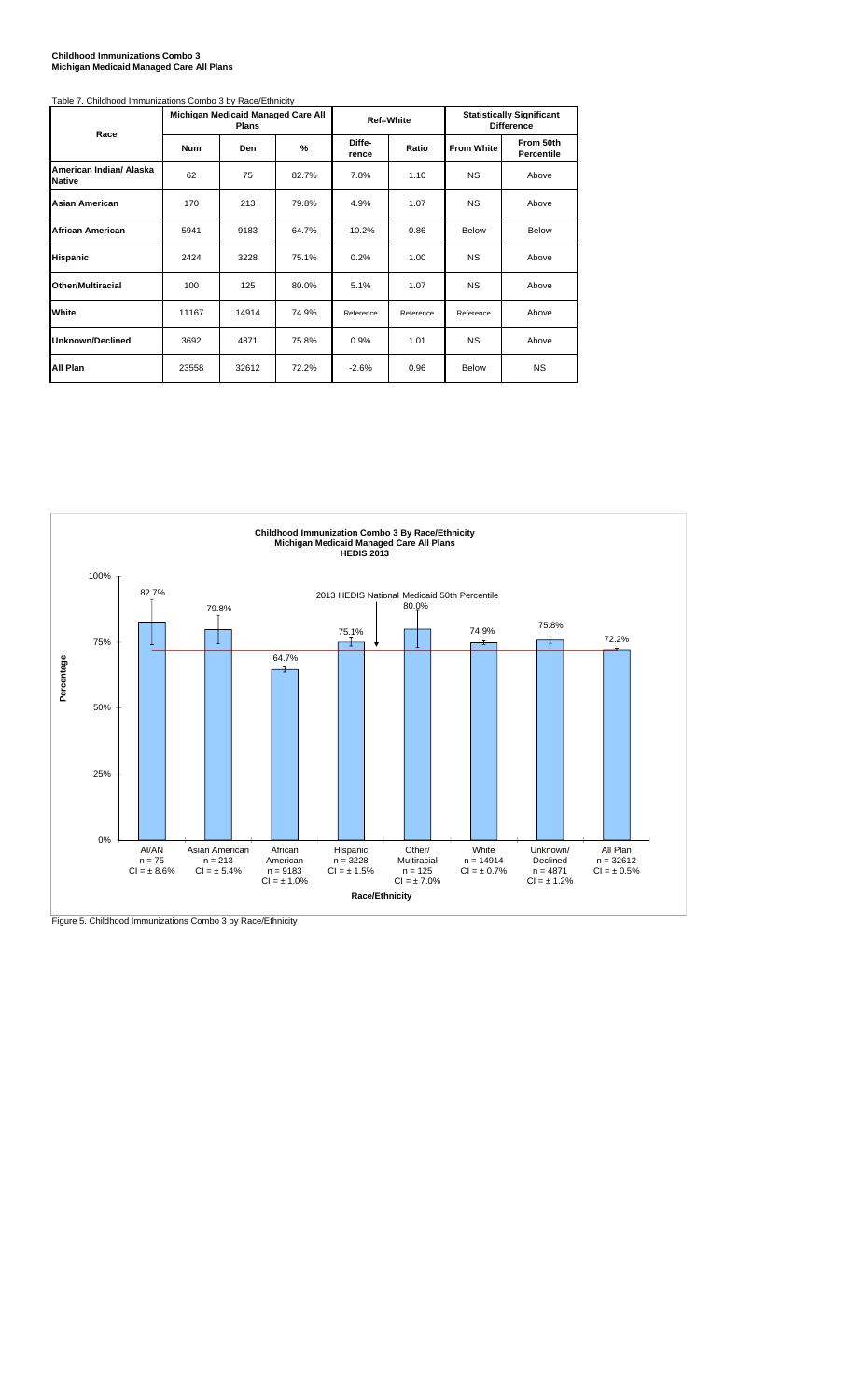**Childhood Immunizations Combo 3**
**Michigan Medicaid Managed Care All Plans**

Table 7. Childhood Immunizations Combo 3 by Race/Ethnicity

| Race | Michigan Medicaid Managed Care All Plans | | | Ref=White | | Statistically Significant Difference | |
|---|---|---|---|---|---|---|---|
| | **Num** | **Den** | **%** | **Diffe-rence** | **Ratio** | **From White** | **From 50th Percentile** |
| **American Indian/ Alaska Native** | 62 | 75 | 82.7% | 7.8% | 1.10 | NS | Above |
| **Asian American** | 170 | 213 | 79.8% | 4.9% | 1.07 | NS | Above |
| **African American** | 5941 | 9183 | 64.7% | -10.2% | 0.86 | Below | Below |
| **Hispanic** | 2424 | 3228 | 75.1% | 0.2% | 1.00 | NS | Above |
| **Other/Multiracial** | 100 | 125 | 80.0% | 5.1% | 1.07 | NS | Above |
| **White** | 11167 | 14914 | 74.9% | Reference | Reference | Reference | Above |
| **Unknown/Declined** | 3692 | 4871 | 75.8% | 0.9% | 1.01 | NS | Above |
| **All Plan** | 23558 | 32612 | 72.2% | -2.6% | 0.96 | Below | NS |

**Childhood Immunization Combo 3 By Race/Ethnicity**
**Michigan Medicaid Managed Care All Plans**
**HEDIS 2013**

2013 HEDIS National Medicaid 50th Percentile

| Race/Ethnicity | Percentage | n | CI |
|---|---|---|---|
| AI/AN | 82.7% | 75 | ± 8.6% |
| Asian American | 79.8% | 213 | ± 5.4% |
| African American | 64.7% | 9183 | ± 1.0% |
| Hispanic | 75.1% | 3228 | ± 1.5% |
| Other/Multiracial | 80.0% | 125 | ± 7.0% |
| White | 74.9% | 14914 | ± 0.7% |
| Unknown/Declined | 75.8% | 4871 | ± 1.2% |
| All Plan | 72.2% | 32612 | ± 0.5% |

Figure 5. Childhood Immunizations Combo 3 by Race/Ethnicity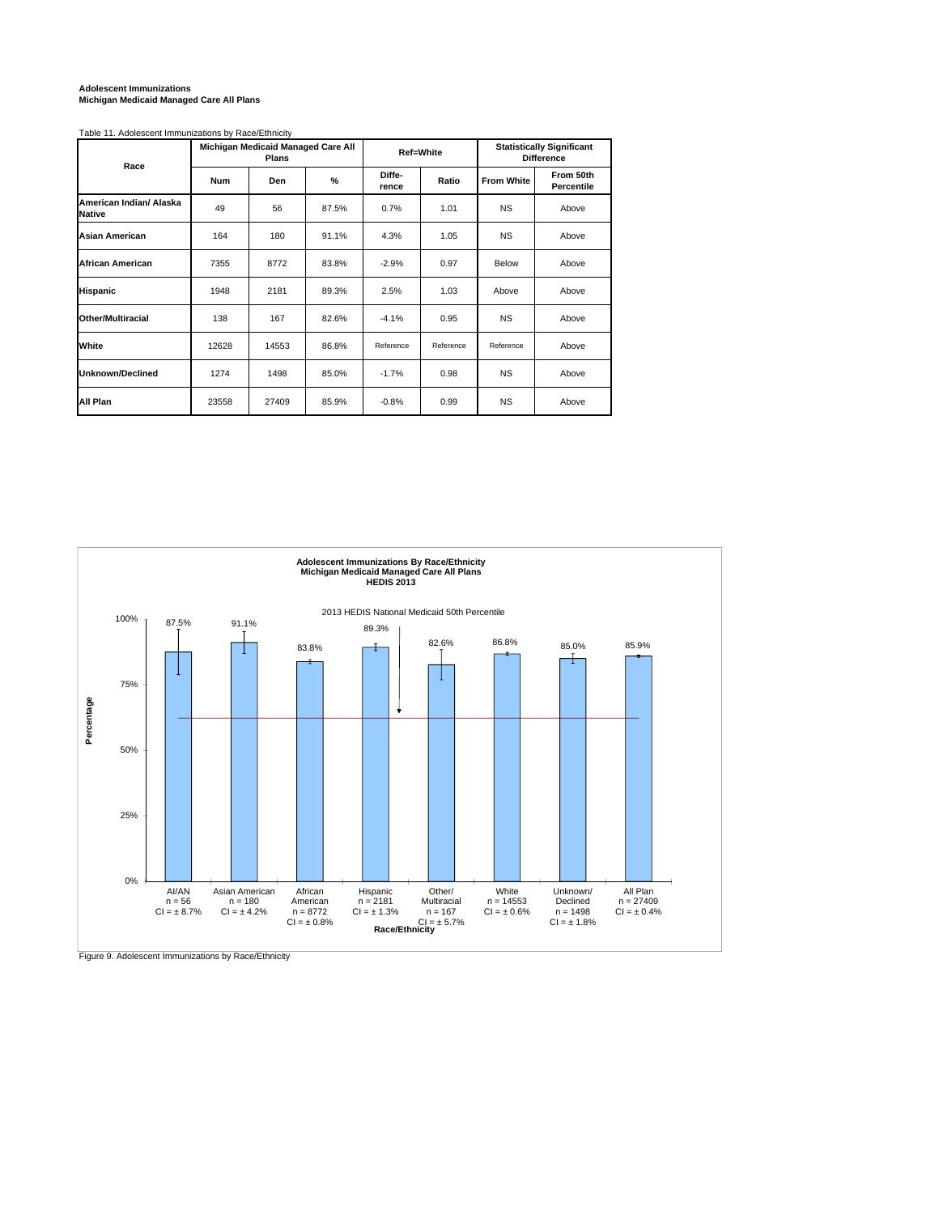**Adolescent Immunizations**
**Michigan Medicaid Managed Care All Plans**

Table 11. Adolescent Immunizations by Race/Ethnicity

| Race | Michigan Medicaid Managed Care All Plans | | | Ref=White | | Statistically Significant Difference | |
|---|---|---|---|---|---|---|---|
| | Num | Den | % | Diffe-rence | Ratio | From White | From 50th Percentile |
| American Indian/ Alaska Native | 49 | 56 | 87.5% | 0.7% | 1.01 | NS | Above |
| Asian American | 164 | 180 | 91.1% | 4.3% | 1.05 | NS | Above |
| African American | 7355 | 8772 | 83.8% | -2.9% | 0.97 | Below | Above |
| Hispanic | 1948 | 2181 | 89.3% | 2.5% | 1.03 | Above | Above |
| Other/Multiracial | 138 | 167 | 82.6% | -4.1% | 0.95 | NS | Above |
| White | 12628 | 14553 | 86.8% | Reference | Reference | Reference | Above |
| Unknown/Declined | 1274 | 1498 | 85.0% | -1.7% | 0.98 | NS | Above |
| All Plan | 23558 | 27409 | 85.9% | -0.8% | 0.99 | NS | Above |

**Adolescent Immunizations By Race/Ethnicity**
**Michigan Medicaid Managed Care All Plans**
**HEDIS 2013**

2013 HEDIS National Medicaid 50th Percentile

| Race/Ethnicity | n | CI | Percentage |
|---|---|---|---|
| AI/AN | 56 | ± 8.7% | 87.5% |
| Asian American | 180 | ± 4.2% | 91.1% |
| African American | 8772 | ± 0.8% | 83.8% |
| Hispanic | 2181 | ± 1.3% | 89.3% |
| Other/Multiracial | 167 | ± 5.7% | 82.6% |
| White | 14553 | ± 0.6% | 86.8% |
| Unknown/Declined | 1498 | ± 1.8% | 85.0% |
| All Plan | 27409 | ± 0.4% | 85.9% |

Figure 9. Adolescent Immunizations by Race/Ethnicity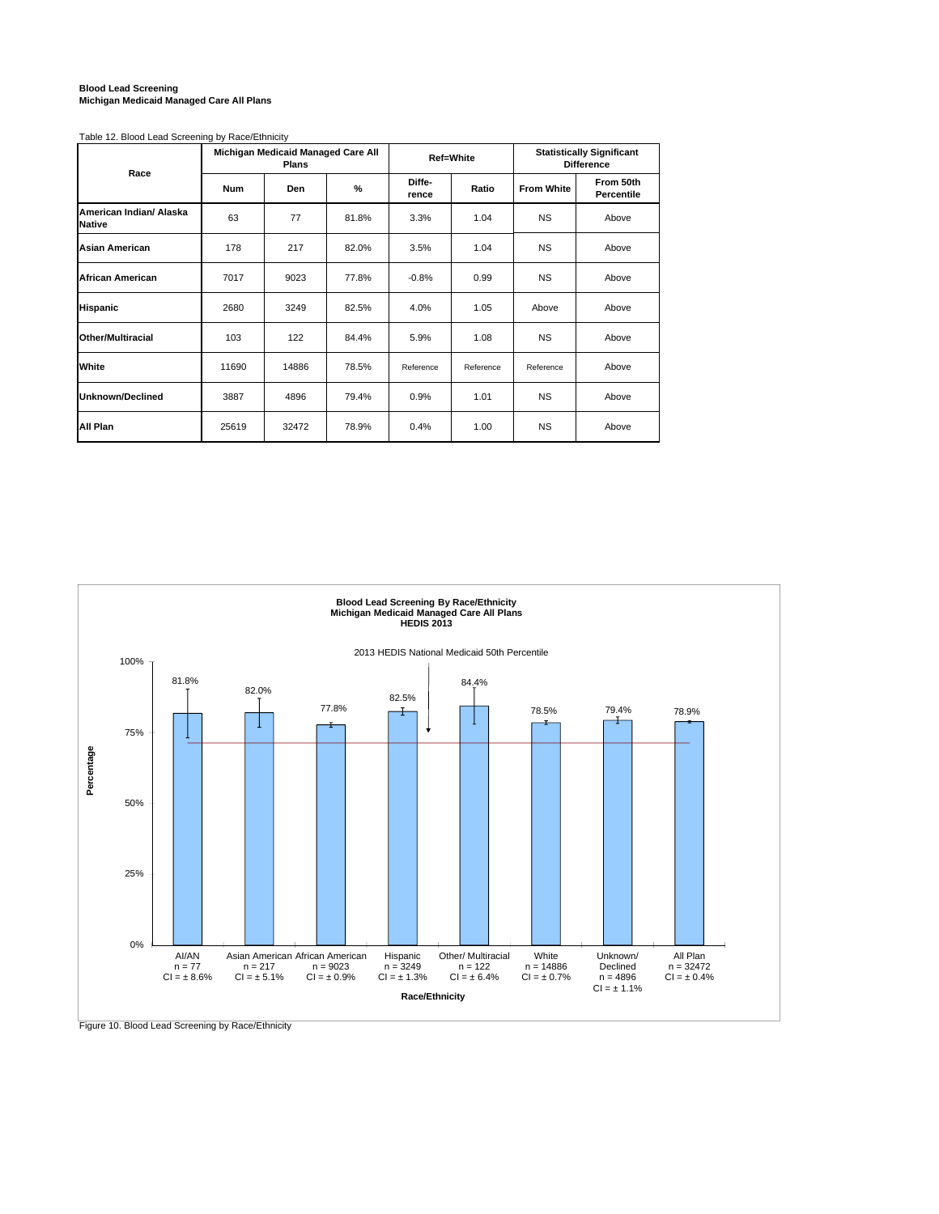**Blood Lead Screening**
**Michigan Medicaid Managed Care All Plans**

Table 12. Blood Lead Screening by Race/Ethnicity

| Race | Michigan Medicaid Managed Care All Plans | | | Ref=White | | Statistically Significant Difference | |
|---|---|---|---|---|---|---|---|
| | Num | Den | % | Diffe-rence | Ratio | From White | From 50th Percentile |
| **American Indian/ Alaska Native** | 63 | 77 | 81.8% | 3.3% | 1.04 | NS | Above |
| **Asian American** | 178 | 217 | 82.0% | 3.5% | 1.04 | NS | Above |
| **African American** | 7017 | 9023 | 77.8% | -0.8% | 0.99 | NS | Above |
| **Hispanic** | 2680 | 3249 | 82.5% | 4.0% | 1.05 | Above | Above |
| **Other/Multiracial** | 103 | 122 | 84.4% | 5.9% | 1.08 | NS | Above |
| **White** | 11690 | 14886 | 78.5% | Reference | Reference | Reference | Above |
| **Unknown/Declined** | 3887 | 4896 | 79.4% | 0.9% | 1.01 | NS | Above |
| **All Plan** | 25619 | 32472 | 78.9% | 0.4% | 1.00 | NS | Above |

**Blood Lead Screening By Race/Ethnicity**
**Michigan Medicaid Managed Care All Plans**
**HEDIS 2013**

2013 HEDIS National Medicaid 50th Percentile

| Race/Ethnicity | n | CI | Percentage |
|---|---|---|---|
| AI/AN | 77 | ± 8.6% | 81.8% |
| Asian American | 217 | ± 5.1% | 82.0% |
| African American | 9023 | ± 0.9% | 77.8% |
| Hispanic | 3249 | ± 1.3% | 82.5% |
| Other/ Multiracial | 122 | ± 6.4% | 84.4% |
| White | 14886 | ± 0.7% | 78.5% |
| Unknown/ Declined | 4896 | ± 1.1% | 79.4% |
| All Plan | 32472 | ± 0.4% | 78.9% |

Figure 10. Blood Lead Screening by Race/Ethnicity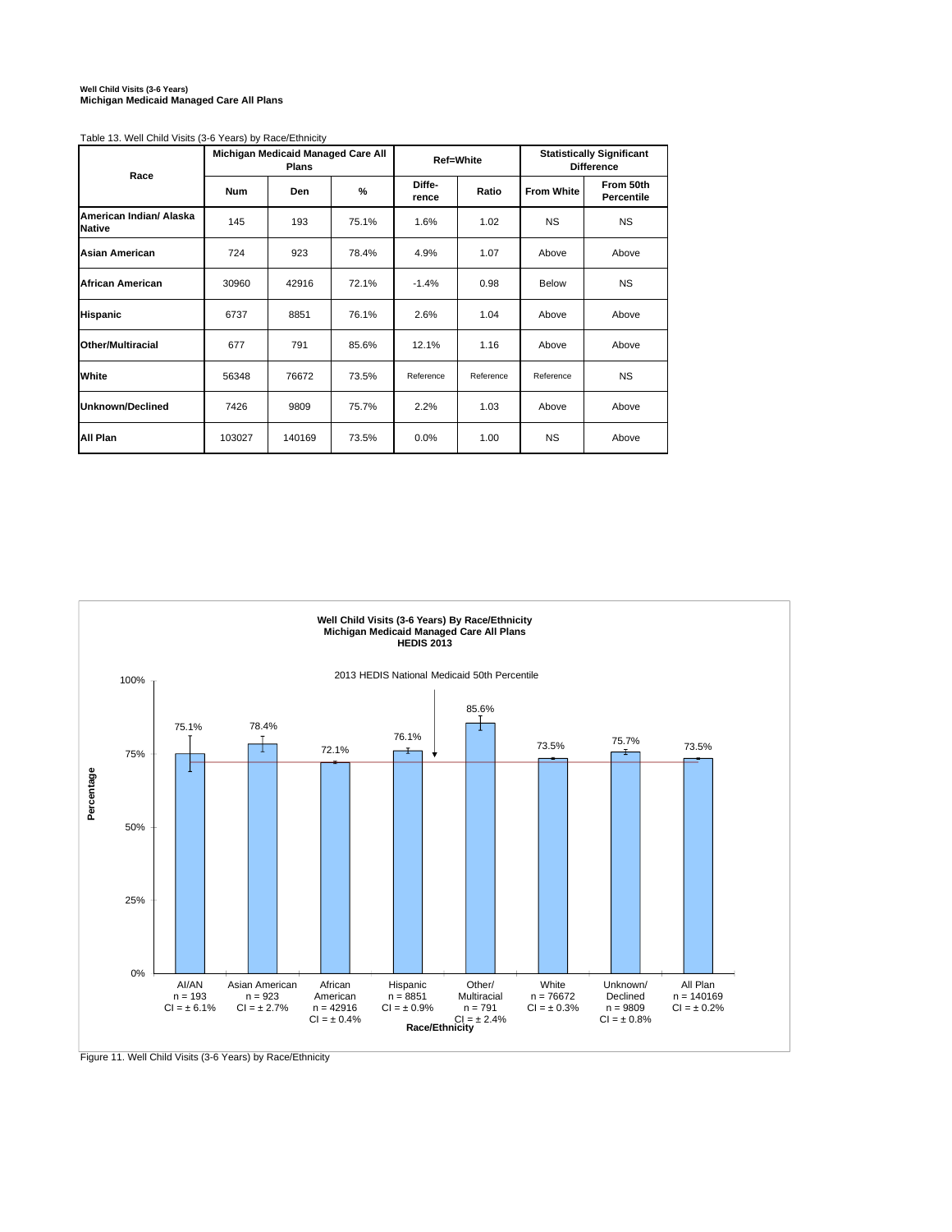**Well Child Visits (3-6 Years)**
**Michigan Medicaid Managed Care All Plans**

Table 13. Well Child Visits (3-6 Years) by Race/Ethnicity

| Race | Michigan Medicaid Managed Care All Plans | | | Ref=White | | Statistically Significant Difference | |
|---|---|---|---|---|---|---|---|
| | Num | Den | % | Diffe-rence | Ratio | From White | From 50th Percentile |
| American Indian/ Alaska Native | 145 | 193 | 75.1% | 1.6% | 1.02 | NS | NS |
| Asian American | 724 | 923 | 78.4% | 4.9% | 1.07 | Above | Above |
| African American | 30960 | 42916 | 72.1% | -1.4% | 0.98 | Below | NS |
| Hispanic | 6737 | 8851 | 76.1% | 2.6% | 1.04 | Above | Above |
| Other/Multiracial | 677 | 791 | 85.6% | 12.1% | 1.16 | Above | Above |
| White | 56348 | 76672 | 73.5% | Reference | Reference | Reference | NS |
| Unknown/Declined | 7426 | 9809 | 75.7% | 2.2% | 1.03 | Above | Above |
| All Plan | 103027 | 140169 | 73.5% | 0.0% | 1.00 | NS | Above |

**Well Child Visits (3-6 Years) By Race/Ethnicity**
**Michigan Medicaid Managed Care All Plans**
**HEDIS 2013**

2013 HEDIS National Medicaid 50th Percentile

| Race/Ethnicity | n | CI | Percentage |
|---|---|---|---|
| AI/AN | 193 | ± 6.1% | 75.1% |
| Asian American | 923 | ± 2.7% | 78.4% |
| African American | 42916 | ± 0.4% | 72.1% |
| Hispanic | 8851 | ± 0.9% | 76.1% |
| Other/ Multiracial | 791 | ± 2.4% | 85.6% |
| White | 76672 | ± 0.3% | 73.5% |
| Unknown/ Declined | 9809 | ± 0.8% | 75.7% |
| All Plan | 140169 | ± 0.2% | 73.5% |

Figure 11. Well Child Visits (3-6 Years) by Race/Ethnicity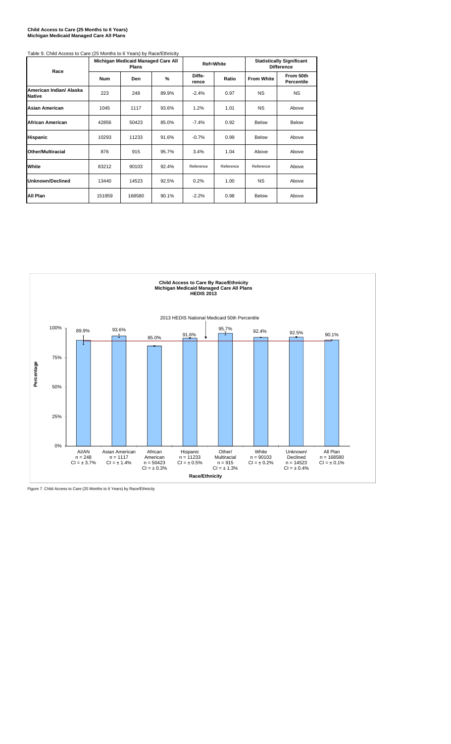**Child Access to Care (25 Months to 6 Years)**
**Michigan Medicaid Managed Care All Plans**

Table 9. Child Access to Care (25 Months to 6 Years) by Race/Ethnicity

| Race | Michigan Medicaid Managed Care All Plans | | | Ref=White | | Statistically Significant Difference | |
|---|---|---|---|---|---|---|---|
| | Num | Den | % | Diffe-rence | Ratio | From White | From 50th Percentile |
| American Indian/ Alaska Native | 223 | 248 | 89.9% | -2.4% | 0.97 | NS | NS |
| Asian American | 1045 | 1117 | 93.6% | 1.2% | 1.01 | NS | Above |
| African American | 42856 | 50423 | 85.0% | -7.4% | 0.92 | Below | Below |
| Hispanic | 10293 | 11233 | 91.6% | -0.7% | 0.99 | Below | Above |
| Other/Multiracial | 876 | 915 | 95.7% | 3.4% | 1.04 | Above | Above |
| White | 83212 | 90103 | 92.4% | Reference | Reference | Reference | Above |
| Unknown/Declined | 13440 | 14523 | 92.5% | 0.2% | 1.00 | NS | Above |
| All Plan | 151959 | 168580 | 90.1% | -2.2% | 0.98 | Below | Above |

**Child Access to Care By Race/Ethnicity**
**Michigan Medicaid Managed Care All Plans**
**HEDIS 2013**

2013 HEDIS National Medicaid 50th Percentile

| Race/Ethnicity | n | CI | Percentage |
|---|---|---|---|
| AI/AN | 248 | ± 3.7% | 89.9% |
| Asian American | 1117 | ± 1.4% | 93.6% |
| African American | 50423 | ± 0.3% | 85.0% |
| Hispanic | 11233 | ± 0.5% | 91.6% |
| Other/Multiracial | 915 | ± 1.3% | 95.7% |
| White | 90103 | ± 0.2% | 92.4% |
| Unknown/Declined | 14523 | ± 0.4% | 92.5% |
| All Plan | 168580 | ± 0.1% | 90.1% |

Figure 7. Child Access to Care (25 Months to 6 Years) by Race/Ethnicity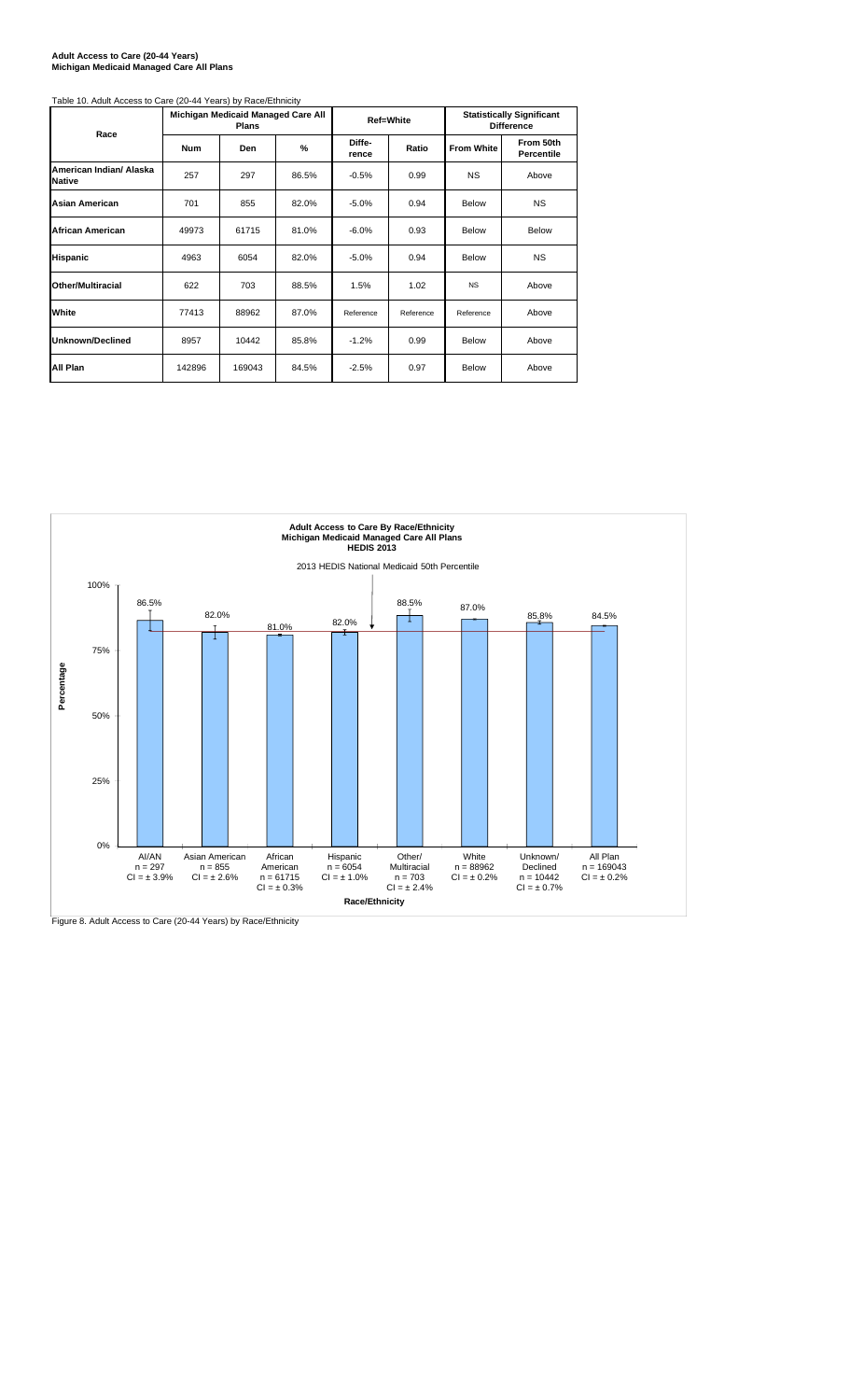**Adult Access to Care (20-44 Years)**
**Michigan Medicaid Managed Care All Plans**

Table 10. Adult Access to Care (20-44 Years) by Race/Ethnicity

| Race | Michigan Medicaid Managed Care All Plans | | | Ref=White | | Statistically Significant Difference | |
|---|---|---|---|---|---|---|---|
| | Num | Den | % | Diffe-rence | Ratio | From White | From 50th Percentile |
| American Indian/ Alaska Native | 257 | 297 | 86.5% | -0.5% | 0.99 | NS | Above |
| Asian American | 701 | 855 | 82.0% | -5.0% | 0.94 | Below | NS |
| African American | 49973 | 61715 | 81.0% | -6.0% | 0.93 | Below | Below |
| Hispanic | 4963 | 6054 | 82.0% | -5.0% | 0.94 | Below | NS |
| Other/Multiracial | 622 | 703 | 88.5% | 1.5% | 1.02 | NS | Above |
| White | 77413 | 88962 | 87.0% | Reference | Reference | Reference | Above |
| Unknown/Declined | 8957 | 10442 | 85.8% | -1.2% | 0.99 | Below | Above |
| All Plan | 142896 | 169043 | 84.5% | -2.5% | 0.97 | Below | Above |

**Adult Access to Care By Race/Ethnicity**
**Michigan Medicaid Managed Care All Plans**
**HEDIS 2013**

2013 HEDIS National Medicaid 50th Percentile

| Race/Ethnicity | Percentage | n | CI |
|---|---|---|---|
| AI/AN | 86.5% | 297 | ± 3.9% |
| Asian American | 82.0% | 855 | ± 2.6% |
| African American | 81.0% | 61715 | ± 0.3% |
| Hispanic | 82.0% | 6054 | ± 1.0% |
| Other/Multiracial | 88.5% | 703 | ± 2.4% |
| White | 87.0% | 88962 | ± 0.2% |
| Unknown/Declined | 85.8% | 10442 | ± 0.7% |
| All Plan | 84.5% | 169043 | ± 0.2% |

Figure 8. Adult Access to Care (20-44 Years) by Race/Ethnicity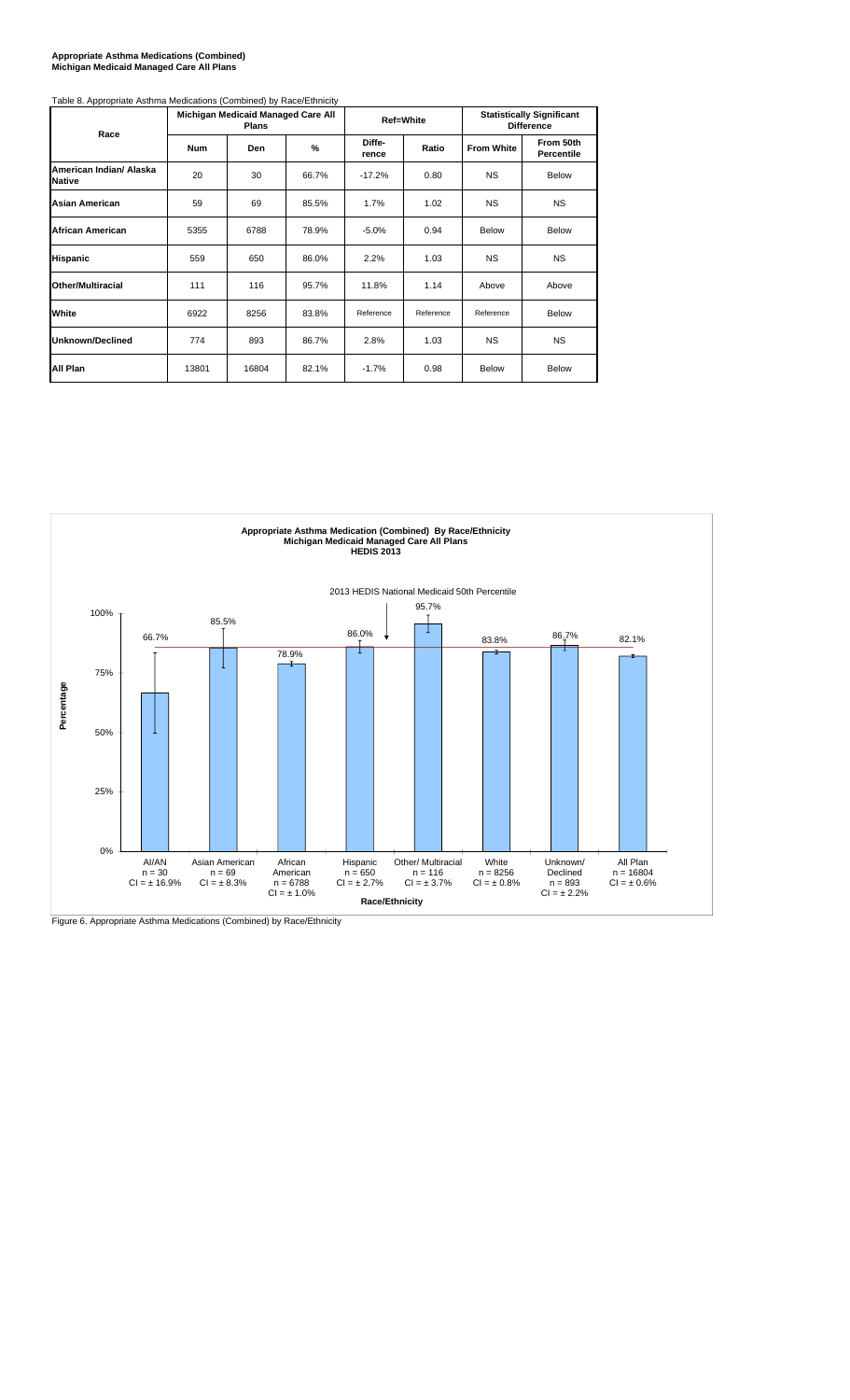**Appropriate Asthma Medications (Combined)**
**Michigan Medicaid Managed Care All Plans**

Table 8. Appropriate Asthma Medications (Combined) by Race/Ethnicity

| Race | Michigan Medicaid Managed Care All Plans | | | Ref=White | | Statistically Significant Difference | |
|---|---|---|---|---|---|---|---|
| | Num | Den | % | Diffe-rence | Ratio | From White | From 50th Percentile |
| American Indian/ Alaska Native | 20 | 30 | 66.7% | -17.2% | 0.80 | NS | Below |
| Asian American | 59 | 69 | 85.5% | 1.7% | 1.02 | NS | NS |
| African American | 5355 | 6788 | 78.9% | -5.0% | 0.94 | Below | Below |
| Hispanic | 559 | 650 | 86.0% | 2.2% | 1.03 | NS | NS |
| Other/Multiracial | 111 | 116 | 95.7% | 11.8% | 1.14 | Above | Above |
| White | 6922 | 8256 | 83.8% | Reference | Reference | Reference | Below |
| Unknown/Declined | 774 | 893 | 86.7% | 2.8% | 1.03 | NS | NS |
| All Plan | 13801 | 16804 | 82.1% | -1.7% | 0.98 | Below | Below |

**Appropriate Asthma Medication (Combined) By Race/Ethnicity**
**Michigan Medicaid Managed Care All Plans**
**HEDIS 2013**

2013 HEDIS National Medicaid 50th Percentile

| Race/Ethnicity | Percentage | n | CI |
|---|---|---|---|
| AI/AN | 66.7% | 30 | ± 16.9% |
| Asian American | 85.5% | 69 | ± 8.3% |
| African American | 78.9% | 6788 | ± 1.0% |
| Hispanic | 86.0% | 650 | ± 2.7% |
| Other/ Multiracial | 95.7% | 116 | ± 3.7% |
| White | 83.8% | 8256 | ± 0.8% |
| Unknown/ Declined | 86.7% | 893 | ± 2.2% |
| All Plan | 82.1% | 16804 | ± 0.6% |

Figure 6. Appropriate Asthma Medications (Combined) by Race/Ethnicity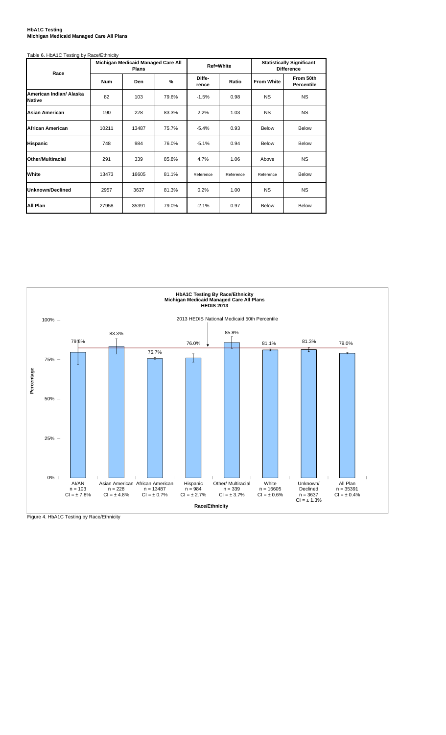**HbA1C Testing**
**Michigan Medicaid Managed Care All Plans**

Table 6. HbA1C Testing by Race/Ethnicity

| Race | Michigan Medicaid Managed Care All Plans | | | Ref=White | | Statistically Significant Difference | |
|---|---|---|---|---|---|---|---|
| | Num | Den | % | Diffe-rence | Ratio | From White | From 50th Percentile |
| **American Indian/ Alaska Native** | 82 | 103 | 79.6% | -1.5% | 0.98 | NS | NS |
| **Asian American** | 190 | 228 | 83.3% | 2.2% | 1.03 | NS | NS |
| **African American** | 10211 | 13487 | 75.7% | -5.4% | 0.93 | Below | Below |
| **Hispanic** | 748 | 984 | 76.0% | -5.1% | 0.94 | Below | Below |
| **Other/Multiracial** | 291 | 339 | 85.8% | 4.7% | 1.06 | Above | NS |
| **White** | 13473 | 16605 | 81.1% | Reference | Reference | Reference | Below |
| **Unknown/Declined** | 2957 | 3637 | 81.3% | 0.2% | 1.00 | NS | NS |
| **All Plan** | 27958 | 35391 | 79.0% | -2.1% | 0.97 | Below | Below |

**HbA1C Testing By Race/Ethnicity**
**Michigan Medicaid Managed Care All Plans**
**HEDIS 2013**

2013 HEDIS National Medicaid 50th Percentile

| Race/Ethnicity | Percentage |
|---|---|
| AI/AN n = 103 CI = ± 7.8% | 79.6% |
| Asian American n = 228 CI = ± 4.8% | 83.3% |
| African American n = 13487 CI = ± 0.7% | 75.7% |
| Hispanic n = 984 CI = ± 2.7% | 76.0% |
| Other/ Multiracial n = 339 CI = ± 3.7% | 85.8% |
| White n = 16605 CI = ± 0.6% | 81.1% |
| Unknown/ Declined n = 3637 CI = ± 1.3% | 81.3% |
| All Plan n = 35391 CI = ± 0.4% | 79.0% |

Figure 4. HbA1C Testing by Race/Ethnicity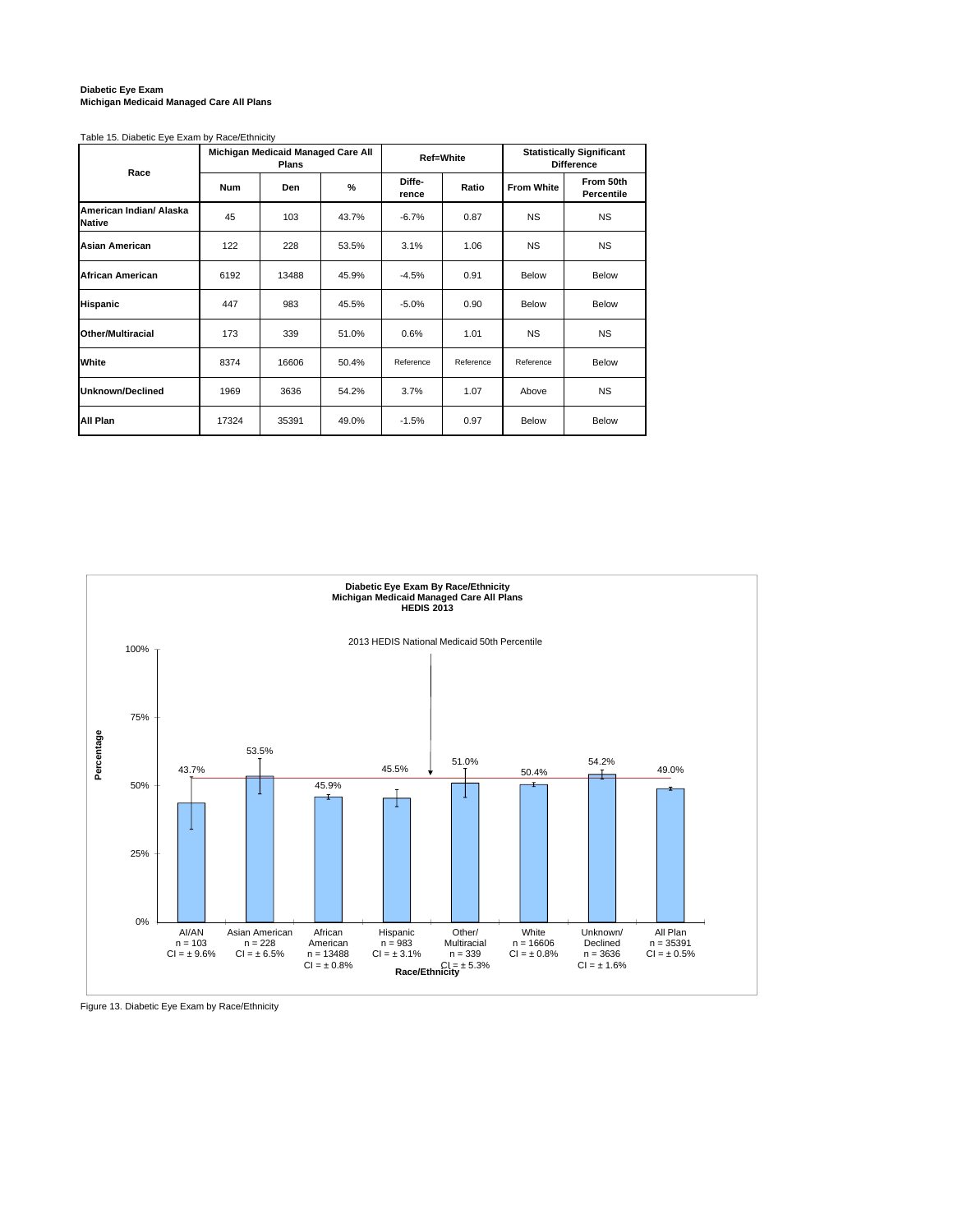**Diabetic Eye Exam**
**Michigan Medicaid Managed Care All Plans**

Table 15. Diabetic Eye Exam by Race/Ethnicity

| Race | Michigan Medicaid Managed Care All Plans | | | Ref=White | | Statistically Significant Difference | |
|---|---|---|---|---|---|---|---|
| | Num | Den | % | Diffe-rence | Ratio | From White | From 50th Percentile |
| **American Indian/ Alaska Native** | 45 | 103 | 43.7% | -6.7% | 0.87 | NS | NS |
| **Asian American** | 122 | 228 | 53.5% | 3.1% | 1.06 | NS | NS |
| **African American** | 6192 | 13488 | 45.9% | -4.5% | 0.91 | Below | Below |
| **Hispanic** | 447 | 983 | 45.5% | -5.0% | 0.90 | Below | Below |
| **Other/Multiracial** | 173 | 339 | 51.0% | 0.6% | 1.01 | NS | NS |
| **White** | 8374 | 16606 | 50.4% | Reference | Reference | Reference | Below |
| **Unknown/Declined** | 1969 | 3636 | 54.2% | 3.7% | 1.07 | Above | NS |
| **All Plan** | 17324 | 35391 | 49.0% | -1.5% | 0.97 | Below | Below |

**Diabetic Eye Exam By Race/Ethnicity**
**Michigan Medicaid Managed Care All Plans**
**HEDIS 2013**

2013 HEDIS National Medicaid 50th Percentile

| Race/Ethnicity | n | CI | Percentage |
|---|---|---|---|
| AI/AN | 103 | ± 9.6% | 43.7% |
| Asian American | 228 | ± 6.5% | 53.5% |
| African American | 13488 | ± 0.8% | 45.9% |
| Hispanic | 983 | ± 3.1% | 45.5% |
| Other/ Multiracial | 339 | ± 5.3% | 51.0% |
| White | 16606 | ± 0.8% | 50.4% |
| Unknown/ Declined | 3636 | ± 1.6% | 54.2% |
| All Plan | 35391 | ± 0.5% | 49.0% |

Figure 13. Diabetic Eye Exam by Race/Ethnicity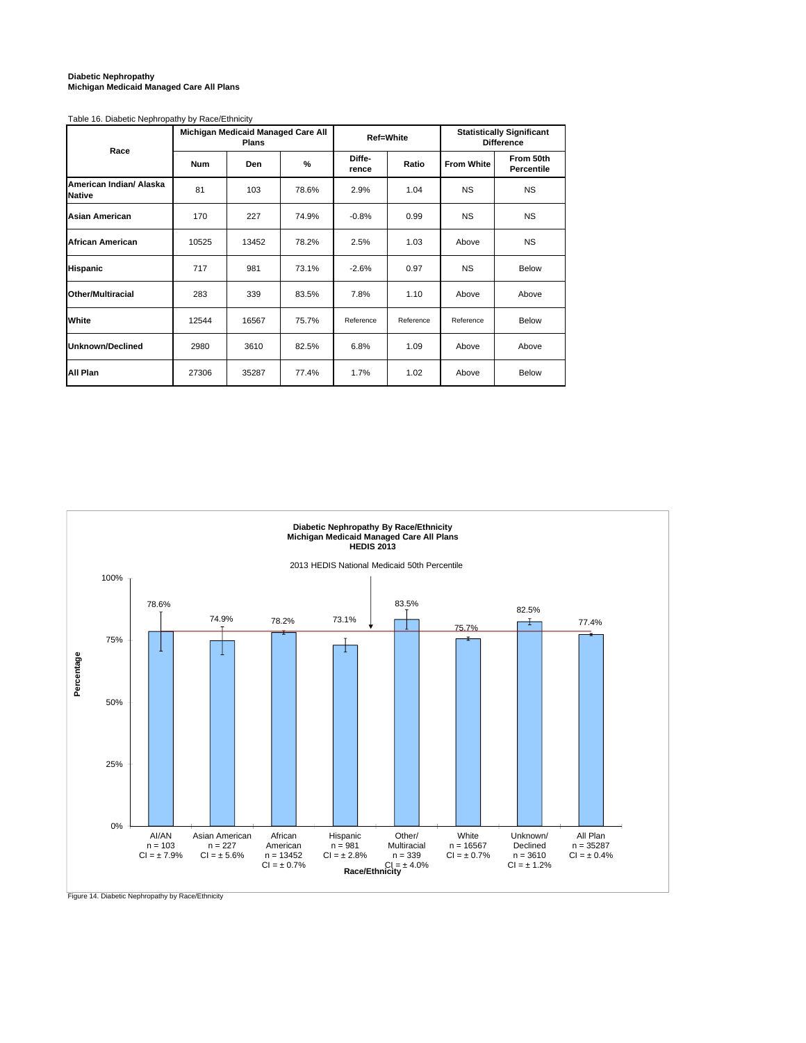**Diabetic Nephropathy**
**Michigan Medicaid Managed Care All Plans**

Table 16. Diabetic Nephropathy by Race/Ethnicity

| Race | Michigan Medicaid Managed Care All Plans | | | Ref=White | | Statistically Significant Difference | |
|---|---|---|---|---|---|---|---|
| | Num | Den | % | Diffe-rence | Ratio | From White | From 50th Percentile |
| **American Indian/ Alaska Native** | 81 | 103 | 78.6% | 2.9% | 1.04 | NS | NS |
| **Asian American** | 170 | 227 | 74.9% | -0.8% | 0.99 | NS | NS |
| **African American** | 10525 | 13452 | 78.2% | 2.5% | 1.03 | Above | NS |
| **Hispanic** | 717 | 981 | 73.1% | -2.6% | 0.97 | NS | Below |
| **Other/Multiracial** | 283 | 339 | 83.5% | 7.8% | 1.10 | Above | Above |
| **White** | 12544 | 16567 | 75.7% | Reference | Reference | Reference | Below |
| **Unknown/Declined** | 2980 | 3610 | 82.5% | 6.8% | 1.09 | Above | Above |
| **All Plan** | 27306 | 35287 | 77.4% | 1.7% | 1.02 | Above | Below |

**Diabetic Nephropathy By Race/Ethnicity**
**Michigan Medicaid Managed Care All Plans**
**HEDIS 2013**

2013 HEDIS National Medicaid 50th Percentile

| Race/Ethnicity | n | CI | Percentage |
|---|---|---|---|
| AI/AN | 103 | ± 7.9% | 78.6% |
| Asian American | 227 | ± 5.6% | 74.9% |
| African American | 13452 | ± 0.7% | 78.2% |
| Hispanic | 981 | ± 2.8% | 73.1% |
| Other/ Multiracial | 339 | ± 4.0% | 83.5% |
| White | 16567 | ± 0.7% | 75.7% |
| Unknown/ Declined | 3610 | ± 1.2% | 82.5% |
| All Plan | 35287 | ± 0.4% | 77.4% |

Figure 14. Diabetic Nephropathy by Race/Ethnicity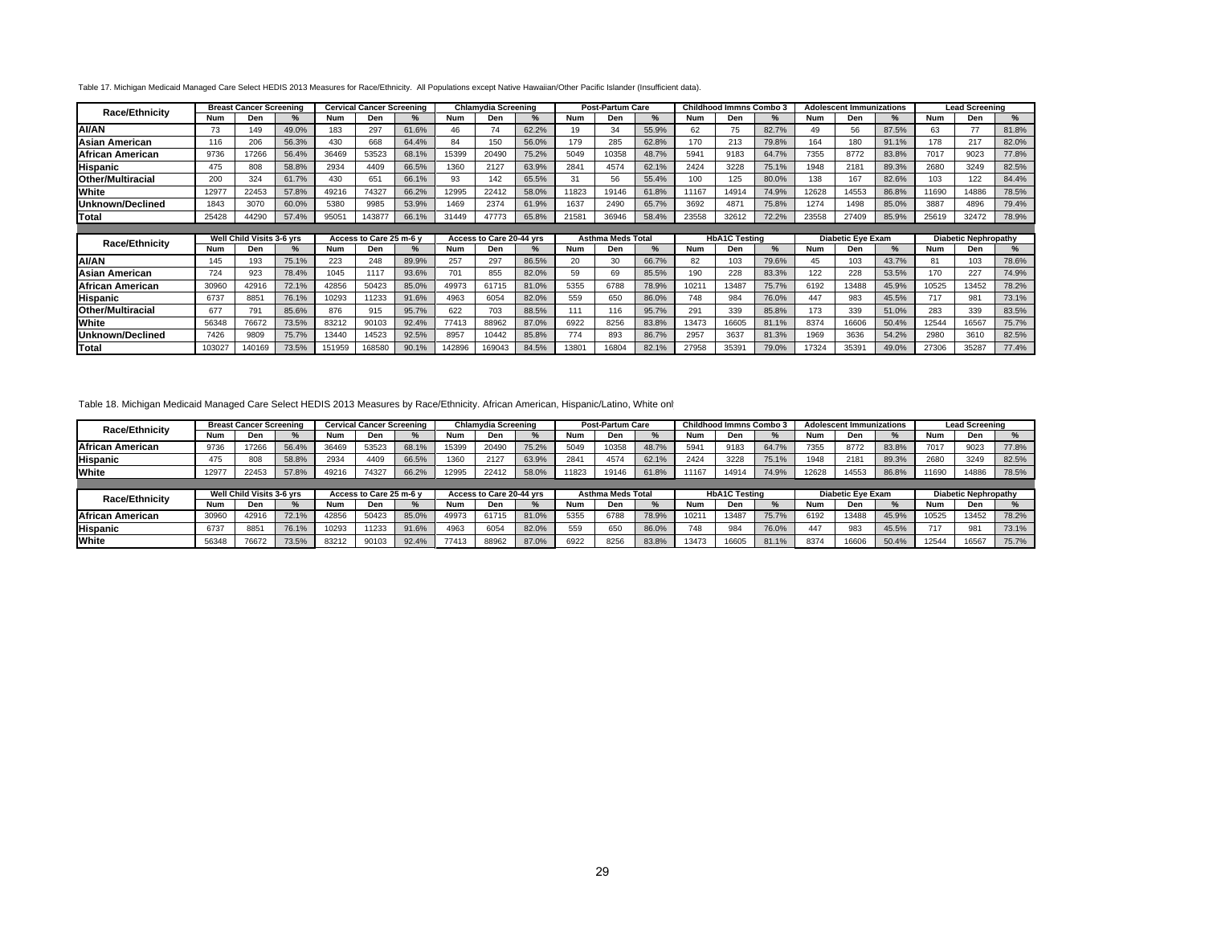Table 17. Michigan Medicaid Managed Care Select HEDIS 2013 Measures for Race/Ethnicity. All Populations except Native Hawaiian/Other Pacific Islander (Insufficient data).

| Race/Ethnicity | Breast Cancer Screening | | | Cervical Cancer Screening | | | Chlamydia Screening | | | Post-Partum Care | | | Childhood Immns Combo 3 | | | Adolescent Immunizations | | | Lead Screening | | |
|---|---|---|---|---|---|---|---|---|---|---|---|---|---|---|---|---|---|---|---|---|---|
| | Num | Den | % | Num | Den | % | Num | Den | % | Num | Den | % | Num | Den | % | Num | Den | % | Num | Den | % |
| **AI/AN** | 73 | 149 | 49.0% | 183 | 297 | 61.6% | 46 | 74 | 62.2% | 19 | 34 | 55.9% | 62 | 75 | 82.7% | 49 | 56 | 87.5% | 63 | 77 | 81.8% |
| **Asian American** | 116 | 206 | 56.3% | 430 | 668 | 64.4% | 84 | 150 | 56.0% | 179 | 285 | 62.8% | 170 | 213 | 79.8% | 164 | 180 | 91.1% | 178 | 217 | 82.0% |
| **African American** | 9736 | 17266 | 56.4% | 36469 | 53523 | 68.1% | 15399 | 20490 | 75.2% | 5049 | 10358 | 48.7% | 5941 | 9183 | 64.7% | 7355 | 8772 | 83.8% | 7017 | 9023 | 77.8% |
| **Hispanic** | 475 | 808 | 58.8% | 2934 | 4409 | 66.5% | 1360 | 2127 | 63.9% | 2841 | 4574 | 62.1% | 2424 | 3228 | 75.1% | 1948 | 2181 | 89.3% | 2680 | 3249 | 82.5% |
| **Other/Multiracial** | 200 | 324 | 61.7% | 430 | 651 | 66.1% | 93 | 142 | 65.5% | 31 | 56 | 55.4% | 100 | 125 | 80.0% | 138 | 167 | 82.6% | 103 | 122 | 84.4% |
| **White** | 12977 | 22453 | 57.8% | 49216 | 74327 | 66.2% | 12995 | 22412 | 58.0% | 11823 | 19146 | 61.8% | 11167 | 14914 | 74.9% | 12628 | 14553 | 86.8% | 11690 | 14886 | 78.5% |
| **Unknown/Declined** | 1843 | 3070 | 60.0% | 5380 | 9985 | 53.9% | 1469 | 2374 | 61.9% | 1637 | 2490 | 65.7% | 3692 | 4871 | 75.8% | 1274 | 1498 | 85.0% | 3887 | 4896 | 79.4% |
| **Total** | 25428 | 44290 | 57.4% | 95051 | 143877 | 66.1% | 31449 | 47773 | 65.8% | 21581 | 36946 | 58.4% | 23558 | 32612 | 72.2% | 23558 | 27409 | 85.9% | 25619 | 32472 | 78.9% |

| Race/Ethnicity | Well Child Visits 3-6 yrs | | | Access to Care 25 m-6 y | | | Access to Care 20-44 yrs | | | Asthma Meds Total | | | HbA1C Testing | | | Diabetic Eye Exam | | | Diabetic Nephropathy | | |
|---|---|---|---|---|---|---|---|---|---|---|---|---|---|---|---|---|---|---|---|---|---|
| | Num | Den | % | Num | Den | % | Num | Den | % | Num | Den | % | Num | Den | % | Num | Den | % | Num | Den | % |
| **AI/AN** | 145 | 193 | 75.1% | 223 | 248 | 89.9% | 257 | 297 | 86.5% | 20 | 30 | 66.7% | 82 | 103 | 79.6% | 45 | 103 | 43.7% | 81 | 103 | 78.6% |
| **Asian American** | 724 | 923 | 78.4% | 1045 | 1117 | 93.6% | 701 | 855 | 82.0% | 59 | 69 | 85.5% | 190 | 228 | 83.3% | 122 | 228 | 53.5% | 170 | 227 | 74.9% |
| **African American** | 30960 | 42916 | 72.1% | 42856 | 50423 | 85.0% | 49973 | 61715 | 81.0% | 5355 | 6788 | 78.9% | 10211 | 13487 | 75.7% | 6192 | 13488 | 45.9% | 10525 | 13452 | 78.2% |
| **Hispanic** | 6737 | 8851 | 76.1% | 10293 | 11233 | 91.6% | 4963 | 6054 | 82.0% | 559 | 650 | 86.0% | 748 | 984 | 76.0% | 447 | 983 | 45.5% | 717 | 981 | 73.1% |
| **Other/Multiracial** | 677 | 791 | 85.6% | 876 | 915 | 95.7% | 622 | 703 | 88.5% | 111 | 116 | 95.7% | 291 | 339 | 85.8% | 173 | 339 | 51.0% | 283 | 339 | 83.5% |
| **White** | 56348 | 76672 | 73.5% | 83212 | 90103 | 92.4% | 77413 | 88962 | 87.0% | 6922 | 8256 | 83.8% | 13473 | 16605 | 81.1% | 8374 | 16606 | 50.4% | 12544 | 16567 | 75.7% |
| **Unknown/Declined** | 7426 | 9809 | 75.7% | 13440 | 14523 | 92.5% | 8957 | 10442 | 85.8% | 774 | 893 | 86.7% | 2957 | 3637 | 81.3% | 1969 | 3636 | 54.2% | 2980 | 3610 | 82.5% |
| **Total** | 103027 | 140169 | 73.5% | 151959 | 168580 | 90.1% | 142896 | 169043 | 84.5% | 13801 | 16804 | 82.1% | 27958 | 35391 | 79.0% | 17324 | 35391 | 49.0% | 27306 | 35287 | 77.4% |

Table 18. Michigan Medicaid Managed Care Select HEDIS 2013 Measures by Race/Ethnicity. African American, Hispanic/Latino, White onl

| Race/Ethnicity | Breast Cancer Screening | | | Cervical Cancer Screening | | | Chlamydia Screening | | | Post-Partum Care | | | Childhood Immns Combo 3 | | | Adolescent Immunizations | | | Lead Screening | | |
|---|---|---|---|---|---|---|---|---|---|---|---|---|---|---|---|---|---|---|---|---|---|
| | Num | Den | % | Num | Den | % | Num | Den | % | Num | Den | % | Num | Den | % | Num | Den | % | Num | Den | % |
| **African American** | 9736 | 17266 | 56.4% | 36469 | 53523 | 68.1% | 15399 | 20490 | 75.2% | 5049 | 10358 | 48.7% | 5941 | 9183 | 64.7% | 7355 | 8772 | 83.8% | 7017 | 9023 | 77.8% |
| **Hispanic** | 475 | 808 | 58.8% | 2934 | 4409 | 66.5% | 1360 | 2127 | 63.9% | 2841 | 4574 | 62.1% | 2424 | 3228 | 75.1% | 1948 | 2181 | 89.3% | 2680 | 3249 | 82.5% |
| **White** | 12977 | 22453 | 57.8% | 49216 | 74327 | 66.2% | 12995 | 22412 | 58.0% | 11823 | 19146 | 61.8% | 11167 | 14914 | 74.9% | 12628 | 14553 | 86.8% | 11690 | 14886 | 78.5% |

| Race/Ethnicity | Well Child Visits 3-6 yrs | | | Access to Care 25 m-6 y | | | Access to Care 20-44 yrs | | | Asthma Meds Total | | | HbA1C Testing | | | Diabetic Eye Exam | | | Diabetic Nephropathy | | |
|---|---|---|---|---|---|---|---|---|---|---|---|---|---|---|---|---|---|---|---|---|---|
| | Num | Den | % | Num | Den | % | Num | Den | % | Num | Den | % | Num | Den | % | Num | Den | % | Num | Den | % |
| **African American** | 30960 | 42916 | 72.1% | 42856 | 50423 | 85.0% | 49973 | 61715 | 81.0% | 5355 | 6788 | 78.9% | 10211 | 13487 | 75.7% | 6192 | 13488 | 45.9% | 10525 | 13452 | 78.2% |
| **Hispanic** | 6737 | 8851 | 76.1% | 10293 | 11233 | 91.6% | 4963 | 6054 | 82.0% | 559 | 650 | 86.0% | 748 | 984 | 76.0% | 447 | 983 | 45.5% | 717 | 981 | 73.1% |
| **White** | 56348 | 76672 | 73.5% | 83212 | 90103 | 92.4% | 77413 | 88962 | 87.0% | 6922 | 8256 | 83.8% | 13473 | 16605 | 81.1% | 8374 | 16606 | 50.4% | 12544 | 16567 | 75.7% |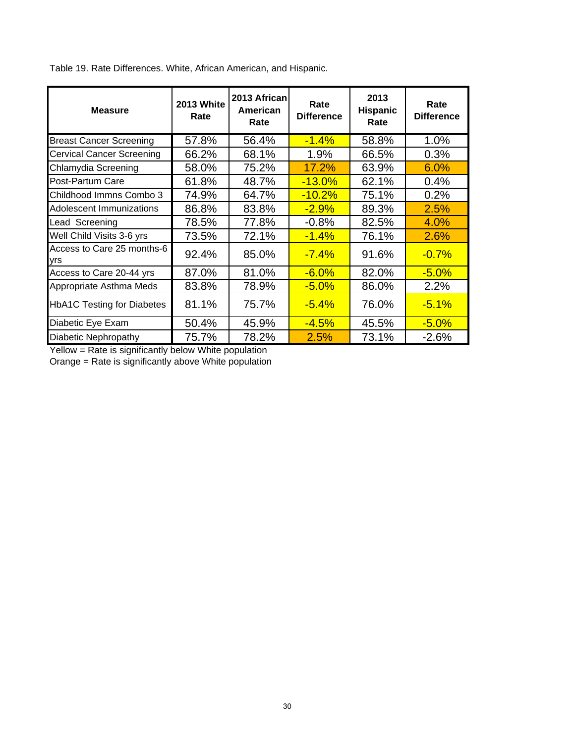Table 19. Rate Differences. White, African American, and Hispanic.

| Measure | 2013 White Rate | 2013 African American Rate | Rate Difference | 2013 Hispanic Rate | Rate Difference |
|---|---|---|---|---|---|
| Breast Cancer Screening | 57.8% | 56.4% | -1.4% | 58.8% | 1.0% |
| Cervical Cancer Screening | 66.2% | 68.1% | 1.9% | 66.5% | 0.3% |
| Chlamydia Screening | 58.0% | 75.2% | 17.2% | 63.9% | 6.0% |
| Post-Partum Care | 61.8% | 48.7% | -13.0% | 62.1% | 0.4% |
| Childhood Immns Combo 3 | 74.9% | 64.7% | -10.2% | 75.1% | 0.2% |
| Adolescent Immunizations | 86.8% | 83.8% | -2.9% | 89.3% | 2.5% |
| Lead Screening | 78.5% | 77.8% | -0.8% | 82.5% | 4.0% |
| Well Child Visits 3-6 yrs | 73.5% | 72.1% | -1.4% | 76.1% | 2.6% |
| Access to Care 25 months-6 yrs | 92.4% | 85.0% | -7.4% | 91.6% | -0.7% |
| Access to Care 20-44 yrs | 87.0% | 81.0% | -6.0% | 82.0% | -5.0% |
| Appropriate Asthma Meds | 83.8% | 78.9% | -5.0% | 86.0% | 2.2% |
| HbA1C Testing for Diabetes | 81.1% | 75.7% | -5.4% | 76.0% | -5.1% |
| Diabetic Eye Exam | 50.4% | 45.9% | -4.5% | 45.5% | -5.0% |
| Diabetic Nephropathy | 75.7% | 78.2% | 2.5% | 73.1% | -2.6% |

Yellow = Rate is significantly below White population

Orange = Rate is significantly above White population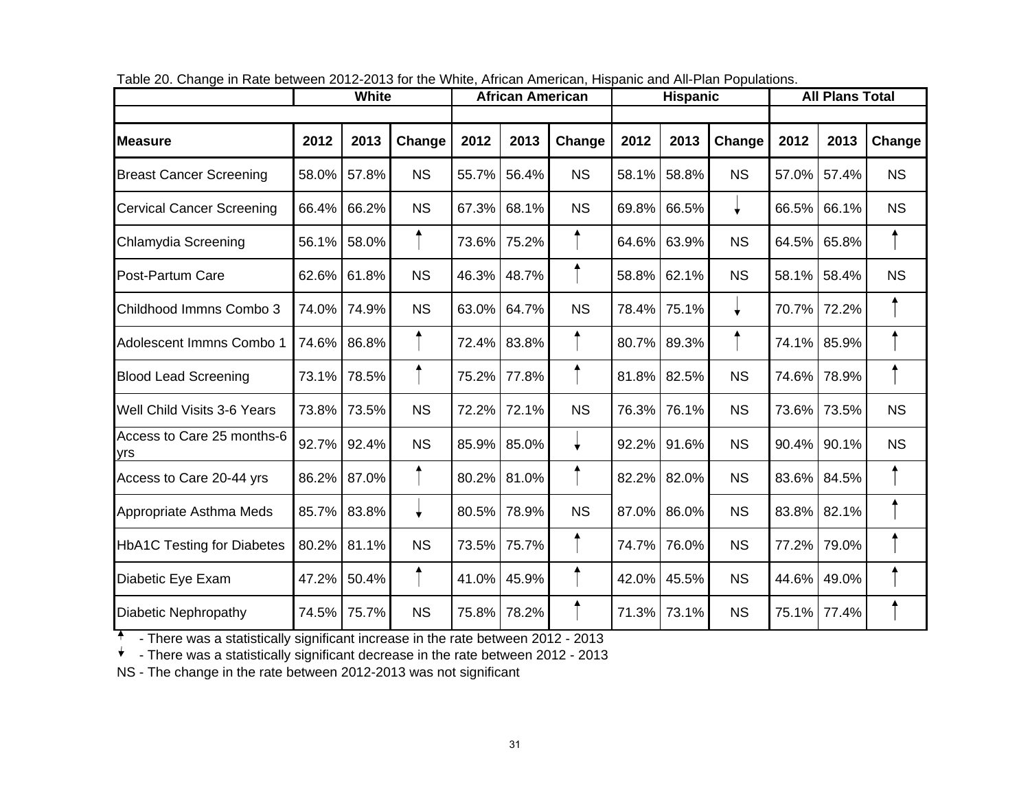Table 20. Change in Rate between 2012-2013 for the White, African American, Hispanic and All-Plan Populations.

| | White | | | African American | | | Hispanic | | | All Plans Total | | |
|---|---|---|---|---|---|---|---|---|---|---|---|---|
| **Measure** | **2012** | **2013** | **Change** | **2012** | **2013** | **Change** | **2012** | **2013** | **Change** | **2012** | **2013** | **Change** |
| Breast Cancer Screening | 58.0% | 57.8% | NS | 55.7% | 56.4% | NS | 58.1% | 58.8% | NS | 57.0% | 57.4% | NS |
| Cervical Cancer Screening | 66.4% | 66.2% | NS | 67.3% | 68.1% | NS | 69.8% | 66.5% | ↓ | 66.5% | 66.1% | NS |
| Chlamydia Screening | 56.1% | 58.0% | ↑ | 73.6% | 75.2% | ↑ | 64.6% | 63.9% | NS | 64.5% | 65.8% | ↑ |
| Post-Partum Care | 62.6% | 61.8% | NS | 46.3% | 48.7% | ↑ | 58.8% | 62.1% | NS | 58.1% | 58.4% | NS |
| Childhood Immns Combo 3 | 74.0% | 74.9% | NS | 63.0% | 64.7% | NS | 78.4% | 75.1% | ↓ | 70.7% | 72.2% | ↑ |
| Adolescent Immns Combo 1 | 74.6% | 86.8% | ↑ | 72.4% | 83.8% | ↑ | 80.7% | 89.3% | ↑ | 74.1% | 85.9% | ↑ |
| Blood Lead Screening | 73.1% | 78.5% | ↑ | 75.2% | 77.8% | ↑ | 81.8% | 82.5% | NS | 74.6% | 78.9% | ↑ |
| Well Child Visits 3-6 Years | 73.8% | 73.5% | NS | 72.2% | 72.1% | NS | 76.3% | 76.1% | NS | 73.6% | 73.5% | NS |
| Access to Care 25 months-6 yrs | 92.7% | 92.4% | NS | 85.9% | 85.0% | ↓ | 92.2% | 91.6% | NS | 90.4% | 90.1% | NS |
| Access to Care 20-44 yrs | 86.2% | 87.0% | ↑ | 80.2% | 81.0% | ↑ | 82.2% | 82.0% | NS | 83.6% | 84.5% | ↑ |
| Appropriate Asthma Meds | 85.7% | 83.8% | ↓ | 80.5% | 78.9% | NS | 87.0% | 86.0% | NS | 83.8% | 82.1% | ↑ |
| HbA1C Testing for Diabetes | 80.2% | 81.1% | NS | 73.5% | 75.7% | ↑ | 74.7% | 76.0% | NS | 77.2% | 79.0% | ↑ |
| Diabetic Eye Exam | 47.2% | 50.4% | ↑ | 41.0% | 45.9% | ↑ | 42.0% | 45.5% | NS | 44.6% | 49.0% | ↑ |
| Diabetic Nephropathy | 74.5% | 75.7% | NS | 75.8% | 78.2% | ↑ | 71.3% | 73.1% | NS | 75.1% | 77.4% | ↑ |

↑ - There was a statistically significant increase in the rate between 2012 - 2013

↓ - There was a statistically significant decrease in the rate between 2012 - 2013

NS - The change in the rate between 2012-2013 was not significant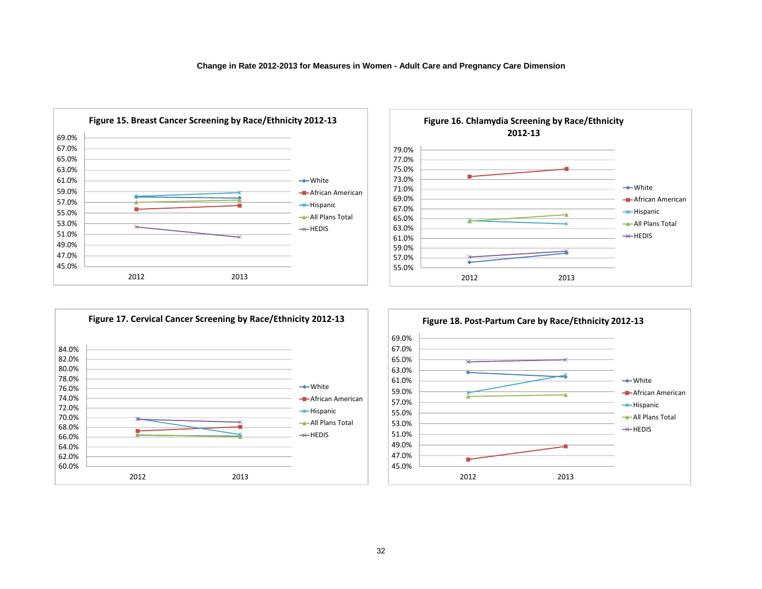**Change in Rate 2012-2013 for Measures in Women - Adult Care and Pregnancy Care Dimension**

**Figure 15. Breast Cancer Screening by Race/Ethnicity 2012-13**

**Figure 16. Chlamydia Screening by Race/Ethnicity 2012-13**

**Figure 17. Cervical Cancer Screening by Race/Ethnicity 2012-13**

**Figure 18. Post-Partum Care by Race/Ethnicity 2012-13**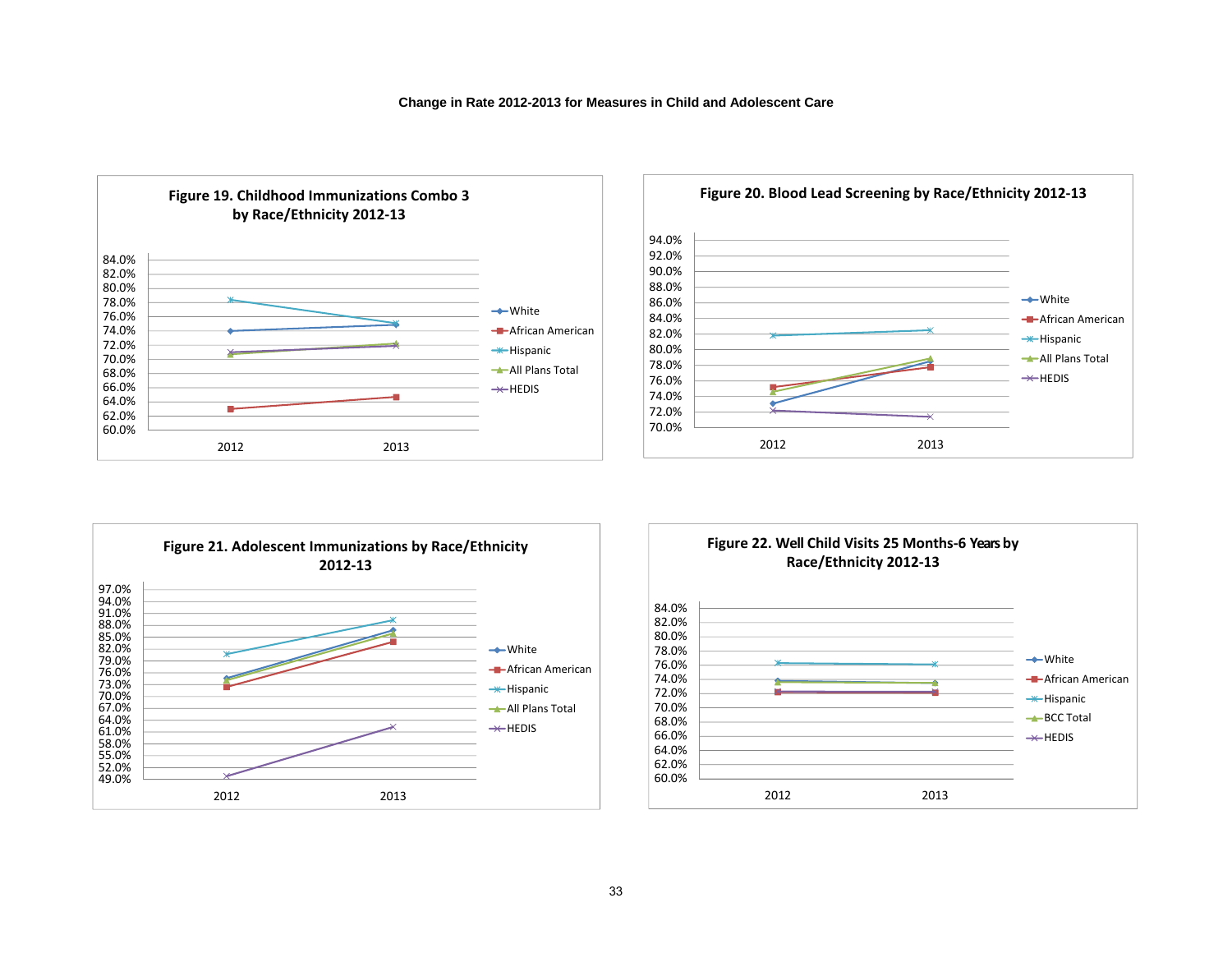**Change in Rate 2012-2013 for Measures in Child and Adolescent Care**

**Figure 19. Childhood Immunizations Combo 3 by Race/Ethnicity 2012-13**

**Figure 20. Blood Lead Screening by Race/Ethnicity 2012-13**

**Figure 21. Adolescent Immunizations by Race/Ethnicity 2012-13**

**Figure 22. Well Child Visits 25 Months-6 Years by Race/Ethnicity 2012-13**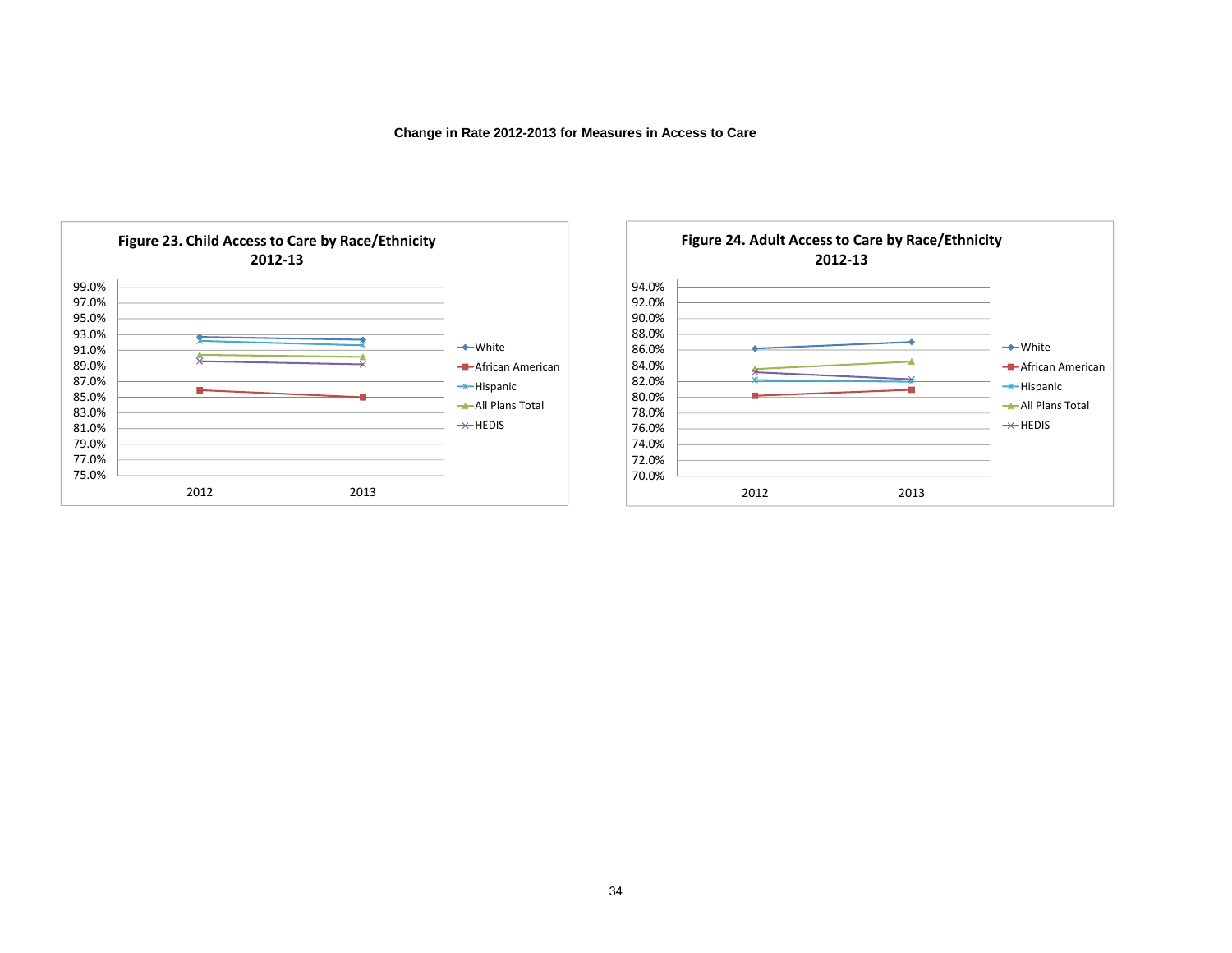**Change in Rate 2012-2013 for Measures in Access to Care**

**Figure 23. Child Access to Care by Race/Ethnicity 2012-13**

**Figure 24. Adult Access to Care by Race/Ethnicity 2012-13**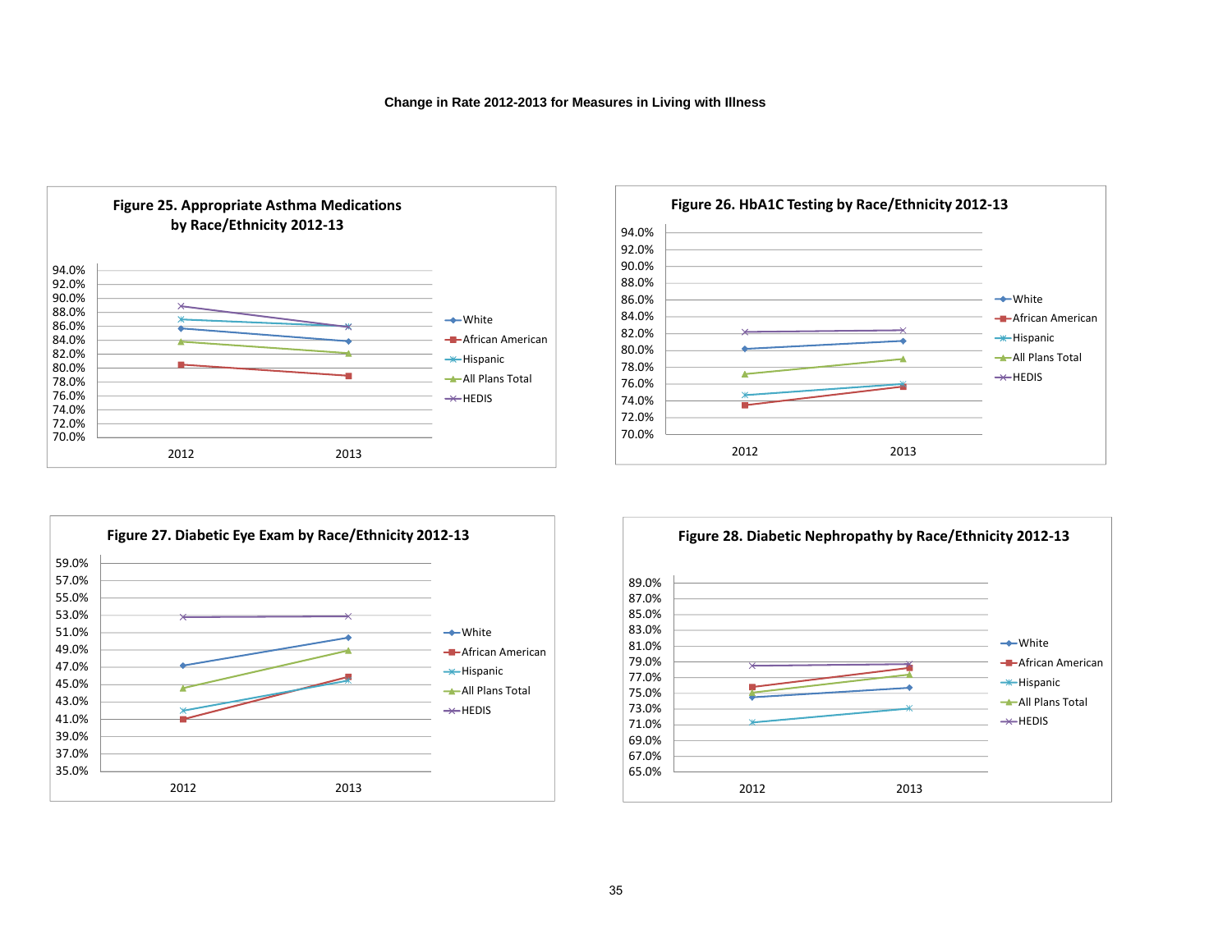**Change in Rate 2012-2013 for Measures in Living with Illness**

**Figure 25. Appropriate Asthma Medications by Race/Ethnicity 2012-13**

**Figure 26. HbA1C Testing by Race/Ethnicity 2012-13**

**Figure 27. Diabetic Eye Exam by Race/Ethnicity 2012-13**

**Figure 28. Diabetic Nephropathy by Race/Ethnicity 2012-13**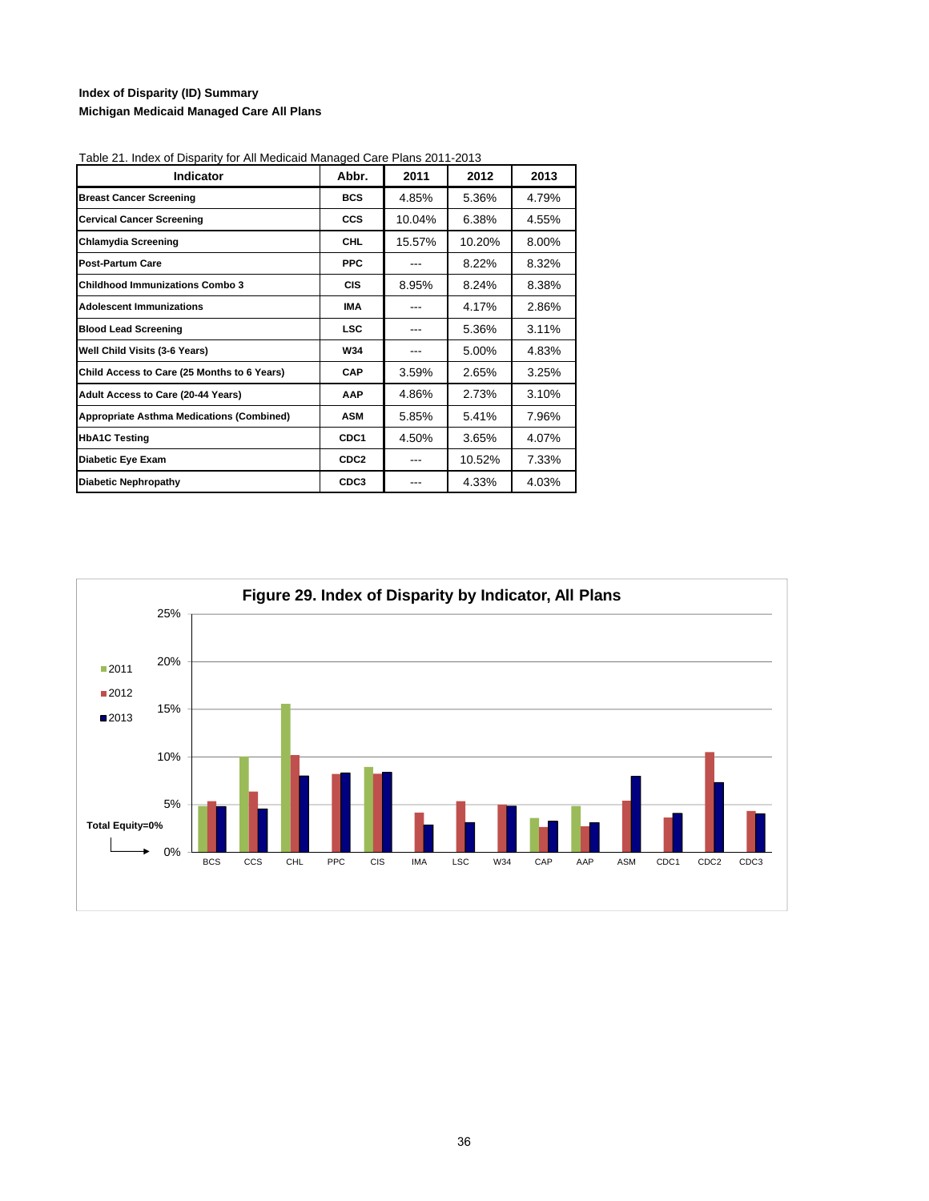**Index of Disparity (ID) Summary**
**Michigan Medicaid Managed Care All Plans**

Table 21. Index of Disparity for All Medicaid Managed Care Plans 2011-2013

| Indicator | Abbr. | 2011 | 2012 | 2013 |
|---|---|---|---|---|
| Breast Cancer Screening | BCS | 4.85% | 5.36% | 4.79% |
| Cervical Cancer Screening | CCS | 10.04% | 6.38% | 4.55% |
| Chlamydia Screening | CHL | 15.57% | 10.20% | 8.00% |
| Post-Partum Care | PPC | --- | 8.22% | 8.32% |
| Childhood Immunizations Combo 3 | CIS | 8.95% | 8.24% | 8.38% |
| Adolescent Immunizations | IMA | --- | 4.17% | 2.86% |
| Blood Lead Screening | LSC | --- | 5.36% | 3.11% |
| Well Child Visits (3-6 Years) | W34 | --- | 5.00% | 4.83% |
| Child Access to Care (25 Months to 6 Years) | CAP | 3.59% | 2.65% | 3.25% |
| Adult Access to Care (20-44 Years) | AAP | 4.86% | 2.73% | 3.10% |
| Appropriate Asthma Medications (Combined) | ASM | 5.85% | 5.41% | 7.96% |
| HbA1C Testing | CDC1 | 4.50% | 3.65% | 4.07% |
| Diabetic Eye Exam | CDC2 | --- | 10.52% | 7.33% |
| Diabetic Nephropathy | CDC3 | --- | 4.33% | 4.03% |

**Figure 29. Index of Disparity by Indicator, All Plans**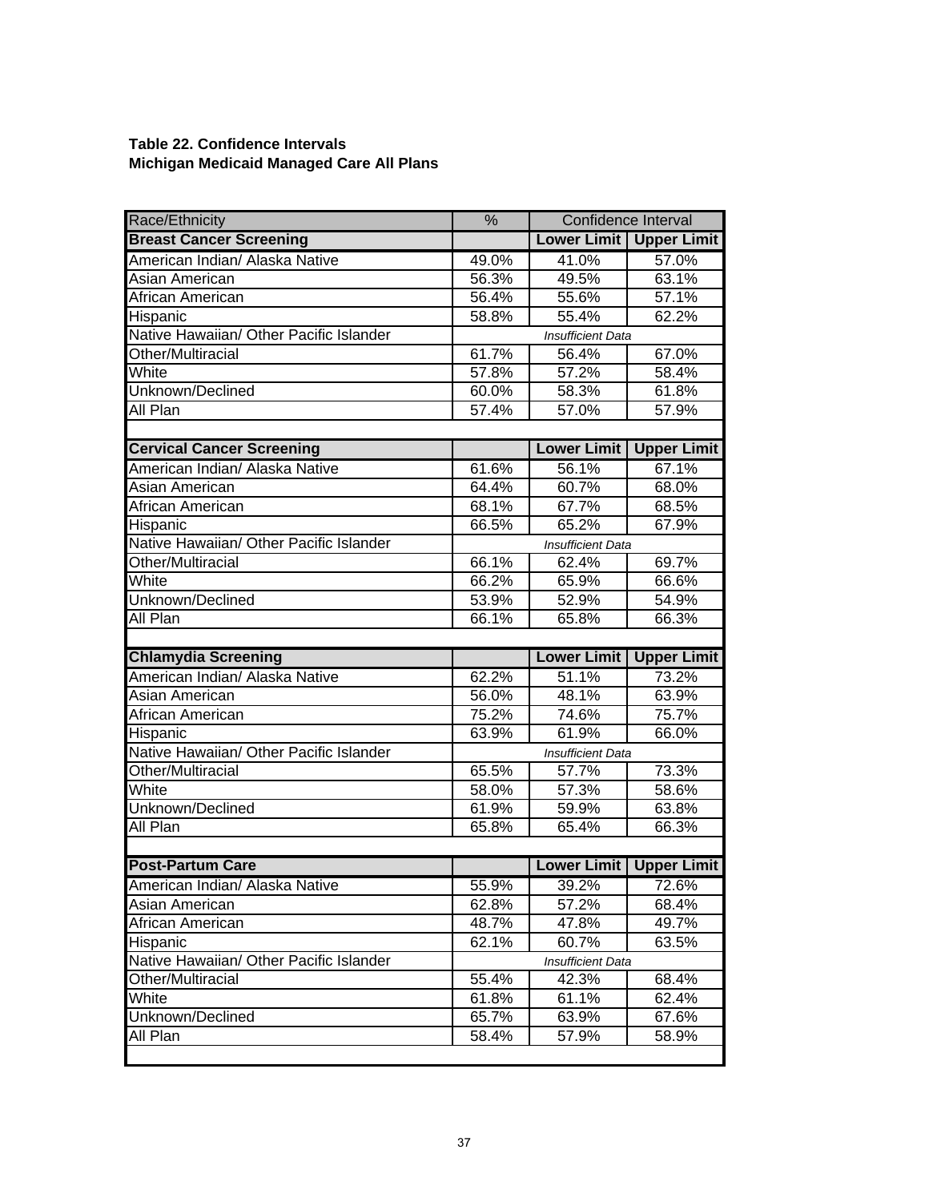**Table 22. Confidence Intervals**
**Michigan Medicaid Managed Care All Plans**

| Race/Ethnicity | % | Confidence Interval | |
|---|---|---|---|
| **Breast Cancer Screening** | | **Lower Limit** | **Upper Limit** |
| American Indian/ Alaska Native | 49.0% | 41.0% | 57.0% |
| Asian American | 56.3% | 49.5% | 63.1% |
| African American | 56.4% | 55.6% | 57.1% |
| Hispanic | 58.8% | 55.4% | 62.2% |
| Native Hawaiian/ Other Pacific Islander | *Insufficient Data* | | |
| Other/Multiracial | 61.7% | 56.4% | 67.0% |
| White | 57.8% | 57.2% | 58.4% |
| Unknown/Declined | 60.0% | 58.3% | 61.8% |
| All Plan | 57.4% | 57.0% | 57.9% |
| | | | |
| **Cervical Cancer Screening** | | **Lower Limit** | **Upper Limit** |
| American Indian/ Alaska Native | 61.6% | 56.1% | 67.1% |
| Asian American | 64.4% | 60.7% | 68.0% |
| African American | 68.1% | 67.7% | 68.5% |
| Hispanic | 66.5% | 65.2% | 67.9% |
| Native Hawaiian/ Other Pacific Islander | *Insufficient Data* | | |
| Other/Multiracial | 66.1% | 62.4% | 69.7% |
| White | 66.2% | 65.9% | 66.6% |
| Unknown/Declined | 53.9% | 52.9% | 54.9% |
| All Plan | 66.1% | 65.8% | 66.3% |
| | | | |
| **Chlamydia Screening** | | **Lower Limit** | **Upper Limit** |
| American Indian/ Alaska Native | 62.2% | 51.1% | 73.2% |
| Asian American | 56.0% | 48.1% | 63.9% |
| African American | 75.2% | 74.6% | 75.7% |
| Hispanic | 63.9% | 61.9% | 66.0% |
| Native Hawaiian/ Other Pacific Islander | *Insufficient Data* | | |
| Other/Multiracial | 65.5% | 57.7% | 73.3% |
| White | 58.0% | 57.3% | 58.6% |
| Unknown/Declined | 61.9% | 59.9% | 63.8% |
| All Plan | 65.8% | 65.4% | 66.3% |
| | | | |
| **Post-Partum Care** | | **Lower Limit** | **Upper Limit** |
| American Indian/ Alaska Native | 55.9% | 39.2% | 72.6% |
| Asian American | 62.8% | 57.2% | 68.4% |
| African American | 48.7% | 47.8% | 49.7% |
| Hispanic | 62.1% | 60.7% | 63.5% |
| Native Hawaiian/ Other Pacific Islander | *Insufficient Data* | | |
| Other/Multiracial | 55.4% | 42.3% | 68.4% |
| White | 61.8% | 61.1% | 62.4% |
| Unknown/Declined | 65.7% | 63.9% | 67.6% |
| All Plan | 58.4% | 57.9% | 58.9% |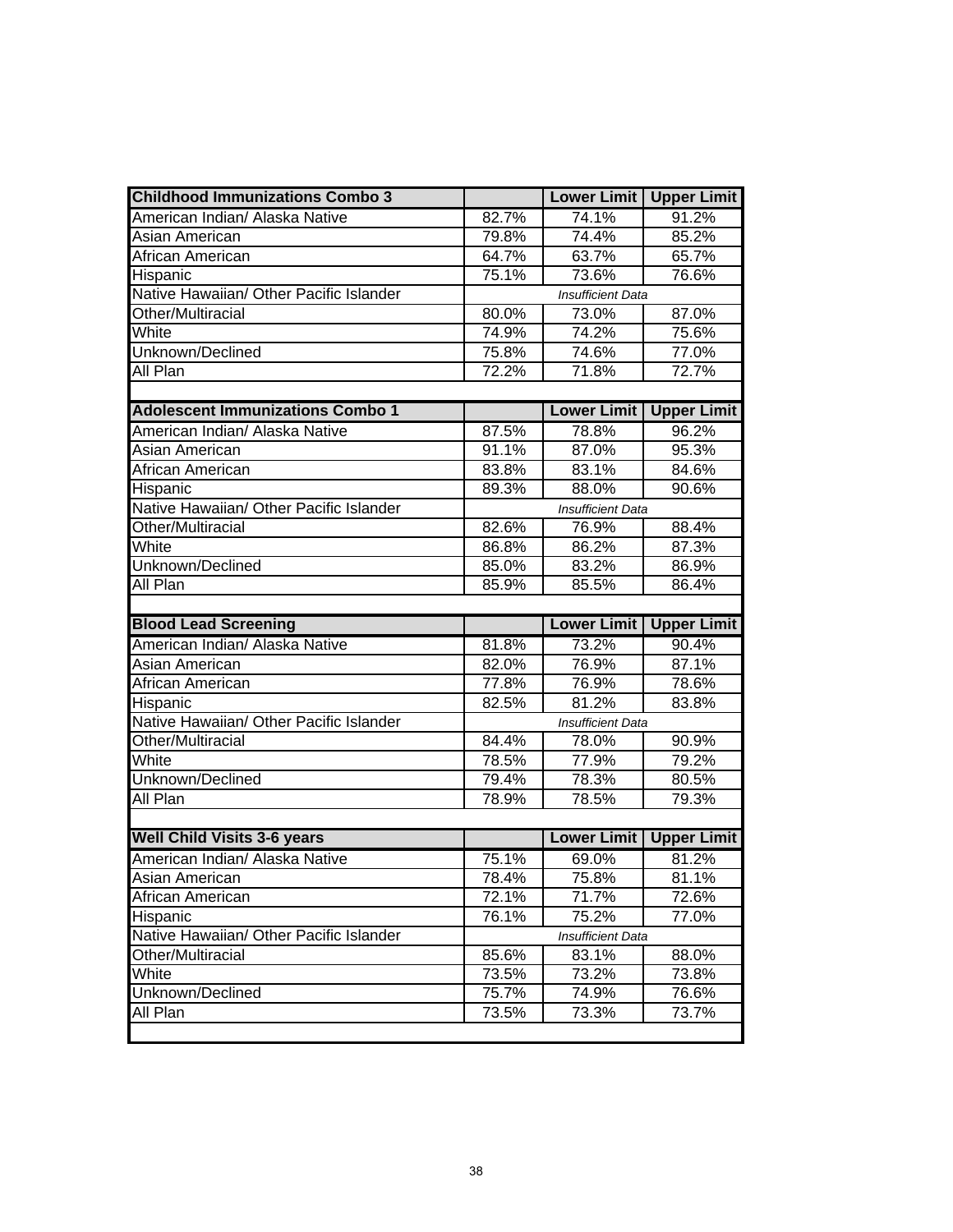| Childhood Immunizations Combo 3 | | Lower Limit | Upper Limit |
|---|---|---|---|
| American Indian/ Alaska Native | 82.7% | 74.1% | 91.2% |
| Asian American | 79.8% | 74.4% | 85.2% |
| African American | 64.7% | 63.7% | 65.7% |
| Hispanic | 75.1% | 73.6% | 76.6% |
| Native Hawaiian/ Other Pacific Islander | *Insufficient Data* | | |
| Other/Multiracial | 80.0% | 73.0% | 87.0% |
| White | 74.9% | 74.2% | 75.6% |
| Unknown/Declined | 75.8% | 74.6% | 77.0% |
| All Plan | 72.2% | 71.8% | 72.7% |

| Adolescent Immunizations Combo 1 | | Lower Limit | Upper Limit |
|---|---|---|---|
| American Indian/ Alaska Native | 87.5% | 78.8% | 96.2% |
| Asian American | 91.1% | 87.0% | 95.3% |
| African American | 83.8% | 83.1% | 84.6% |
| Hispanic | 89.3% | 88.0% | 90.6% |
| Native Hawaiian/ Other Pacific Islander | *Insufficient Data* | | |
| Other/Multiracial | 82.6% | 76.9% | 88.4% |
| White | 86.8% | 86.2% | 87.3% |
| Unknown/Declined | 85.0% | 83.2% | 86.9% |
| All Plan | 85.9% | 85.5% | 86.4% |

| Blood Lead Screening | | Lower Limit | Upper Limit |
|---|---|---|---|
| American Indian/ Alaska Native | 81.8% | 73.2% | 90.4% |
| Asian American | 82.0% | 76.9% | 87.1% |
| African American | 77.8% | 76.9% | 78.6% |
| Hispanic | 82.5% | 81.2% | 83.8% |
| Native Hawaiian/ Other Pacific Islander | *Insufficient Data* | | |
| Other/Multiracial | 84.4% | 78.0% | 90.9% |
| White | 78.5% | 77.9% | 79.2% |
| Unknown/Declined | 79.4% | 78.3% | 80.5% |
| All Plan | 78.9% | 78.5% | 79.3% |

| Well Child Visits 3-6 years | | Lower Limit | Upper Limit |
|---|---|---|---|
| American Indian/ Alaska Native | 75.1% | 69.0% | 81.2% |
| Asian American | 78.4% | 75.8% | 81.1% |
| African American | 72.1% | 71.7% | 72.6% |
| Hispanic | 76.1% | 75.2% | 77.0% |
| Native Hawaiian/ Other Pacific Islander | *Insufficient Data* | | |
| Other/Multiracial | 85.6% | 83.1% | 88.0% |
| White | 73.5% | 73.2% | 73.8% |
| Unknown/Declined | 75.7% | 74.9% | 76.6% |
| All Plan | 73.5% | 73.3% | 73.7% |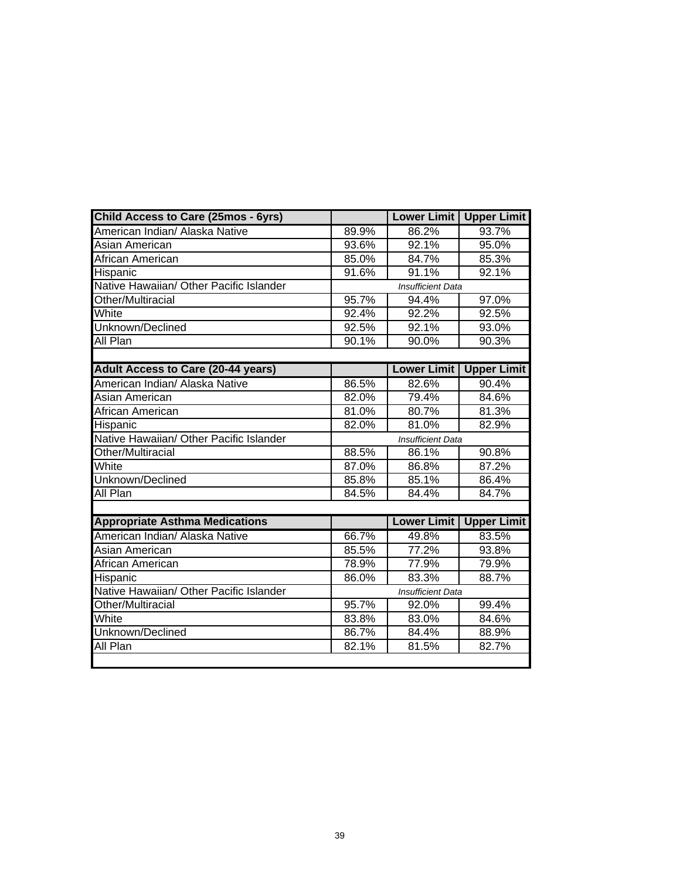| **Child Access to Care (25mos - 6yrs)** | | **Lower Limit** | **Upper Limit** |
|---|---|---|---|
| American Indian/ Alaska Native | 89.9% | 86.2% | 93.7% |
| Asian American | 93.6% | 92.1% | 95.0% |
| African American | 85.0% | 84.7% | 85.3% |
| Hispanic | 91.6% | 91.1% | 92.1% |
| Native Hawaiian/ Other Pacific Islander | *Insufficient Data* | | |
| Other/Multiracial | 95.7% | 94.4% | 97.0% |
| White | 92.4% | 92.2% | 92.5% |
| Unknown/Declined | 92.5% | 92.1% | 93.0% |
| All Plan | 90.1% | 90.0% | 90.3% |

| **Adult Access to Care (20-44 years)** | | **Lower Limit** | **Upper Limit** |
|---|---|---|---|
| American Indian/ Alaska Native | 86.5% | 82.6% | 90.4% |
| Asian American | 82.0% | 79.4% | 84.6% |
| African American | 81.0% | 80.7% | 81.3% |
| Hispanic | 82.0% | 81.0% | 82.9% |
| Native Hawaiian/ Other Pacific Islander | *Insufficient Data* | | |
| Other/Multiracial | 88.5% | 86.1% | 90.8% |
| White | 87.0% | 86.8% | 87.2% |
| Unknown/Declined | 85.8% | 85.1% | 86.4% |
| All Plan | 84.5% | 84.4% | 84.7% |

| **Appropriate Asthma Medications** | | **Lower Limit** | **Upper Limit** |
|---|---|---|---|
| American Indian/ Alaska Native | 66.7% | 49.8% | 83.5% |
| Asian American | 85.5% | 77.2% | 93.8% |
| African American | 78.9% | 77.9% | 79.9% |
| Hispanic | 86.0% | 83.3% | 88.7% |
| Native Hawaiian/ Other Pacific Islander | *Insufficient Data* | | |
| Other/Multiracial | 95.7% | 92.0% | 99.4% |
| White | 83.8% | 83.0% | 84.6% |
| Unknown/Declined | 86.7% | 84.4% | 88.9% |
| All Plan | 82.1% | 81.5% | 82.7% |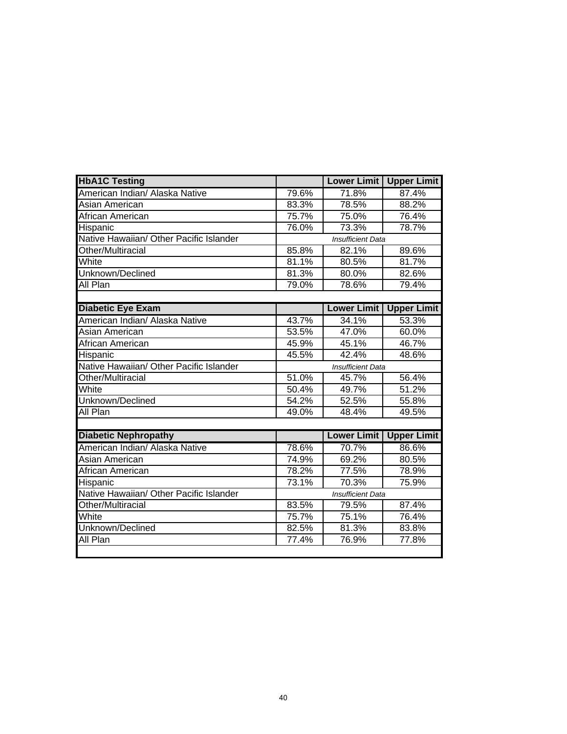| HbA1C Testing | | Lower Limit | Upper Limit |
|---|---|---|---|
| American Indian/ Alaska Native | 79.6% | 71.8% | 87.4% |
| Asian American | 83.3% | 78.5% | 88.2% |
| African American | 75.7% | 75.0% | 76.4% |
| Hispanic | 76.0% | 73.3% | 78.7% |
| Native Hawaiian/ Other Pacific Islander | *Insufficient Data* | | |
| Other/Multiracial | 85.8% | 82.1% | 89.6% |
| White | 81.1% | 80.5% | 81.7% |
| Unknown/Declined | 81.3% | 80.0% | 82.6% |
| All Plan | 79.0% | 78.6% | 79.4% |

| Diabetic Eye Exam | | Lower Limit | Upper Limit |
|---|---|---|---|
| American Indian/ Alaska Native | 43.7% | 34.1% | 53.3% |
| Asian American | 53.5% | 47.0% | 60.0% |
| African American | 45.9% | 45.1% | 46.7% |
| Hispanic | 45.5% | 42.4% | 48.6% |
| Native Hawaiian/ Other Pacific Islander | *Insufficient Data* | | |
| Other/Multiracial | 51.0% | 45.7% | 56.4% |
| White | 50.4% | 49.7% | 51.2% |
| Unknown/Declined | 54.2% | 52.5% | 55.8% |
| All Plan | 49.0% | 48.4% | 49.5% |

| Diabetic Nephropathy | | Lower Limit | Upper Limit |
|---|---|---|---|
| American Indian/ Alaska Native | 78.6% | 70.7% | 86.6% |
| Asian American | 74.9% | 69.2% | 80.5% |
| African American | 78.2% | 77.5% | 78.9% |
| Hispanic | 73.1% | 70.3% | 75.9% |
| Native Hawaiian/ Other Pacific Islander | *Insufficient Data* | | |
| Other/Multiracial | 83.5% | 79.5% | 87.4% |
| White | 75.7% | 75.1% | 76.4% |
| Unknown/Declined | 82.5% | 81.3% | 83.8% |
| All Plan | 77.4% | 76.9% | 77.8% |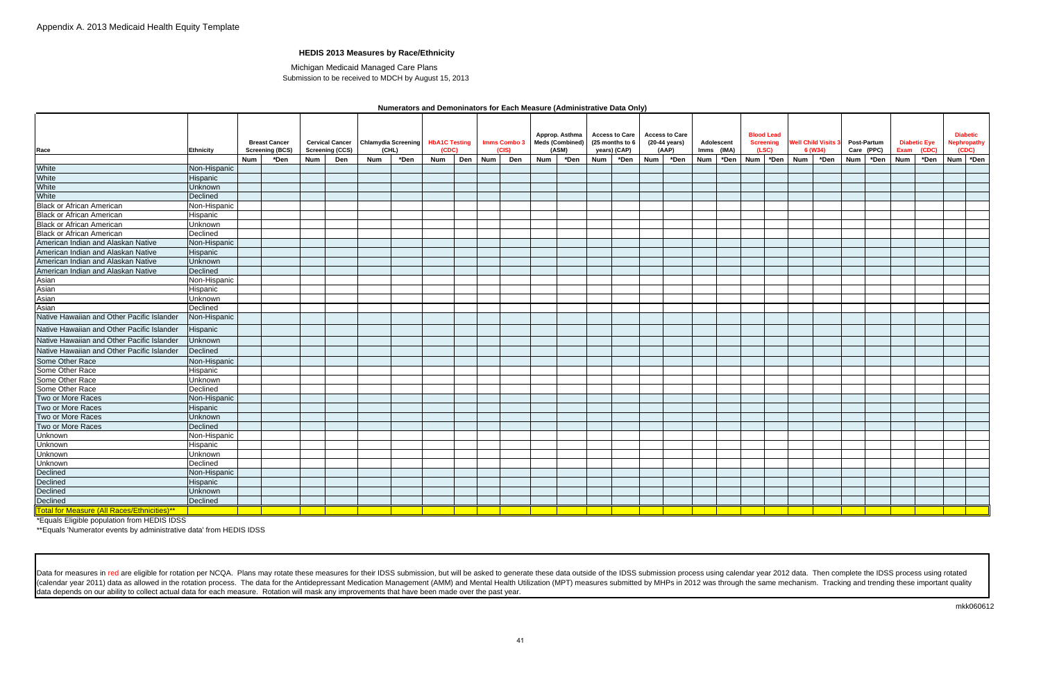Appendix A. 2013 Medicaid Health Equity Template

**HEDIS 2013 Measures by Race/Ethnicity**

Michigan Medicaid Managed Care Plans

Submission to be received to MDCH by August 15, 2013

**Numerators and Demonimators for Each Measure (Administrative Data Only)**

| Race | Ethnicity | Breast Cancer Screening (BCS) | | Cervical Cancer Screening (CCS) | | Chlamydia Screening (CHL) | | HbA1C Testing (CDC) | | Imms Combo 3 (CIS) | | Approp. Asthma Meds (Combined) (ASM) | | Access to Care (25 months to 6 years) (CAP) | | Access to Care (20-44 years) (AAP) | | Adolescent Imms (IMA) | | Blood Lead Screening (LSC) | | Well Child Visits 3-6 (W34) | | Post-Partum Care (PPC) | | Diabetic Eye Exam (CDC) | | Diabetic Nephropathy (CDC) | |
|---|---|---|---|---|---|---|---|---|---|---|---|---|---|---|---|---|---|---|---|---|---|---|---|---|---|---|---|---|---|
| | | Num | *Den | Num | Den | Num | *Den | Num | Den | Num | Den | Num | *Den | Num | *Den | Num | *Den | Num | *Den | Num | *Den | Num | *Den | Num | *Den | Num | *Den | Num | *Den |
| White | Non-Hispanic | | | | | | | | | | | | | | | | | | | | | | | | | | | | |
| White | Hispanic | | | | | | | | | | | | | | | | | | | | | | | | | | | | |
| White | Unknown | | | | | | | | | | | | | | | | | | | | | | | | | | | | |
| White | Declined | | | | | | | | | | | | | | | | | | | | | | | | | | | | |
| Black or African American | Non-Hispanic | | | | | | | | | | | | | | | | | | | | | | | | | | | | |
| Black or African American | Hispanic | | | | | | | | | | | | | | | | | | | | | | | | | | | | |
| Black or African American | Unknown | | | | | | | | | | | | | | | | | | | | | | | | | | | | |
| Black or African American | Declined | | | | | | | | | | | | | | | | | | | | | | | | | | | | |
| American Indian and Alaskan Native | Non-Hispanic | | | | | | | | | | | | | | | | | | | | | | | | | | | | |
| American Indian and Alaskan Native | Hispanic | | | | | | | | | | | | | | | | | | | | | | | | | | | | |
| American Indian and Alaskan Native | Unknown | | | | | | | | | | | | | | | | | | | | | | | | | | | | |
| American Indian and Alaskan Native | Declined | | | | | | | | | | | | | | | | | | | | | | | | | | | | |
| Asian | Non-Hispanic | | | | | | | | | | | | | | | | | | | | | | | | | | | | |
| Asian | Hispanic | | | | | | | | | | | | | | | | | | | | | | | | | | | | |
| Asian | Unknown | | | | | | | | | | | | | | | | | | | | | | | | | | | | |
| Asian | Declined | | | | | | | | | | | | | | | | | | | | | | | | | | | | |
| Native Hawaiian and Other Pacific Islander | Non-Hispanic | | | | | | | | | | | | | | | | | | | | | | | | | | | | |
| Native Hawaiian and Other Pacific Islander | Hispanic | | | | | | | | | | | | | | | | | | | | | | | | | | | | |
| Native Hawaiian and Other Pacific Islander | Unknown | | | | | | | | | | | | | | | | | | | | | | | | | | | | |
| Native Hawaiian and Other Pacific Islander | Declined | | | | | | | | | | | | | | | | | | | | | | | | | | | | |
| Some Other Race | Non-Hispanic | | | | | | | | | | | | | | | | | | | | | | | | | | | | |
| Some Other Race | Hispanic | | | | | | | | | | | | | | | | | | | | | | | | | | | | |
| Some Other Race | Unknown | | | | | | | | | | | | | | | | | | | | | | | | | | | | |
| Some Other Race | Declined | | | | | | | | | | | | | | | | | | | | | | | | | | | | |
| Two or More Races | Non-Hispanic | | | | | | | | | | | | | | | | | | | | | | | | | | | | |
| Two or More Races | Hispanic | | | | | | | | | | | | | | | | | | | | | | | | | | | | |
| Two or More Races | Unknown | | | | | | | | | | | | | | | | | | | | | | | | | | | | |
| Two or More Races | Declined | | | | | | | | | | | | | | | | | | | | | | | | | | | | |
| Unknown | Non-Hispanic | | | | | | | | | | | | | | | | | | | | | | | | | | | | |
| Unknown | Hispanic | | | | | | | | | | | | | | | | | | | | | | | | | | | | |
| Unknown | Unknown | | | | | | | | | | | | | | | | | | | | | | | | | | | | |
| Unknown | Declined | | | | | | | | | | | | | | | | | | | | | | | | | | | | |
| Declined | Non-Hispanic | | | | | | | | | | | | | | | | | | | | | | | | | | | | |
| Declined | Hispanic | | | | | | | | | | | | | | | | | | | | | | | | | | | | |
| Declined | Unknown | | | | | | | | | | | | | | | | | | | | | | | | | | | | |
| Declined | Declined | | | | | | | | | | | | | | | | | | | | | | | | | | | | |
| Total for Measure (All Races/Ethnicities)** | | | | | | | | | | | | | | | | | | | | | | | | | | | | | |

*Equals Eligible population from HEDIS IDSS

**Equals 'Numerator events by administrative data' from HEDIS IDSS

Data for measures in red are eligible for rotation per NCQA. Plans may rotate these measures for their IDSS submission, but will be asked to generate these data outside of the IDSS submission process using calendar year 2012 data. Then complete the IDSS process using rotated (calendar year 2011) data as allowed in the rotation process. The data for the Antidepressant Medication Management (AMM) and Mental Health Utilization (MPT) measures submitted by MHPs in 2012 was through the same mechanism. Tracking and trending these important quality data depends on our ability to collect actual data for each measure. Rotation will mask any improvements that have been made over the past year.

mkk060612